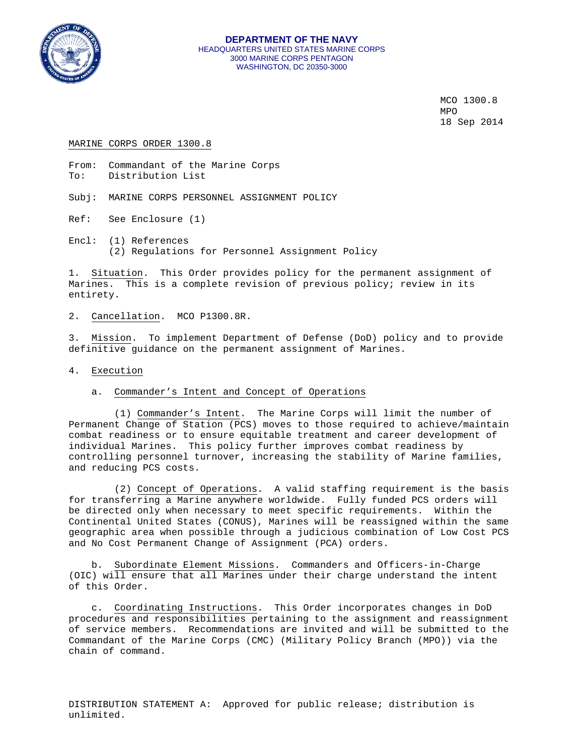**DEPARTMENT OF THE NAVY**
HEADQUARTERS UNITED STATES MARINE CORPS
3000 MARINE CORPS PENTAGON
WASHINGTON, DC 20350-3000

MCO 1300.8
MPO
18 Sep 2014

MARINE CORPS ORDER 1300.8

From: Commandant of the Marine Corps
To: Distribution List

Subj: MARINE CORPS PERSONNEL ASSIGNMENT POLICY

Ref: See Enclosure (1)

Encl: (1) References
(2) Regulations for Personnel Assignment Policy

1. Situation. This Order provides policy for the permanent assignment of Marines. This is a complete revision of previous policy; review in its entirety.

2. Cancellation. MCO P1300.8R.

3. Mission. To implement Department of Defense (DoD) policy and to provide definitive guidance on the permanent assignment of Marines.

4. Execution

a. Commander's Intent and Concept of Operations

(1) Commander's Intent. The Marine Corps will limit the number of Permanent Change of Station (PCS) moves to those required to achieve/maintain combat readiness or to ensure equitable treatment and career development of individual Marines. This policy further improves combat readiness by controlling personnel turnover, increasing the stability of Marine families, and reducing PCS costs.

(2) Concept of Operations. A valid staffing requirement is the basis for transferring a Marine anywhere worldwide. Fully funded PCS orders will be directed only when necessary to meet specific requirements. Within the Continental United States (CONUS), Marines will be reassigned within the same geographic area when possible through a judicious combination of Low Cost PCS and No Cost Permanent Change of Assignment (PCA) orders.

b. Subordinate Element Missions. Commanders and Officers-in-Charge (OIC) will ensure that all Marines under their charge understand the intent of this Order.

c. Coordinating Instructions. This Order incorporates changes in DoD procedures and responsibilities pertaining to the assignment and reassignment of service members. Recommendations are invited and will be submitted to the Commandant of the Marine Corps (CMC) (Military Policy Branch (MPO)) via the chain of command.

DISTRIBUTION STATEMENT A: Approved for public release; distribution is unlimited.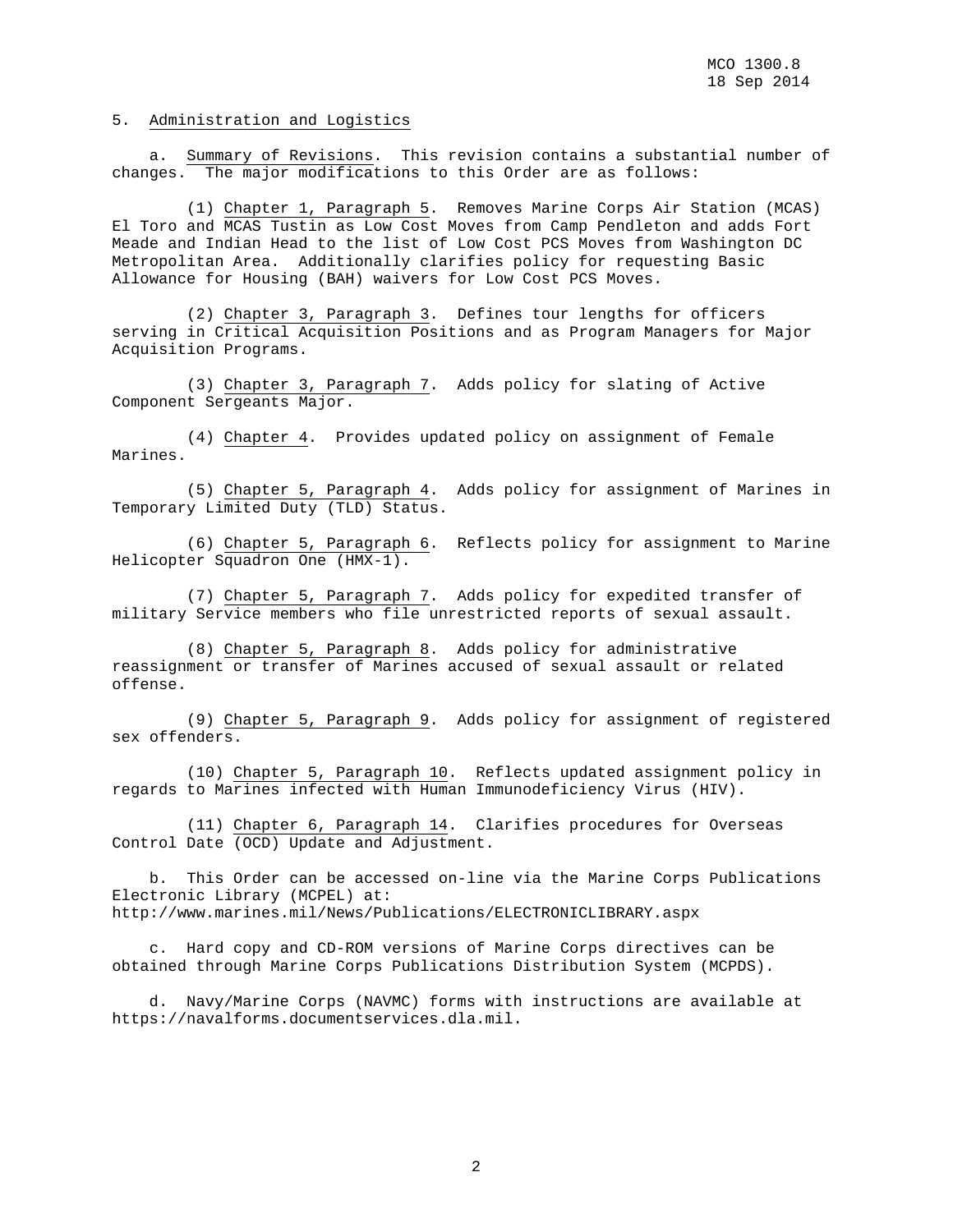5. Administration and Logistics

a. Summary of Revisions. This revision contains a substantial number of changes. The major modifications to this Order are as follows:

(1) Chapter 1, Paragraph 5. Removes Marine Corps Air Station (MCAS) El Toro and MCAS Tustin as Low Cost Moves from Camp Pendleton and adds Fort Meade and Indian Head to the list of Low Cost PCS Moves from Washington DC Metropolitan Area. Additionally clarifies policy for requesting Basic Allowance for Housing (BAH) waivers for Low Cost PCS Moves.

(2) Chapter 3, Paragraph 3. Defines tour lengths for officers serving in Critical Acquisition Positions and as Program Managers for Major Acquisition Programs.

(3) Chapter 3, Paragraph 7. Adds policy for slating of Active Component Sergeants Major.

(4) Chapter 4. Provides updated policy on assignment of Female Marines.

(5) Chapter 5, Paragraph 4. Adds policy for assignment of Marines in Temporary Limited Duty (TLD) Status.

(6) Chapter 5, Paragraph 6. Reflects policy for assignment to Marine Helicopter Squadron One (HMX-1).

(7) Chapter 5, Paragraph 7. Adds policy for expedited transfer of military Service members who file unrestricted reports of sexual assault.

(8) Chapter 5, Paragraph 8. Adds policy for administrative reassignment or transfer of Marines accused of sexual assault or related offense.

(9) Chapter 5, Paragraph 9. Adds policy for assignment of registered sex offenders.

(10) Chapter 5, Paragraph 10. Reflects updated assignment policy in regards to Marines infected with Human Immunodeficiency Virus (HIV).

(11) Chapter 6, Paragraph 14. Clarifies procedures for Overseas Control Date (OCD) Update and Adjustment.

b. This Order can be accessed on-line via the Marine Corps Publications Electronic Library (MCPEL) at: http://www.marines.mil/News/Publications/ELECTRONICLIBRARY.aspx

c. Hard copy and CD-ROM versions of Marine Corps directives can be obtained through Marine Corps Publications Distribution System (MCPDS).

d. Navy/Marine Corps (NAVMC) forms with instructions are available at https://navalforms.documentservices.dla.mil.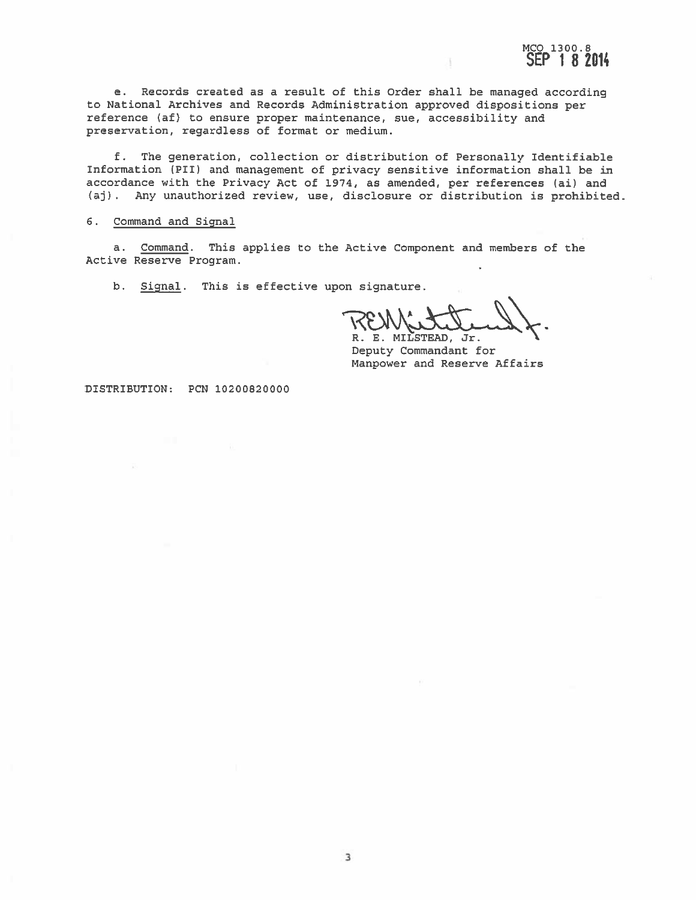e. Records created as a result of this Order shall be managed according to National Archives and Records Administration approved dispositions per reference (af) to ensure proper maintenance, sue, accessibility and preservation, regardless of format or medium.

f. The generation, collection or distribution of Personally Identifiable Information (PII) and management of privacy sensitive information shall be in accordance with the Privacy Act of 1974, as amended, per references (ai) and (aj). Any unauthorized review, use, disclosure or distribution is prohibited.

6. Command and Signal

a. Command. This applies to the Active Component and members of the Active Reserve Program.

b. Signal. This is effective upon signature.

R. E. MILSTEAD, Jr.
Deputy Commandant for
Manpower and Reserve Affairs

DISTRIBUTION: PCN 10200820000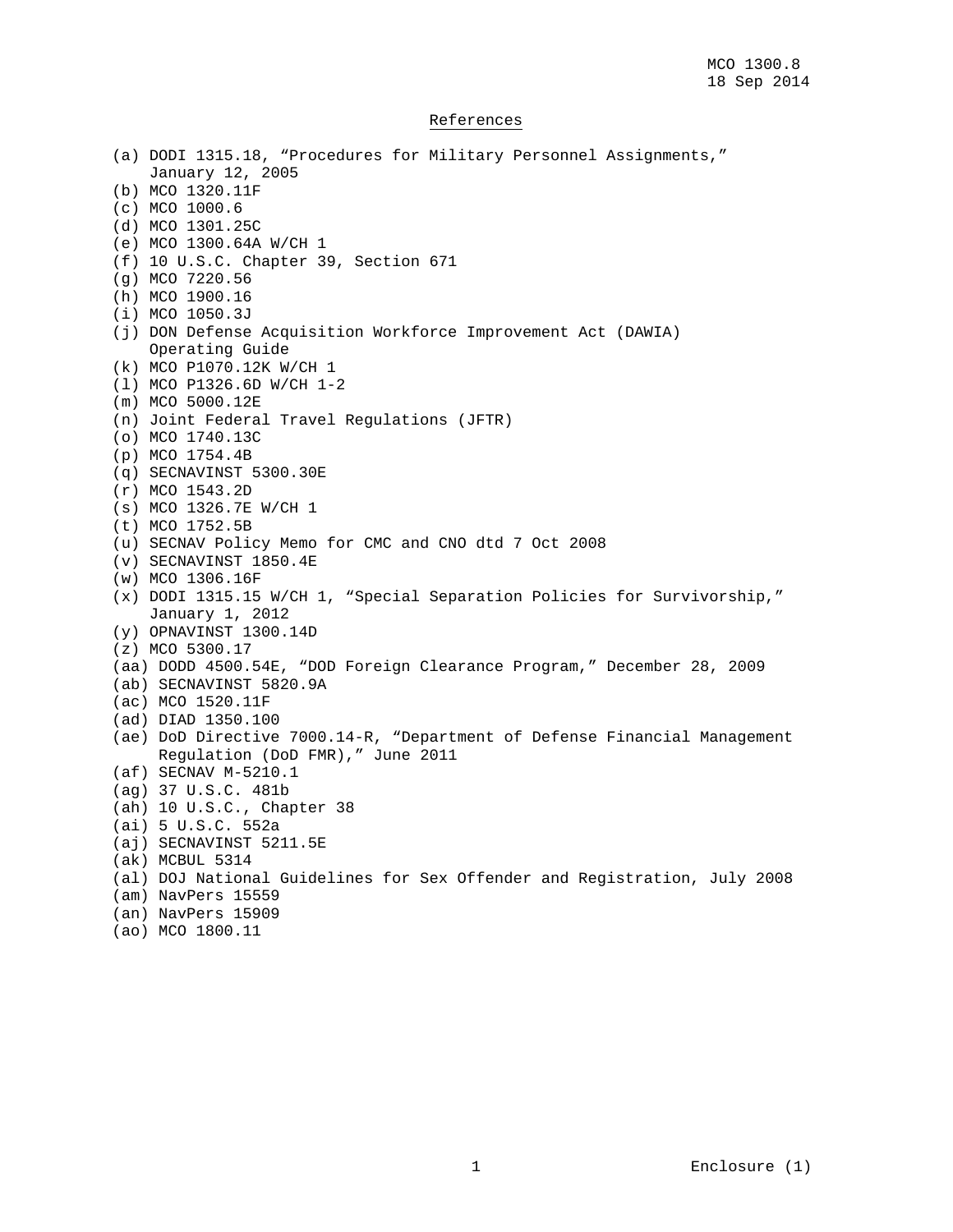## References

(a) DODI 1315.18, “Procedures for Military Personnel Assignments,” January 12, 2005
(b) MCO 1320.11F
(c) MCO 1000.6
(d) MCO 1301.25C
(e) MCO 1300.64A W/CH 1
(f) 10 U.S.C. Chapter 39, Section 671
(g) MCO 7220.56
(h) MCO 1900.16
(i) MCO 1050.3J
(j) DON Defense Acquisition Workforce Improvement Act (DAWIA) Operating Guide
(k) MCO P1070.12K W/CH 1
(l) MCO P1326.6D W/CH 1-2
(m) MCO 5000.12E
(n) Joint Federal Travel Regulations (JFTR)
(o) MCO 1740.13C
(p) MCO 1754.4B
(q) SECNAVINST 5300.30E
(r) MCO 1543.2D
(s) MCO 1326.7E W/CH 1
(t) MCO 1752.5B
(u) SECNAV Policy Memo for CMC and CNO dtd 7 Oct 2008
(v) SECNAVINST 1850.4E
(w) MCO 1306.16F
(x) DODI 1315.15 W/CH 1, “Special Separation Policies for Survivorship,” January 1, 2012
(y) OPNAVINST 1300.14D
(z) MCO 5300.17
(aa) DODD 4500.54E, “DOD Foreign Clearance Program,” December 28, 2009
(ab) SECNAVINST 5820.9A
(ac) MCO 1520.11F
(ad) DIAD 1350.100
(ae) DoD Directive 7000.14-R, “Department of Defense Financial Management Regulation (DoD FMR),” June 2011
(af) SECNAV M-5210.1
(ag) 37 U.S.C. 481b
(ah) 10 U.S.C., Chapter 38
(ai) 5 U.S.C. 552a
(aj) SECNAVINST 5211.5E
(ak) MCBUL 5314
(al) DOJ National Guidelines for Sex Offender and Registration, July 2008
(am) NavPers 15559
(an) NavPers 15909
(ao) MCO 1800.11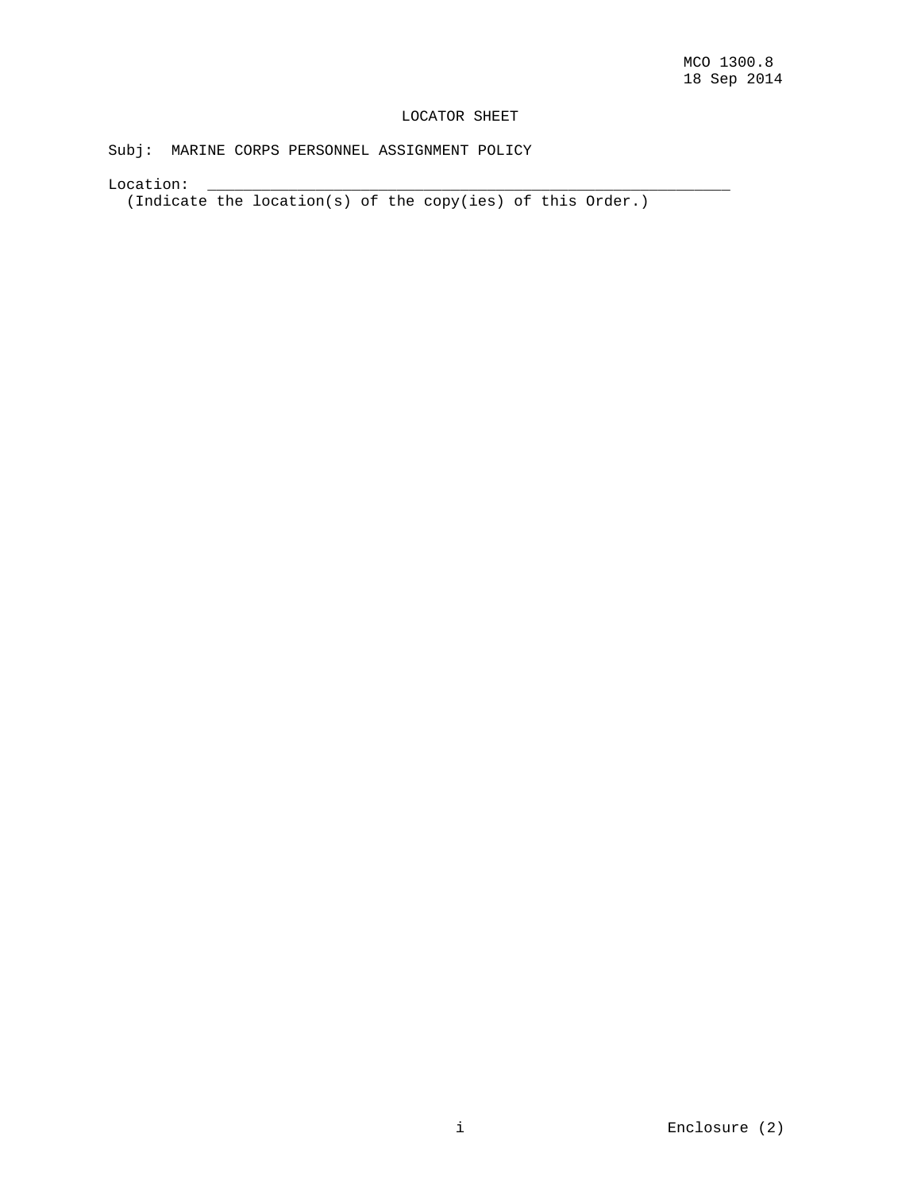# LOCATOR SHEET

Subj: MARINE CORPS PERSONNEL ASSIGNMENT POLICY

Location: ____________________________________________________________

(Indicate the location(s) of the copy(ies) of this Order.)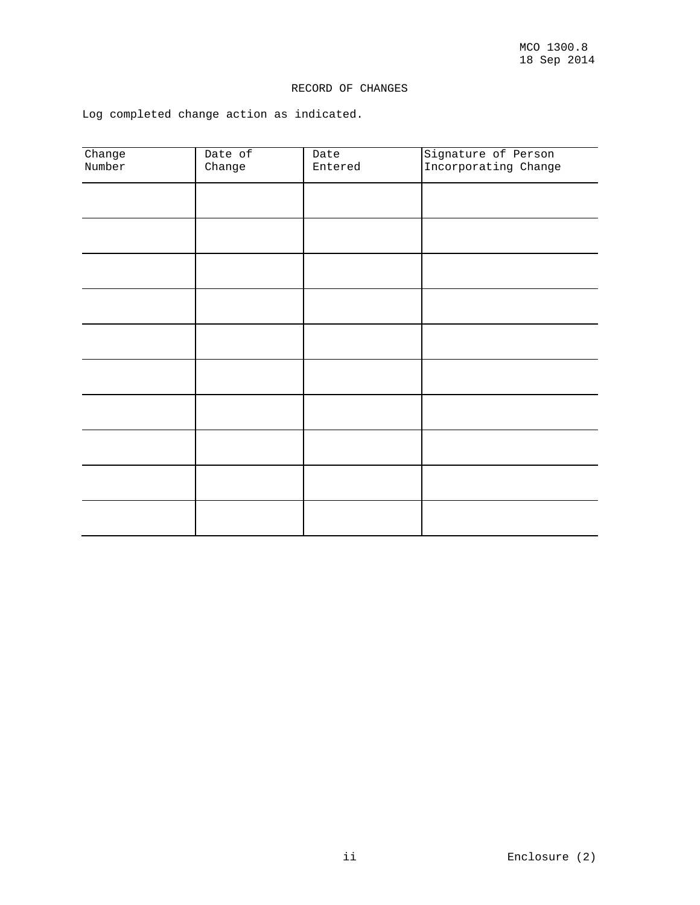# RECORD OF CHANGES

Log completed change action as indicated.

| Change Number | Date of Change | Date Entered | Signature of Person Incorporating Change |
|---|---|---|---|
| | | | |
| | | | |
| | | | |
| | | | |
| | | | |
| | | | |
| | | | |
| | | | |
| | | | |
| | | | |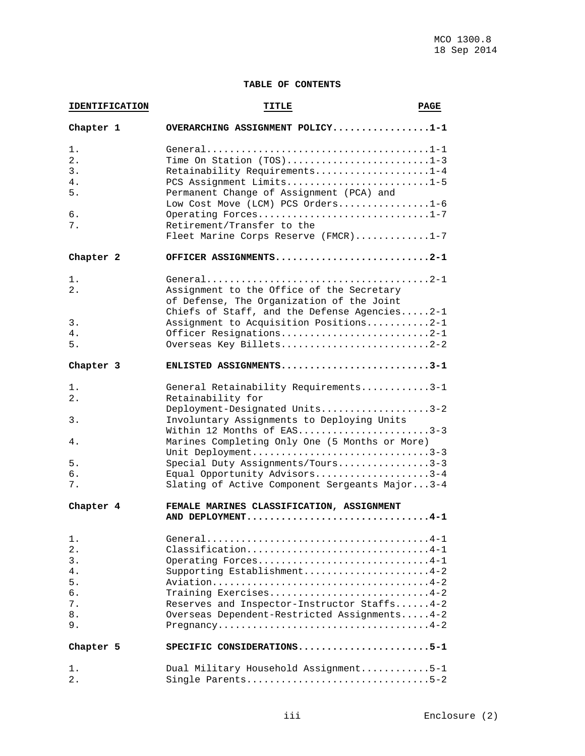**TABLE OF CONTENTS**

| IDENTIFICATION | TITLE | PAGE |
|---|---|---|
| **Chapter 1** | **OVERARCHING ASSIGNMENT POLICY** | **1-1** |
| 1. | General | 1-1 |
| 2. | Time On Station (TOS) | 1-3 |
| 3. | Retainability Requirements | 1-4 |
| 4. | PCS Assignment Limits | 1-5 |
| 5. | Permanent Change of Assignment (PCA) and Low Cost Move (LCM) PCS Orders | 1-6 |
| 6. | Operating Forces | 1-7 |
| 7. | Retirement/Transfer to the Fleet Marine Corps Reserve (FMCR) | 1-7 |
| **Chapter 2** | **OFFICER ASSIGNMENTS** | **2-1** |
| 1. | General | 2-1 |
| 2. | Assignment to the Office of the Secretary of Defense, The Organization of the Joint Chiefs of Staff, and the Defense Agencies | 2-1 |
| 3. | Assignment to Acquisition Positions | 2-1 |
| 4. | Officer Resignations | 2-1 |
| 5. | Overseas Key Billets | 2-2 |
| **Chapter 3** | **ENLISTED ASSIGNMENTS** | **3-1** |
| 1. | General Retainability Requirements | 3-1 |
| 2. | Retainability for Deployment-Designated Units | 3-2 |
| 3. | Involuntary Assignments to Deploying Units Within 12 Months of EAS | 3-3 |
| 4. | Marines Completing Only One (5 Months or More) Unit Deployment | 3-3 |
| 5. | Special Duty Assignments/Tours | 3-3 |
| 6. | Equal Opportunity Advisors | 3-4 |
| 7. | Slating of Active Component Sergeants Major | 3-4 |
| **Chapter 4** | **FEMALE MARINES CLASSIFICATION, ASSIGNMENT AND DEPLOYMENT** | **4-1** |
| 1. | General | 4-1 |
| 2. | Classification | 4-1 |
| 3. | Operating Forces | 4-1 |
| 4. | Supporting Establishment | 4-2 |
| 5. | Aviation | 4-2 |
| 6. | Training Exercises | 4-2 |
| 7. | Reserves and Inspector-Instructor Staffs | 4-2 |
| 8. | Overseas Dependent-Restricted Assignments | 4-2 |
| 9. | Pregnancy | 4-2 |
| **Chapter 5** | **SPECIFIC CONSIDERATIONS** | **5-1** |
| 1. | Dual Military Household Assignment | 5-1 |
| 2. | Single Parents | 5-2 |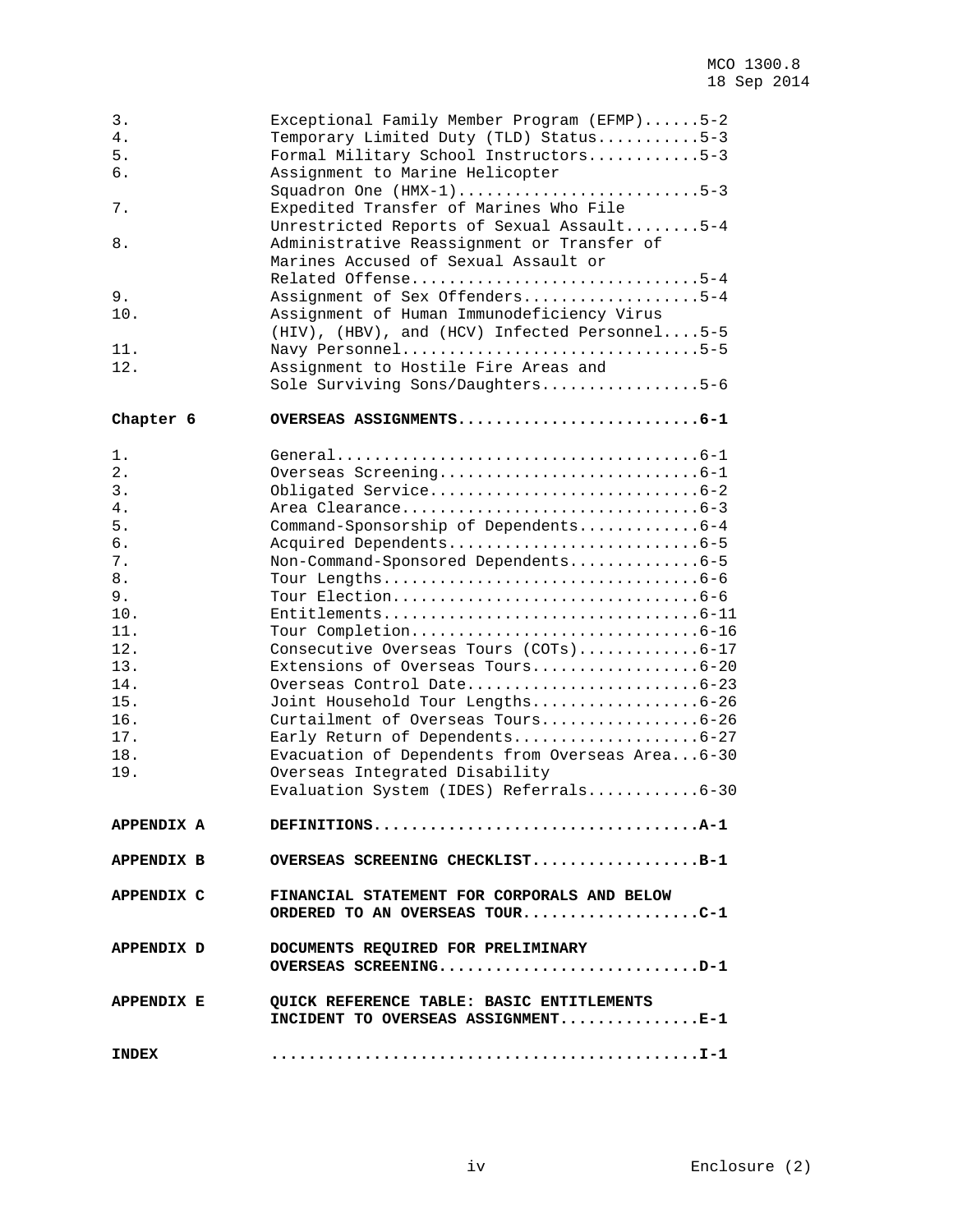| | |
|---|---|
| 3. | Exceptional Family Member Program (EFMP)......5-2 |
| 4. | Temporary Limited Duty (TLD) Status...........5-3 |
| 5. | Formal Military School Instructors............5-3 |
| 6. | Assignment to Marine Helicopter Squadron One (HMX-1)..........................5-3 |
| 7. | Expedited Transfer of Marines Who File Unrestricted Reports of Sexual Assault........5-4 |
| 8. | Administrative Reassignment or Transfer of Marines Accused of Sexual Assault or Related Offense...............................5-4 |
| 9. | Assignment of Sex Offenders...................5-4 |
| 10. | Assignment of Human Immunodeficiency Virus (HIV), (HBV), and (HCV) Infected Personnel....5-5 |
| 11. | Navy Personnel................................5-5 |
| 12. | Assignment to Hostile Fire Areas and Sole Surviving Sons/Daughters.................5-6 |

**Chapter 6** **OVERSEAS ASSIGNMENTS..........................6-1**

| | |
|---|---|
| 1. | General.......................................6-1 |
| 2. | Overseas Screening............................6-1 |
| 3. | Obligated Service.............................6-2 |
| 4. | Area Clearance................................6-3 |
| 5. | Command-Sponsorship of Dependents.............6-4 |
| 6. | Acquired Dependents...........................6-5 |
| 7. | Non-Command-Sponsored Dependents..............6-5 |
| 8. | Tour Lengths..................................6-6 |
| 9. | Tour Election.................................6-6 |
| 10. | Entitlements..................................6-11 |
| 11. | Tour Completion...............................6-16 |
| 12. | Consecutive Overseas Tours (COTs).............6-17 |
| 13. | Extensions of Overseas Tours..................6-20 |
| 14. | Overseas Control Date.........................6-23 |
| 15. | Joint Household Tour Lengths..................6-26 |
| 16. | Curtailment of Overseas Tours.................6-26 |
| 17. | Early Return of Dependents....................6-27 |
| 18. | Evacuation of Dependents from Overseas Area...6-30 |
| 19. | Overseas Integrated Disability Evaluation System (IDES) Referrals............6-30 |

**APPENDIX A** **DEFINITIONS...................................A-1**

**APPENDIX B** **OVERSEAS SCREENING CHECKLIST..................B-1**

**APPENDIX C** **FINANCIAL STATEMENT FOR CORPORALS AND BELOW ORDERED TO AN OVERSEAS TOUR...................C-1**

**APPENDIX D** **DOCUMENTS REQUIRED FOR PRELIMINARY OVERSEAS SCREENING............................D-1**

**APPENDIX E** **QUICK REFERENCE TABLE: BASIC ENTITLEMENTS INCIDENT TO OVERSEAS ASSIGNMENT...............E-1**

**INDEX** **..............................................I-1**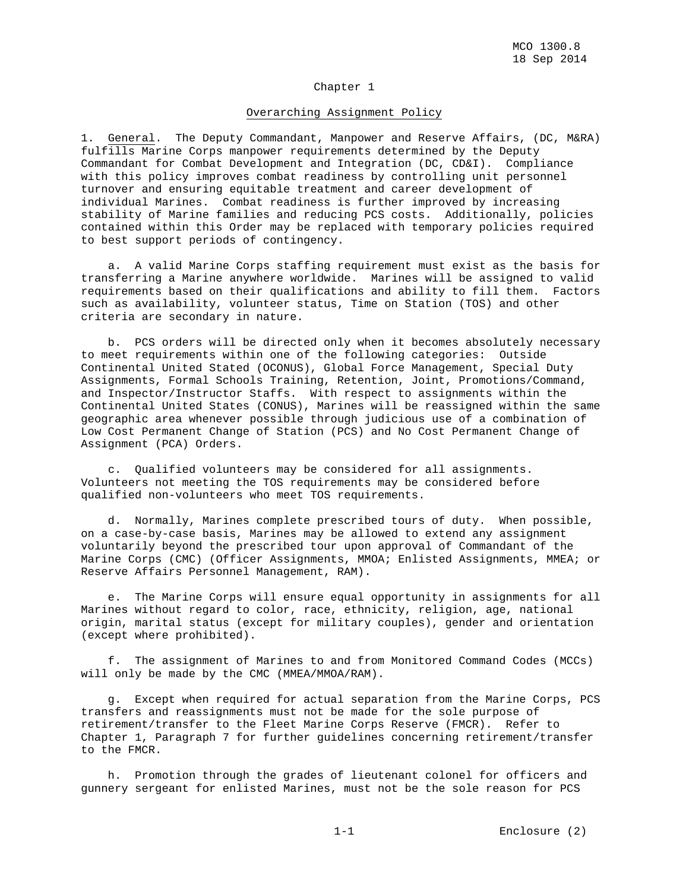# Chapter 1

## Overarching Assignment Policy

1. General. The Deputy Commandant, Manpower and Reserve Affairs, (DC, M&RA) fulfills Marine Corps manpower requirements determined by the Deputy Commandant for Combat Development and Integration (DC, CD&I). Compliance with this policy improves combat readiness by controlling unit personnel turnover and ensuring equitable treatment and career development of individual Marines. Combat readiness is further improved by increasing stability of Marine families and reducing PCS costs. Additionally, policies contained within this Order may be replaced with temporary policies required to best support periods of contingency.

a. A valid Marine Corps staffing requirement must exist as the basis for transferring a Marine anywhere worldwide. Marines will be assigned to valid requirements based on their qualifications and ability to fill them. Factors such as availability, volunteer status, Time on Station (TOS) and other criteria are secondary in nature.

b. PCS orders will be directed only when it becomes absolutely necessary to meet requirements within one of the following categories: Outside Continental United Stated (OCONUS), Global Force Management, Special Duty Assignments, Formal Schools Training, Retention, Joint, Promotions/Command, and Inspector/Instructor Staffs. With respect to assignments within the Continental United States (CONUS), Marines will be reassigned within the same geographic area whenever possible through judicious use of a combination of Low Cost Permanent Change of Station (PCS) and No Cost Permanent Change of Assignment (PCA) Orders.

c. Qualified volunteers may be considered for all assignments. Volunteers not meeting the TOS requirements may be considered before qualified non-volunteers who meet TOS requirements.

d. Normally, Marines complete prescribed tours of duty. When possible, on a case-by-case basis, Marines may be allowed to extend any assignment voluntarily beyond the prescribed tour upon approval of Commandant of the Marine Corps (CMC) (Officer Assignments, MMOA; Enlisted Assignments, MMEA; or Reserve Affairs Personnel Management, RAM).

e. The Marine Corps will ensure equal opportunity in assignments for all Marines without regard to color, race, ethnicity, religion, age, national origin, marital status (except for military couples), gender and orientation (except where prohibited).

f. The assignment of Marines to and from Monitored Command Codes (MCCs) will only be made by the CMC (MMEA/MMOA/RAM).

g. Except when required for actual separation from the Marine Corps, PCS transfers and reassignments must not be made for the sole purpose of retirement/transfer to the Fleet Marine Corps Reserve (FMCR). Refer to Chapter 1, Paragraph 7 for further guidelines concerning retirement/transfer to the FMCR.

h. Promotion through the grades of lieutenant colonel for officers and gunnery sergeant for enlisted Marines, must not be the sole reason for PCS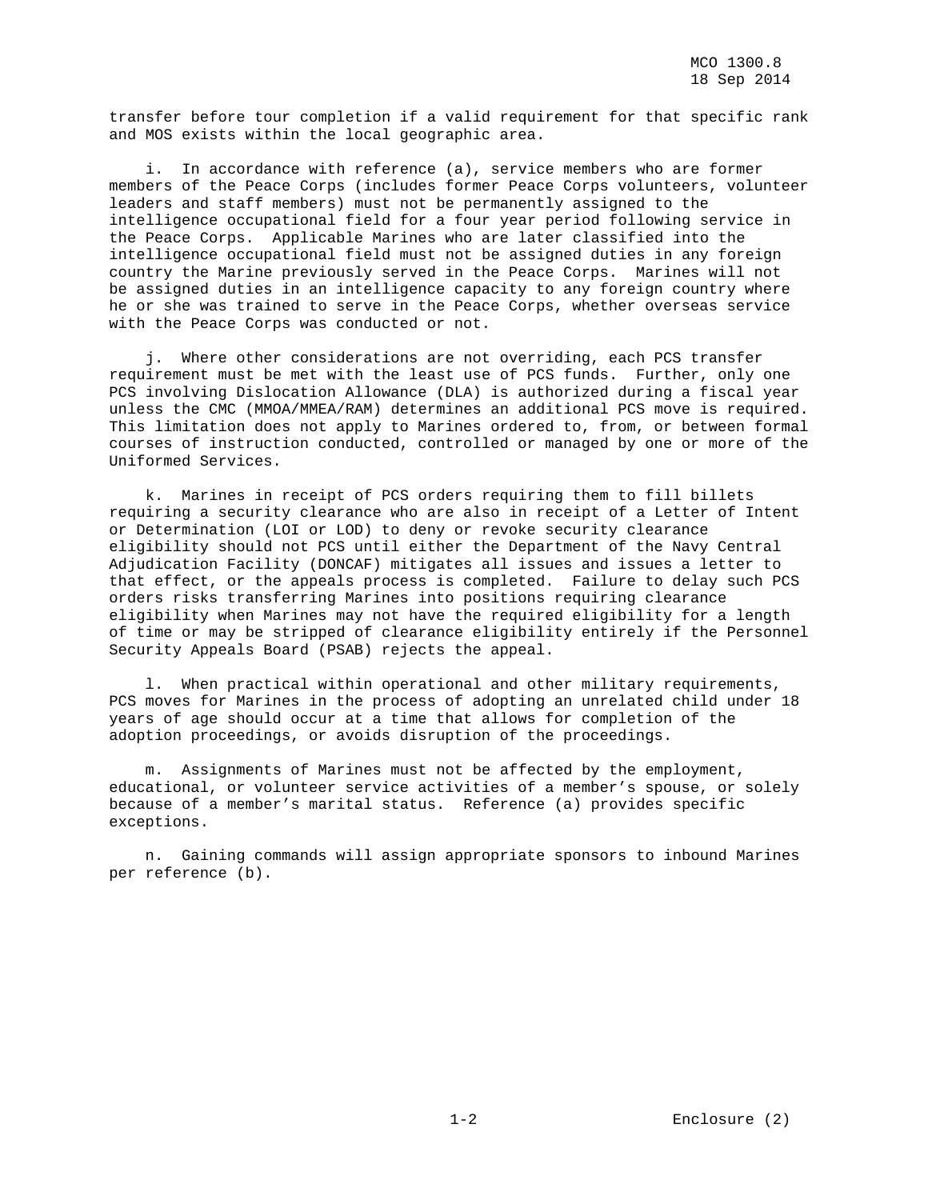transfer before tour completion if a valid requirement for that specific rank and MOS exists within the local geographic area.

i. In accordance with reference (a), service members who are former members of the Peace Corps (includes former Peace Corps volunteers, volunteer leaders and staff members) must not be permanently assigned to the intelligence occupational field for a four year period following service in the Peace Corps. Applicable Marines who are later classified into the intelligence occupational field must not be assigned duties in any foreign country the Marine previously served in the Peace Corps. Marines will not be assigned duties in an intelligence capacity to any foreign country where he or she was trained to serve in the Peace Corps, whether overseas service with the Peace Corps was conducted or not.

j. Where other considerations are not overriding, each PCS transfer requirement must be met with the least use of PCS funds. Further, only one PCS involving Dislocation Allowance (DLA) is authorized during a fiscal year unless the CMC (MMOA/MMEA/RAM) determines an additional PCS move is required. This limitation does not apply to Marines ordered to, from, or between formal courses of instruction conducted, controlled or managed by one or more of the Uniformed Services.

k. Marines in receipt of PCS orders requiring them to fill billets requiring a security clearance who are also in receipt of a Letter of Intent or Determination (LOI or LOD) to deny or revoke security clearance eligibility should not PCS until either the Department of the Navy Central Adjudication Facility (DONCAF) mitigates all issues and issues a letter to that effect, or the appeals process is completed. Failure to delay such PCS orders risks transferring Marines into positions requiring clearance eligibility when Marines may not have the required eligibility for a length of time or may be stripped of clearance eligibility entirely if the Personnel Security Appeals Board (PSAB) rejects the appeal.

l. When practical within operational and other military requirements, PCS moves for Marines in the process of adopting an unrelated child under 18 years of age should occur at a time that allows for completion of the adoption proceedings, or avoids disruption of the proceedings.

m. Assignments of Marines must not be affected by the employment, educational, or volunteer service activities of a member's spouse, or solely because of a member's marital status. Reference (a) provides specific exceptions.

n. Gaining commands will assign appropriate sponsors to inbound Marines per reference (b).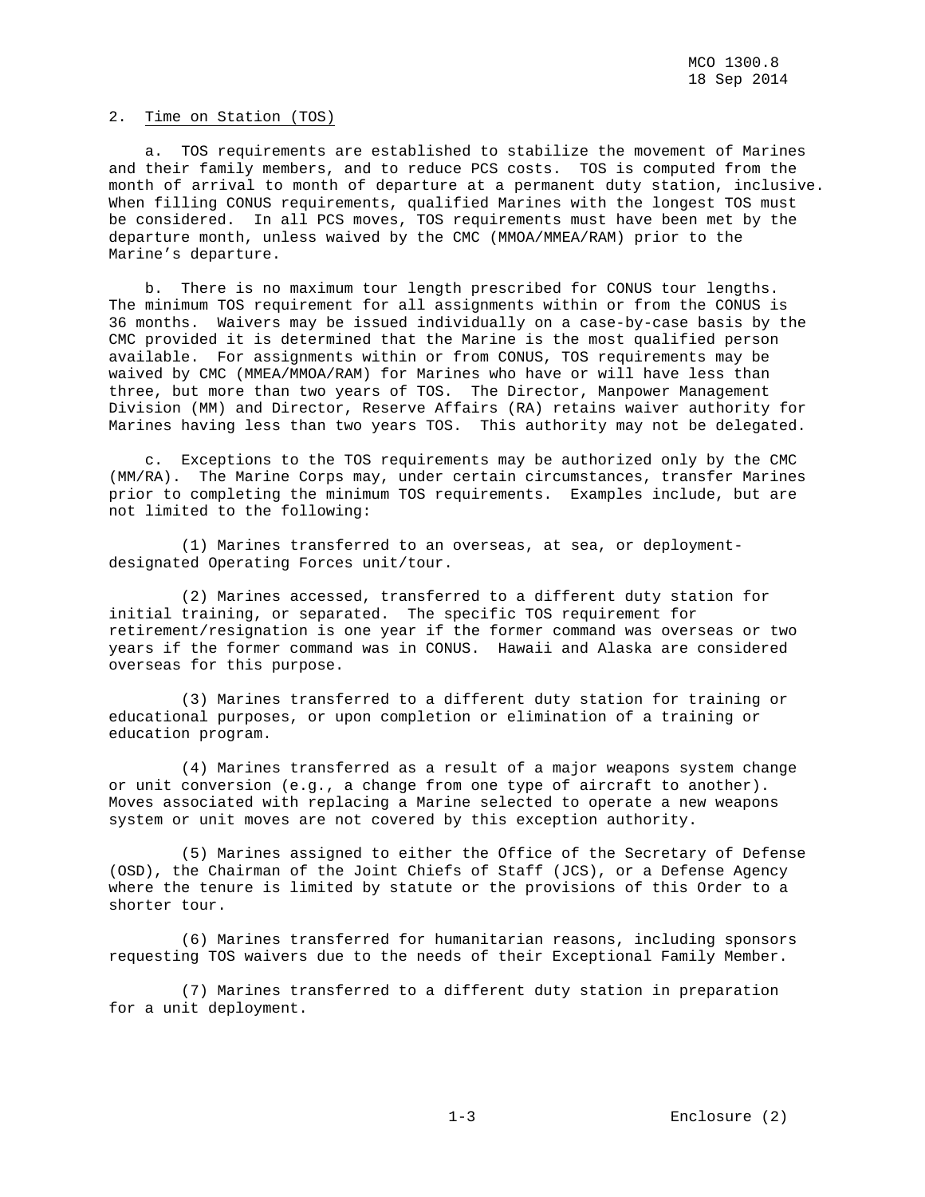2. Time on Station (TOS)

a. TOS requirements are established to stabilize the movement of Marines and their family members, and to reduce PCS costs. TOS is computed from the month of arrival to month of departure at a permanent duty station, inclusive. When filling CONUS requirements, qualified Marines with the longest TOS must be considered. In all PCS moves, TOS requirements must have been met by the departure month, unless waived by the CMC (MMOA/MMEA/RAM) prior to the Marine's departure.

b. There is no maximum tour length prescribed for CONUS tour lengths. The minimum TOS requirement for all assignments within or from the CONUS is 36 months. Waivers may be issued individually on a case-by-case basis by the CMC provided it is determined that the Marine is the most qualified person available. For assignments within or from CONUS, TOS requirements may be waived by CMC (MMEA/MMOA/RAM) for Marines who have or will have less than three, but more than two years of TOS. The Director, Manpower Management Division (MM) and Director, Reserve Affairs (RA) retains waiver authority for Marines having less than two years TOS. This authority may not be delegated.

c. Exceptions to the TOS requirements may be authorized only by the CMC (MM/RA). The Marine Corps may, under certain circumstances, transfer Marines prior to completing the minimum TOS requirements. Examples include, but are not limited to the following:

(1) Marines transferred to an overseas, at sea, or deployment-designated Operating Forces unit/tour.

(2) Marines accessed, transferred to a different duty station for initial training, or separated. The specific TOS requirement for retirement/resignation is one year if the former command was overseas or two years if the former command was in CONUS. Hawaii and Alaska are considered overseas for this purpose.

(3) Marines transferred to a different duty station for training or educational purposes, or upon completion or elimination of a training or education program.

(4) Marines transferred as a result of a major weapons system change or unit conversion (e.g., a change from one type of aircraft to another). Moves associated with replacing a Marine selected to operate a new weapons system or unit moves are not covered by this exception authority.

(5) Marines assigned to either the Office of the Secretary of Defense (OSD), the Chairman of the Joint Chiefs of Staff (JCS), or a Defense Agency where the tenure is limited by statute or the provisions of this Order to a shorter tour.

(6) Marines transferred for humanitarian reasons, including sponsors requesting TOS waivers due to the needs of their Exceptional Family Member.

(7) Marines transferred to a different duty station in preparation for a unit deployment.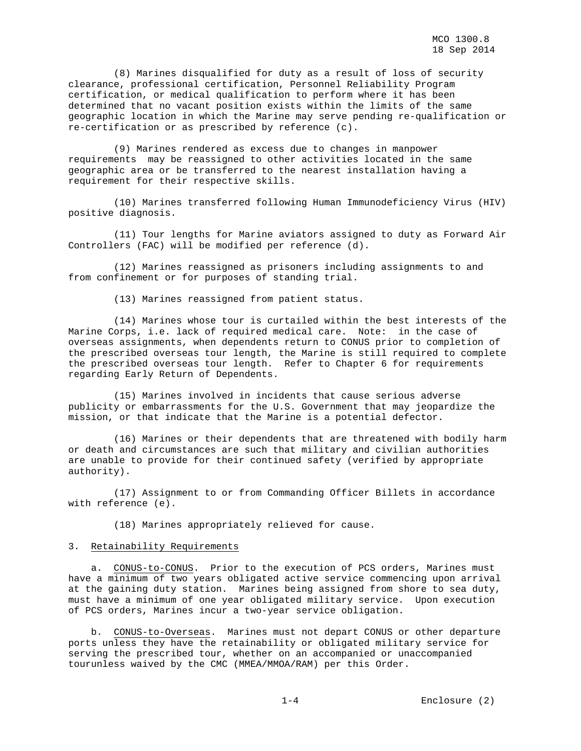(8) Marines disqualified for duty as a result of loss of security clearance, professional certification, Personnel Reliability Program certification, or medical qualification to perform where it has been determined that no vacant position exists within the limits of the same geographic location in which the Marine may serve pending re-qualification or re-certification or as prescribed by reference (c).

(9) Marines rendered as excess due to changes in manpower requirements may be reassigned to other activities located in the same geographic area or be transferred to the nearest installation having a requirement for their respective skills.

(10) Marines transferred following Human Immunodeficiency Virus (HIV) positive diagnosis.

(11) Tour lengths for Marine aviators assigned to duty as Forward Air Controllers (FAC) will be modified per reference (d).

(12) Marines reassigned as prisoners including assignments to and from confinement or for purposes of standing trial.

(13) Marines reassigned from patient status.

(14) Marines whose tour is curtailed within the best interests of the Marine Corps, i.e. lack of required medical care. Note: in the case of overseas assignments, when dependents return to CONUS prior to completion of the prescribed overseas tour length, the Marine is still required to complete the prescribed overseas tour length. Refer to Chapter 6 for requirements regarding Early Return of Dependents.

(15) Marines involved in incidents that cause serious adverse publicity or embarrassments for the U.S. Government that may jeopardize the mission, or that indicate that the Marine is a potential defector.

(16) Marines or their dependents that are threatened with bodily harm or death and circumstances are such that military and civilian authorities are unable to provide for their continued safety (verified by appropriate authority).

(17) Assignment to or from Commanding Officer Billets in accordance with reference (e).

(18) Marines appropriately relieved for cause.

3. Retainability Requirements

a. CONUS-to-CONUS. Prior to the execution of PCS orders, Marines must have a minimum of two years obligated active service commencing upon arrival at the gaining duty station. Marines being assigned from shore to sea duty, must have a minimum of one year obligated military service. Upon execution of PCS orders, Marines incur a two-year service obligation.

b. CONUS-to-Overseas. Marines must not depart CONUS or other departure ports unless they have the retainability or obligated military service for serving the prescribed tour, whether on an accompanied or unaccompanied tourunless waived by the CMC (MMEA/MMOA/RAM) per this Order.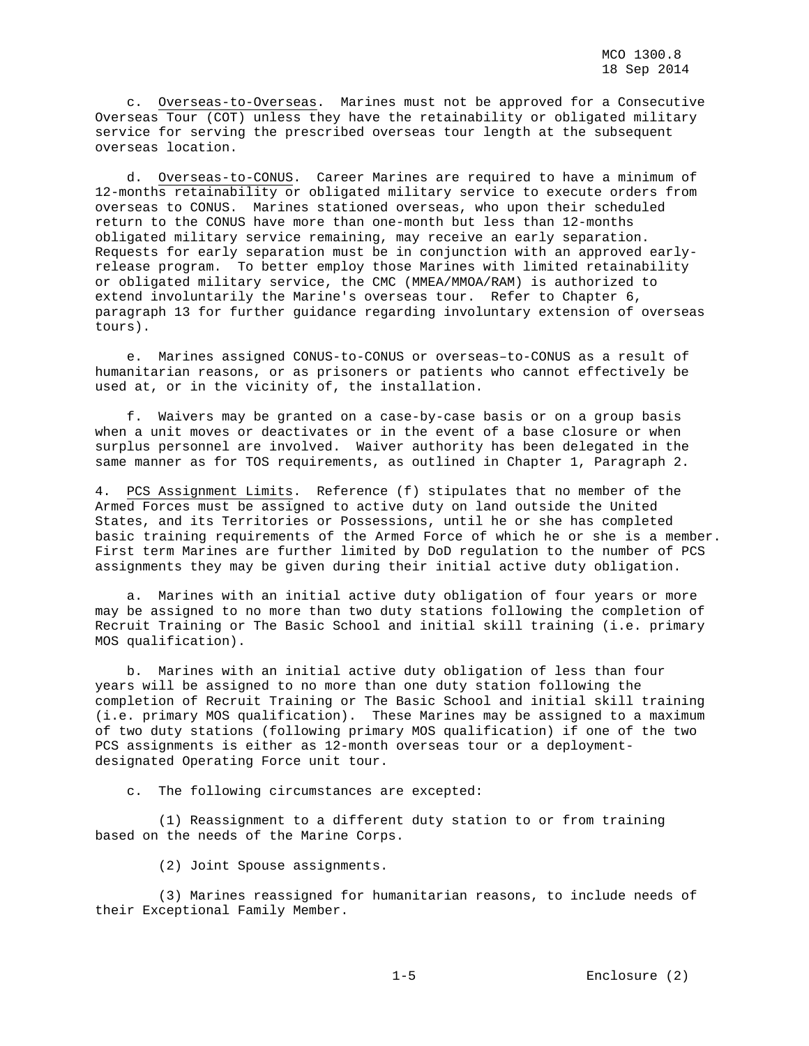c. Overseas-to-Overseas. Marines must not be approved for a Consecutive Overseas Tour (COT) unless they have the retainability or obligated military service for serving the prescribed overseas tour length at the subsequent overseas location.

d. Overseas-to-CONUS. Career Marines are required to have a minimum of 12-months retainability or obligated military service to execute orders from overseas to CONUS. Marines stationed overseas, who upon their scheduled return to the CONUS have more than one-month but less than 12-months obligated military service remaining, may receive an early separation. Requests for early separation must be in conjunction with an approved early-release program. To better employ those Marines with limited retainability or obligated military service, the CMC (MMEA/MMOA/RAM) is authorized to extend involuntarily the Marine's overseas tour. Refer to Chapter 6, paragraph 13 for further guidance regarding involuntary extension of overseas tours).

e. Marines assigned CONUS-to-CONUS or overseas–to-CONUS as a result of humanitarian reasons, or as prisoners or patients who cannot effectively be used at, or in the vicinity of, the installation.

f. Waivers may be granted on a case-by-case basis or on a group basis when a unit moves or deactivates or in the event of a base closure or when surplus personnel are involved. Waiver authority has been delegated in the same manner as for TOS requirements, as outlined in Chapter 1, Paragraph 2.

4. PCS Assignment Limits. Reference (f) stipulates that no member of the Armed Forces must be assigned to active duty on land outside the United States, and its Territories or Possessions, until he or she has completed basic training requirements of the Armed Force of which he or she is a member. First term Marines are further limited by DoD regulation to the number of PCS assignments they may be given during their initial active duty obligation.

a. Marines with an initial active duty obligation of four years or more may be assigned to no more than two duty stations following the completion of Recruit Training or The Basic School and initial skill training (i.e. primary MOS qualification).

b. Marines with an initial active duty obligation of less than four years will be assigned to no more than one duty station following the completion of Recruit Training or The Basic School and initial skill training (i.e. primary MOS qualification). These Marines may be assigned to a maximum of two duty stations (following primary MOS qualification) if one of the two PCS assignments is either as 12-month overseas tour or a deployment-designated Operating Force unit tour.

c. The following circumstances are excepted:

(1) Reassignment to a different duty station to or from training based on the needs of the Marine Corps.

(2) Joint Spouse assignments.

(3) Marines reassigned for humanitarian reasons, to include needs of their Exceptional Family Member.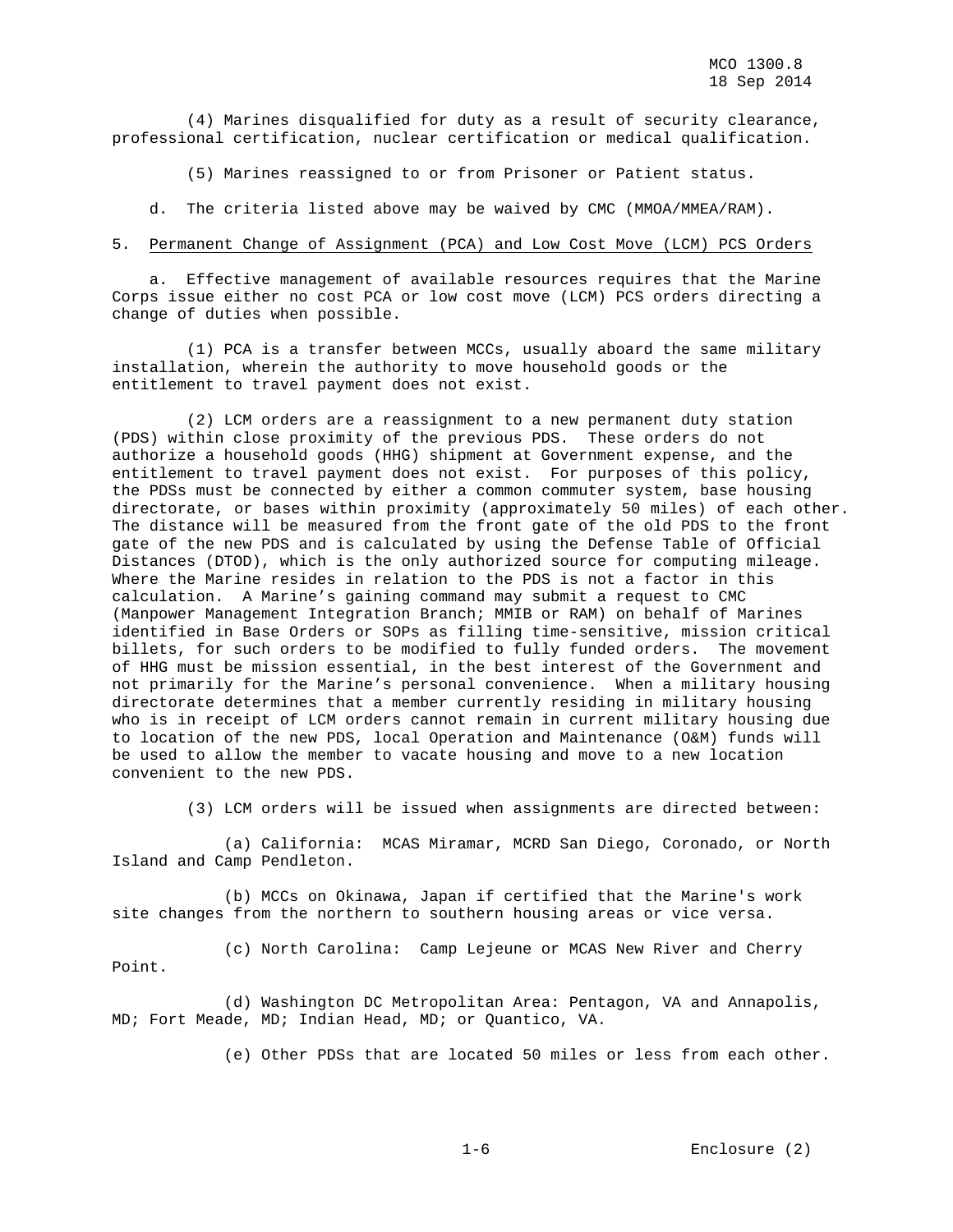(4) Marines disqualified for duty as a result of security clearance, professional certification, nuclear certification or medical qualification.

(5) Marines reassigned to or from Prisoner or Patient status.

d. The criteria listed above may be waived by CMC (MMOA/MMEA/RAM).

5. Permanent Change of Assignment (PCA) and Low Cost Move (LCM) PCS Orders

a. Effective management of available resources requires that the Marine Corps issue either no cost PCA or low cost move (LCM) PCS orders directing a change of duties when possible.

(1) PCA is a transfer between MCCs, usually aboard the same military installation, wherein the authority to move household goods or the entitlement to travel payment does not exist.

(2) LCM orders are a reassignment to a new permanent duty station (PDS) within close proximity of the previous PDS. These orders do not authorize a household goods (HHG) shipment at Government expense, and the entitlement to travel payment does not exist. For purposes of this policy, the PDSs must be connected by either a common commuter system, base housing directorate, or bases within proximity (approximately 50 miles) of each other. The distance will be measured from the front gate of the old PDS to the front gate of the new PDS and is calculated by using the Defense Table of Official Distances (DTOD), which is the only authorized source for computing mileage. Where the Marine resides in relation to the PDS is not a factor in this calculation. A Marine's gaining command may submit a request to CMC (Manpower Management Integration Branch; MMIB or RAM) on behalf of Marines identified in Base Orders or SOPs as filling time-sensitive, mission critical billets, for such orders to be modified to fully funded orders. The movement of HHG must be mission essential, in the best interest of the Government and not primarily for the Marine's personal convenience. When a military housing directorate determines that a member currently residing in military housing who is in receipt of LCM orders cannot remain in current military housing due to location of the new PDS, local Operation and Maintenance (O&M) funds will be used to allow the member to vacate housing and move to a new location convenient to the new PDS.

(3) LCM orders will be issued when assignments are directed between:

(a) California: MCAS Miramar, MCRD San Diego, Coronado, or North Island and Camp Pendleton.

(b) MCCs on Okinawa, Japan if certified that the Marine's work site changes from the northern to southern housing areas or vice versa.

(c) North Carolina: Camp Lejeune or MCAS New River and Cherry Point.

(d) Washington DC Metropolitan Area: Pentagon, VA and Annapolis, MD; Fort Meade, MD; Indian Head, MD; or Quantico, VA.

(e) Other PDSs that are located 50 miles or less from each other.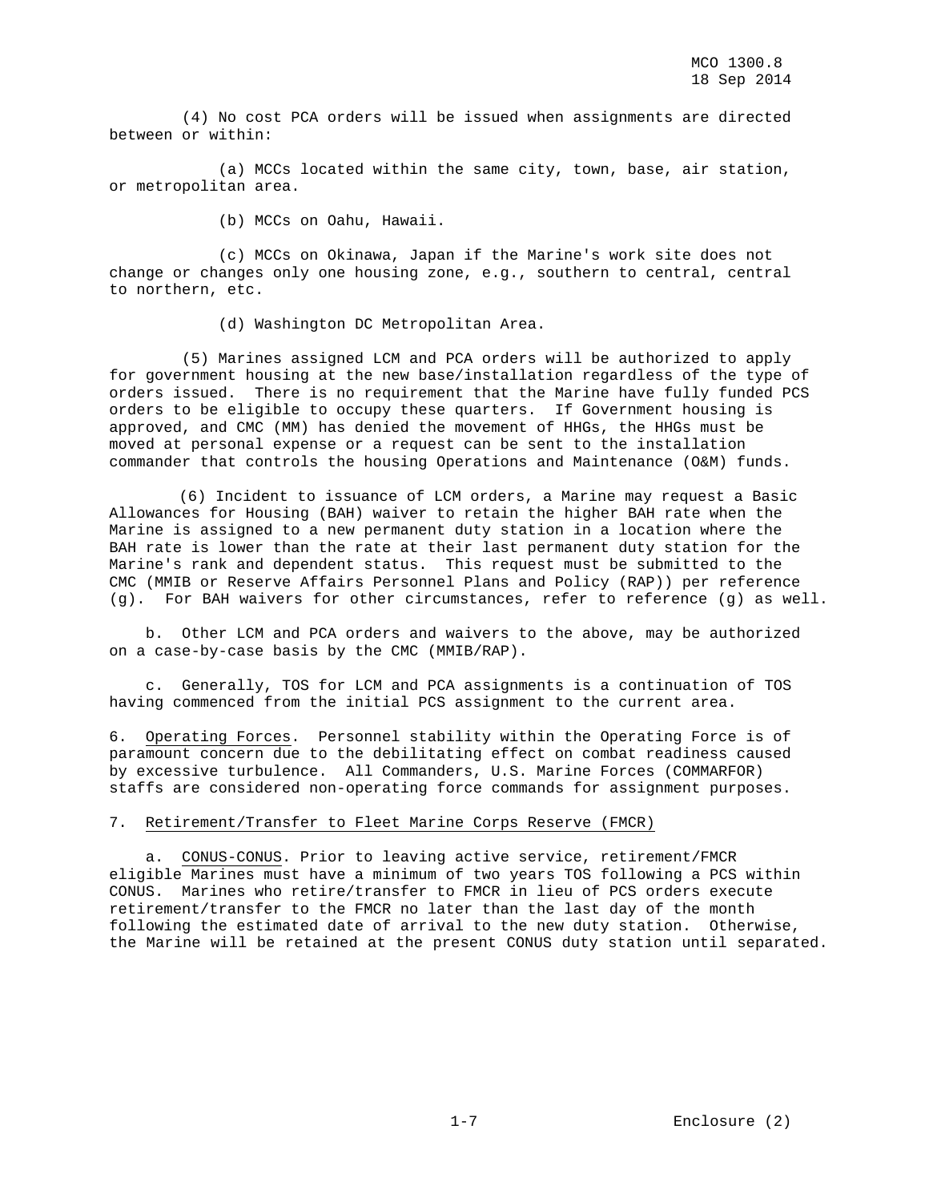(4) No cost PCA orders will be issued when assignments are directed between or within:

(a) MCCs located within the same city, town, base, air station, or metropolitan area.

(b) MCCs on Oahu, Hawaii.

(c) MCCs on Okinawa, Japan if the Marine's work site does not change or changes only one housing zone, e.g., southern to central, central to northern, etc.

(d) Washington DC Metropolitan Area.

(5) Marines assigned LCM and PCA orders will be authorized to apply for government housing at the new base/installation regardless of the type of orders issued. There is no requirement that the Marine have fully funded PCS orders to be eligible to occupy these quarters. If Government housing is approved, and CMC (MM) has denied the movement of HHGs, the HHGs must be moved at personal expense or a request can be sent to the installation commander that controls the housing Operations and Maintenance (O&M) funds.

(6) Incident to issuance of LCM orders, a Marine may request a Basic Allowances for Housing (BAH) waiver to retain the higher BAH rate when the Marine is assigned to a new permanent duty station in a location where the BAH rate is lower than the rate at their last permanent duty station for the Marine's rank and dependent status. This request must be submitted to the CMC (MMIB or Reserve Affairs Personnel Plans and Policy (RAP)) per reference (g). For BAH waivers for other circumstances, refer to reference (g) as well.

b. Other LCM and PCA orders and waivers to the above, may be authorized on a case-by-case basis by the CMC (MMIB/RAP).

c. Generally, TOS for LCM and PCA assignments is a continuation of TOS having commenced from the initial PCS assignment to the current area.

6. Operating Forces. Personnel stability within the Operating Force is of paramount concern due to the debilitating effect on combat readiness caused by excessive turbulence. All Commanders, U.S. Marine Forces (COMMARFOR) staffs are considered non-operating force commands for assignment purposes.

7. Retirement/Transfer to Fleet Marine Corps Reserve (FMCR)

a. CONUS-CONUS. Prior to leaving active service, retirement/FMCR eligible Marines must have a minimum of two years TOS following a PCS within CONUS. Marines who retire/transfer to FMCR in lieu of PCS orders execute retirement/transfer to the FMCR no later than the last day of the month following the estimated date of arrival to the new duty station. Otherwise, the Marine will be retained at the present CONUS duty station until separated.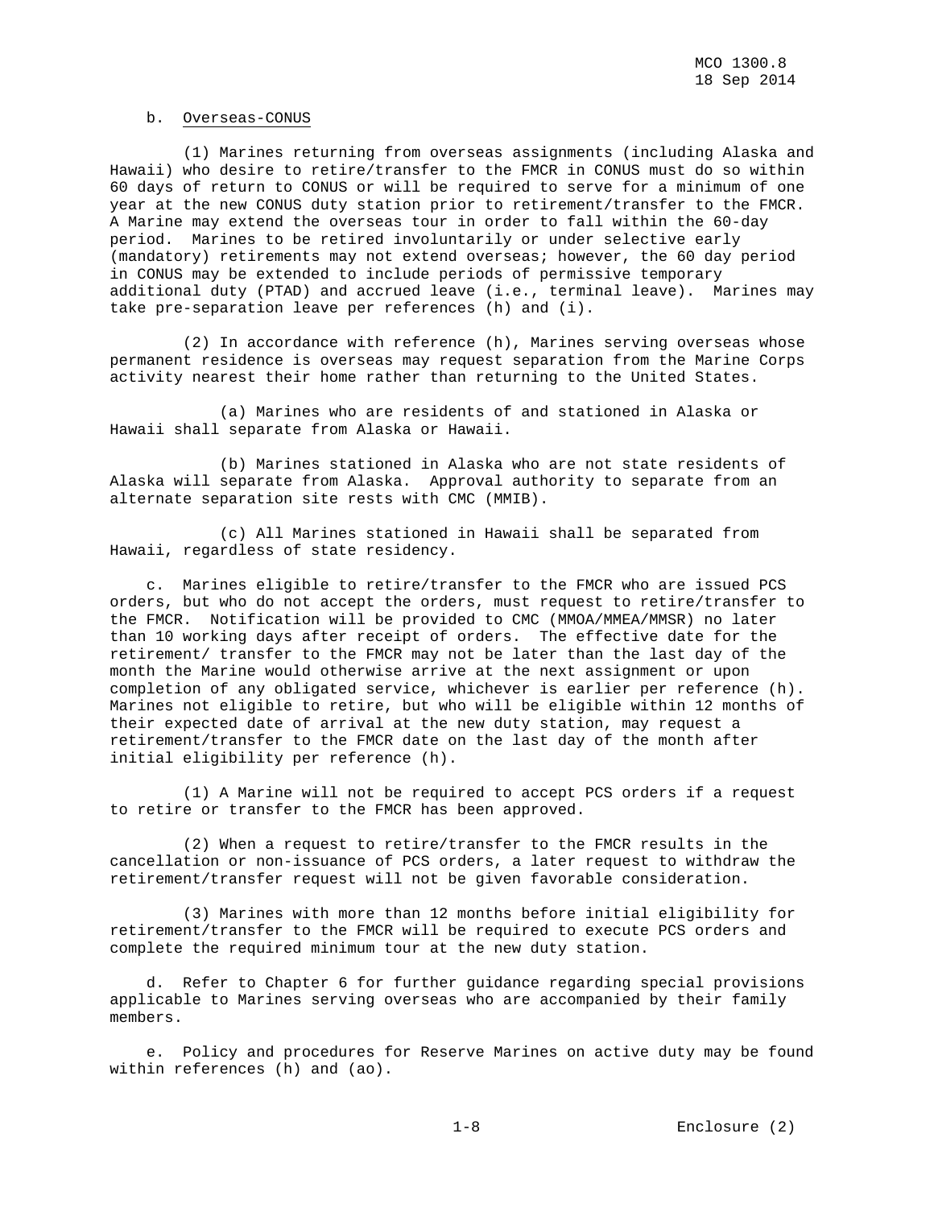b. Overseas-CONUS

(1) Marines returning from overseas assignments (including Alaska and Hawaii) who desire to retire/transfer to the FMCR in CONUS must do so within 60 days of return to CONUS or will be required to serve for a minimum of one year at the new CONUS duty station prior to retirement/transfer to the FMCR. A Marine may extend the overseas tour in order to fall within the 60-day period. Marines to be retired involuntarily or under selective early (mandatory) retirements may not extend overseas; however, the 60 day period in CONUS may be extended to include periods of permissive temporary additional duty (PTAD) and accrued leave (i.e., terminal leave). Marines may take pre-separation leave per references (h) and (i).

(2) In accordance with reference (h), Marines serving overseas whose permanent residence is overseas may request separation from the Marine Corps activity nearest their home rather than returning to the United States.

(a) Marines who are residents of and stationed in Alaska or Hawaii shall separate from Alaska or Hawaii.

(b) Marines stationed in Alaska who are not state residents of Alaska will separate from Alaska. Approval authority to separate from an alternate separation site rests with CMC (MMIB).

(c) All Marines stationed in Hawaii shall be separated from Hawaii, regardless of state residency.

c. Marines eligible to retire/transfer to the FMCR who are issued PCS orders, but who do not accept the orders, must request to retire/transfer to the FMCR. Notification will be provided to CMC (MMOA/MMEA/MMSR) no later than 10 working days after receipt of orders. The effective date for the retirement/ transfer to the FMCR may not be later than the last day of the month the Marine would otherwise arrive at the next assignment or upon completion of any obligated service, whichever is earlier per reference (h). Marines not eligible to retire, but who will be eligible within 12 months of their expected date of arrival at the new duty station, may request a retirement/transfer to the FMCR date on the last day of the month after initial eligibility per reference (h).

(1) A Marine will not be required to accept PCS orders if a request to retire or transfer to the FMCR has been approved.

(2) When a request to retire/transfer to the FMCR results in the cancellation or non-issuance of PCS orders, a later request to withdraw the retirement/transfer request will not be given favorable consideration.

(3) Marines with more than 12 months before initial eligibility for retirement/transfer to the FMCR will be required to execute PCS orders and complete the required minimum tour at the new duty station.

d. Refer to Chapter 6 for further guidance regarding special provisions applicable to Marines serving overseas who are accompanied by their family members.

e. Policy and procedures for Reserve Marines on active duty may be found within references (h) and (ao).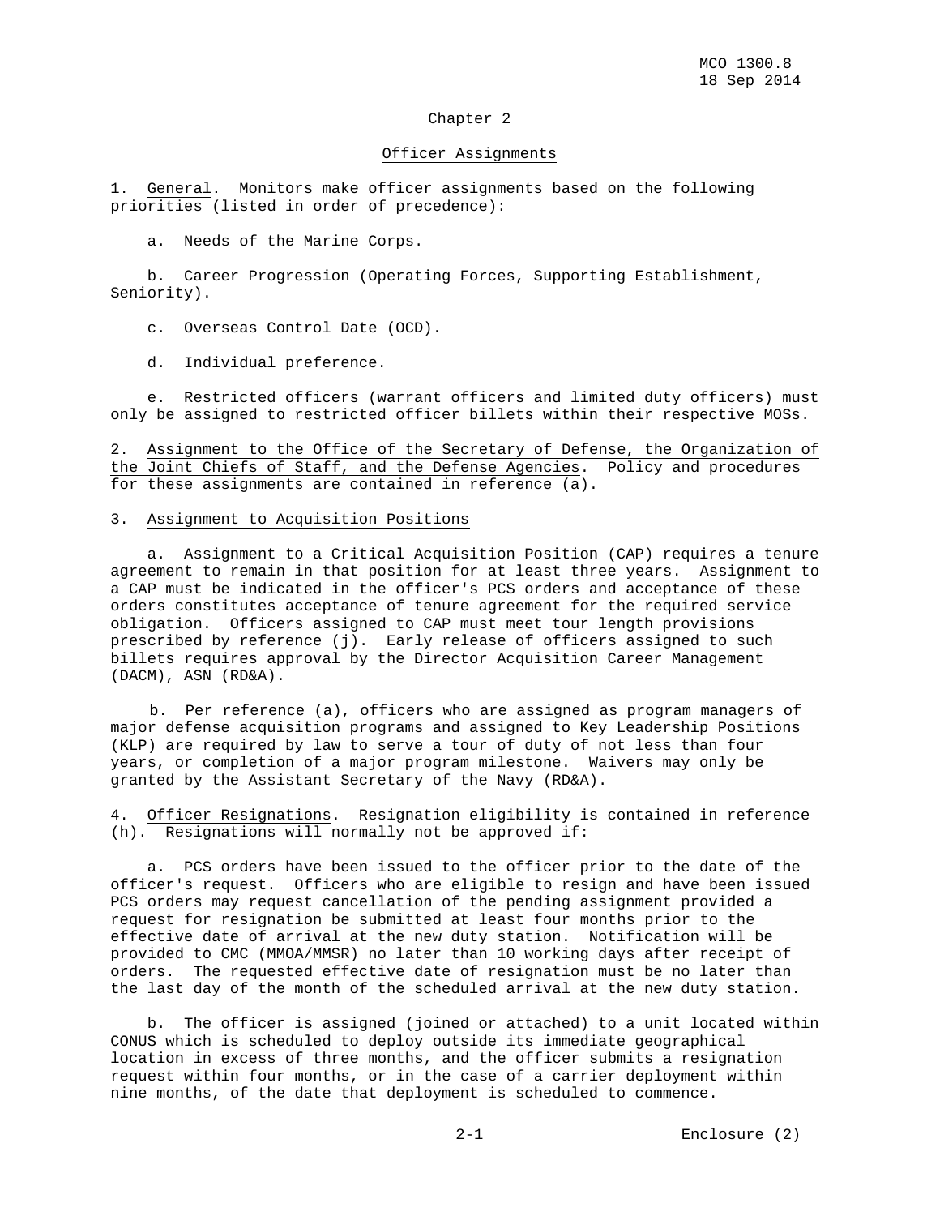## Chapter 2

## Officer Assignments

1. General. Monitors make officer assignments based on the following priorities (listed in order of precedence):

   a. Needs of the Marine Corps.

   b. Career Progression (Operating Forces, Supporting Establishment, Seniority).

   c. Overseas Control Date (OCD).

   d. Individual preference.

   e. Restricted officers (warrant officers and limited duty officers) must only be assigned to restricted officer billets within their respective MOSs.

2. Assignment to the Office of the Secretary of Defense, the Organization of the Joint Chiefs of Staff, and the Defense Agencies. Policy and procedures for these assignments are contained in reference (a).

3. Assignment to Acquisition Positions

   a. Assignment to a Critical Acquisition Position (CAP) requires a tenure agreement to remain in that position for at least three years. Assignment to a CAP must be indicated in the officer's PCS orders and acceptance of these orders constitutes acceptance of tenure agreement for the required service obligation. Officers assigned to CAP must meet tour length provisions prescribed by reference (j). Early release of officers assigned to such billets requires approval by the Director Acquisition Career Management (DACM), ASN (RD&A).

   b. Per reference (a), officers who are assigned as program managers of major defense acquisition programs and assigned to Key Leadership Positions (KLP) are required by law to serve a tour of duty of not less than four years, or completion of a major program milestone. Waivers may only be granted by the Assistant Secretary of the Navy (RD&A).

4. Officer Resignations. Resignation eligibility is contained in reference (h). Resignations will normally not be approved if:

   a. PCS orders have been issued to the officer prior to the date of the officer's request. Officers who are eligible to resign and have been issued PCS orders may request cancellation of the pending assignment provided a request for resignation be submitted at least four months prior to the effective date of arrival at the new duty station. Notification will be provided to CMC (MMOA/MMSR) no later than 10 working days after receipt of orders. The requested effective date of resignation must be no later than the last day of the month of the scheduled arrival at the new duty station.

   b. The officer is assigned (joined or attached) to a unit located within CONUS which is scheduled to deploy outside its immediate geographical location in excess of three months, and the officer submits a resignation request within four months, or in the case of a carrier deployment within nine months, of the date that deployment is scheduled to commence.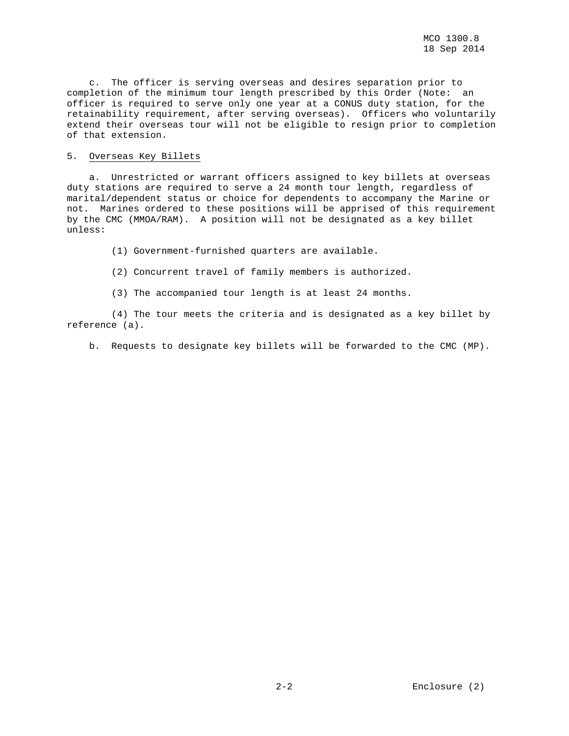c. The officer is serving overseas and desires separation prior to completion of the minimum tour length prescribed by this Order (Note: an officer is required to serve only one year at a CONUS duty station, for the retainability requirement, after serving overseas). Officers who voluntarily extend their overseas tour will not be eligible to resign prior to completion of that extension.

5. Overseas Key Billets

a. Unrestricted or warrant officers assigned to key billets at overseas duty stations are required to serve a 24 month tour length, regardless of marital/dependent status or choice for dependents to accompany the Marine or not. Marines ordered to these positions will be apprised of this requirement by the CMC (MMOA/RAM). A position will not be designated as a key billet unless:

(1) Government-furnished quarters are available.

(2) Concurrent travel of family members is authorized.

(3) The accompanied tour length is at least 24 months.

(4) The tour meets the criteria and is designated as a key billet by reference (a).

b. Requests to designate key billets will be forwarded to the CMC (MP).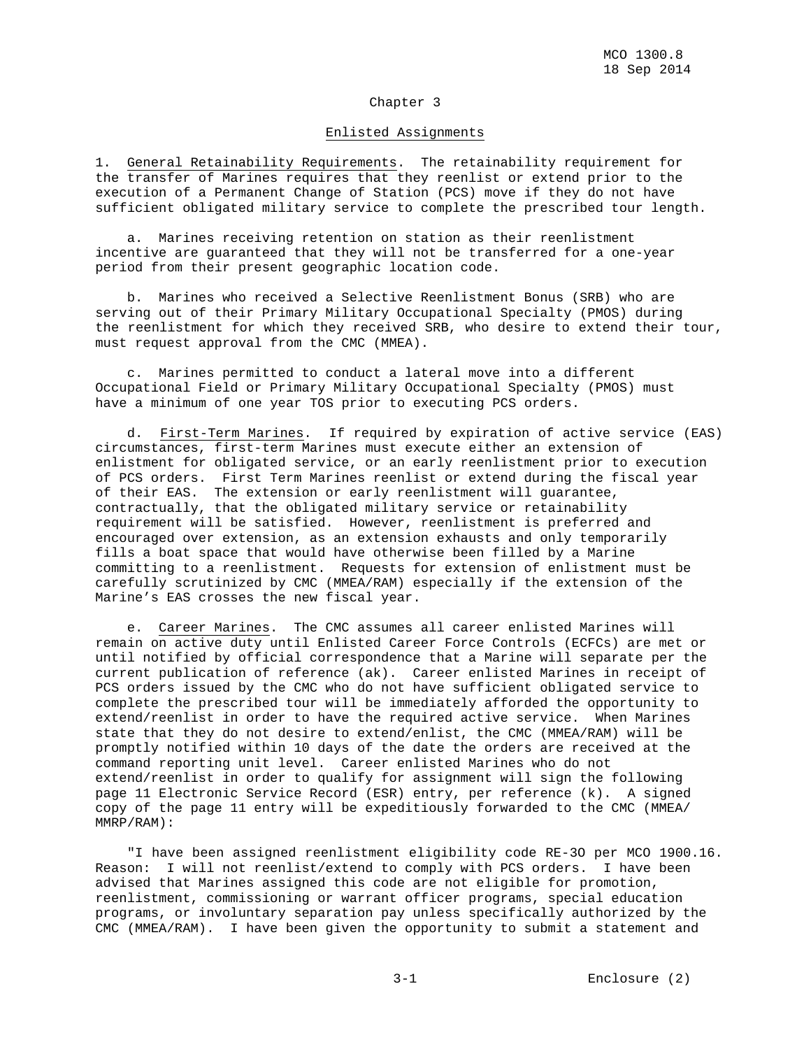## Chapter 3

## Enlisted Assignments

1. General Retainability Requirements. The retainability requirement for the transfer of Marines requires that they reenlist or extend prior to the execution of a Permanent Change of Station (PCS) move if they do not have sufficient obligated military service to complete the prescribed tour length.

   a. Marines receiving retention on station as their reenlistment incentive are guaranteed that they will not be transferred for a one-year period from their present geographic location code.

   b. Marines who received a Selective Reenlistment Bonus (SRB) who are serving out of their Primary Military Occupational Specialty (PMOS) during the reenlistment for which they received SRB, who desire to extend their tour, must request approval from the CMC (MMEA).

   c. Marines permitted to conduct a lateral move into a different Occupational Field or Primary Military Occupational Specialty (PMOS) must have a minimum of one year TOS prior to executing PCS orders.

   d. First-Term Marines. If required by expiration of active service (EAS) circumstances, first-term Marines must execute either an extension of enlistment for obligated service, or an early reenlistment prior to execution of PCS orders. First Term Marines reenlist or extend during the fiscal year of their EAS. The extension or early reenlistment will guarantee, contractually, that the obligated military service or retainability requirement will be satisfied. However, reenlistment is preferred and encouraged over extension, as an extension exhausts and only temporarily fills a boat space that would have otherwise been filled by a Marine committing to a reenlistment. Requests for extension of enlistment must be carefully scrutinized by CMC (MMEA/RAM) especially if the extension of the Marine's EAS crosses the new fiscal year.

   e. Career Marines. The CMC assumes all career enlisted Marines will remain on active duty until Enlisted Career Force Controls (ECFCs) are met or until notified by official correspondence that a Marine will separate per the current publication of reference (ak). Career enlisted Marines in receipt of PCS orders issued by the CMC who do not have sufficient obligated service to complete the prescribed tour will be immediately afforded the opportunity to extend/reenlist in order to have the required active service. When Marines state that they do not desire to extend/enlist, the CMC (MMEA/RAM) will be promptly notified within 10 days of the date the orders are received at the command reporting unit level. Career enlisted Marines who do not extend/reenlist in order to qualify for assignment will sign the following page 11 Electronic Service Record (ESR) entry, per reference (k). A signed copy of the page 11 entry will be expeditiously forwarded to the CMC (MMEA/ MMRP/RAM):

   "I have been assigned reenlistment eligibility code RE-3O per MCO 1900.16. Reason: I will not reenlist/extend to comply with PCS orders. I have been advised that Marines assigned this code are not eligible for promotion, reenlistment, commissioning or warrant officer programs, special education programs, or involuntary separation pay unless specifically authorized by the CMC (MMEA/RAM). I have been given the opportunity to submit a statement and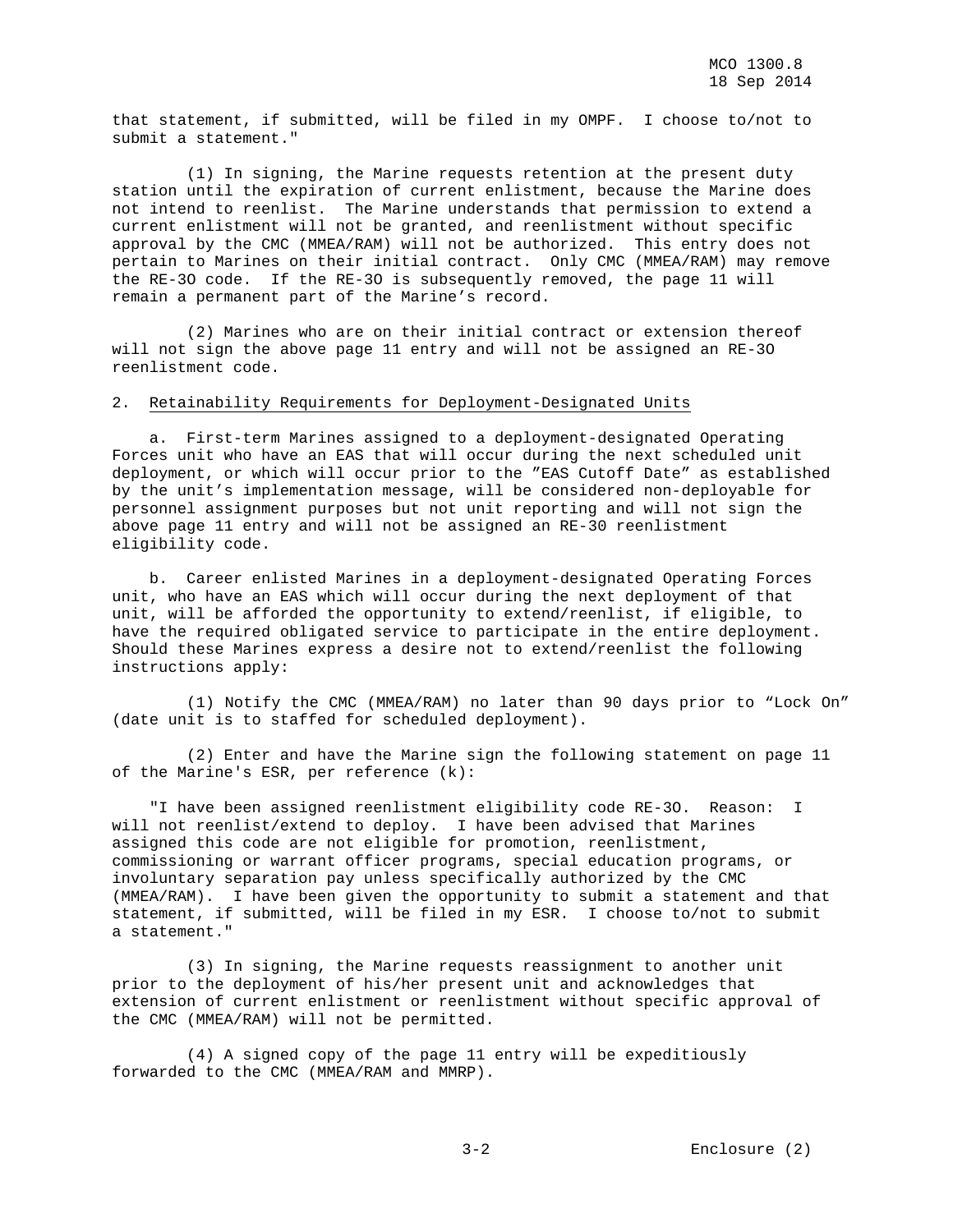that statement, if submitted, will be filed in my OMPF. I choose to/not to submit a statement."

(1) In signing, the Marine requests retention at the present duty station until the expiration of current enlistment, because the Marine does not intend to reenlist. The Marine understands that permission to extend a current enlistment will not be granted, and reenlistment without specific approval by the CMC (MMEA/RAM) will not be authorized. This entry does not pertain to Marines on their initial contract. Only CMC (MMEA/RAM) may remove the RE-3O code. If the RE-3O is subsequently removed, the page 11 will remain a permanent part of the Marine's record.

(2) Marines who are on their initial contract or extension thereof will not sign the above page 11 entry and will not be assigned an RE-3O reenlistment code.

2. <u>Retainability Requirements for Deployment-Designated Units</u>

a. First-term Marines assigned to a deployment-designated Operating Forces unit who have an EAS that will occur during the next scheduled unit deployment, or which will occur prior to the "EAS Cutoff Date" as established by the unit's implementation message, will be considered non-deployable for personnel assignment purposes but not unit reporting and will not sign the above page 11 entry and will not be assigned an RE-30 reenlistment eligibility code.

b. Career enlisted Marines in a deployment-designated Operating Forces unit, who have an EAS which will occur during the next deployment of that unit, will be afforded the opportunity to extend/reenlist, if eligible, to have the required obligated service to participate in the entire deployment. Should these Marines express a desire not to extend/reenlist the following instructions apply:

(1) Notify the CMC (MMEA/RAM) no later than 90 days prior to "Lock On" (date unit is to staffed for scheduled deployment).

(2) Enter and have the Marine sign the following statement on page 11 of the Marine's ESR, per reference (k):

"I have been assigned reenlistment eligibility code RE-3O. Reason: I will not reenlist/extend to deploy. I have been advised that Marines assigned this code are not eligible for promotion, reenlistment, commissioning or warrant officer programs, special education programs, or involuntary separation pay unless specifically authorized by the CMC (MMEA/RAM). I have been given the opportunity to submit a statement and that statement, if submitted, will be filed in my ESR. I choose to/not to submit a statement."

(3) In signing, the Marine requests reassignment to another unit prior to the deployment of his/her present unit and acknowledges that extension of current enlistment or reenlistment without specific approval of the CMC (MMEA/RAM) will not be permitted.

(4) A signed copy of the page 11 entry will be expeditiously forwarded to the CMC (MMEA/RAM and MMRP).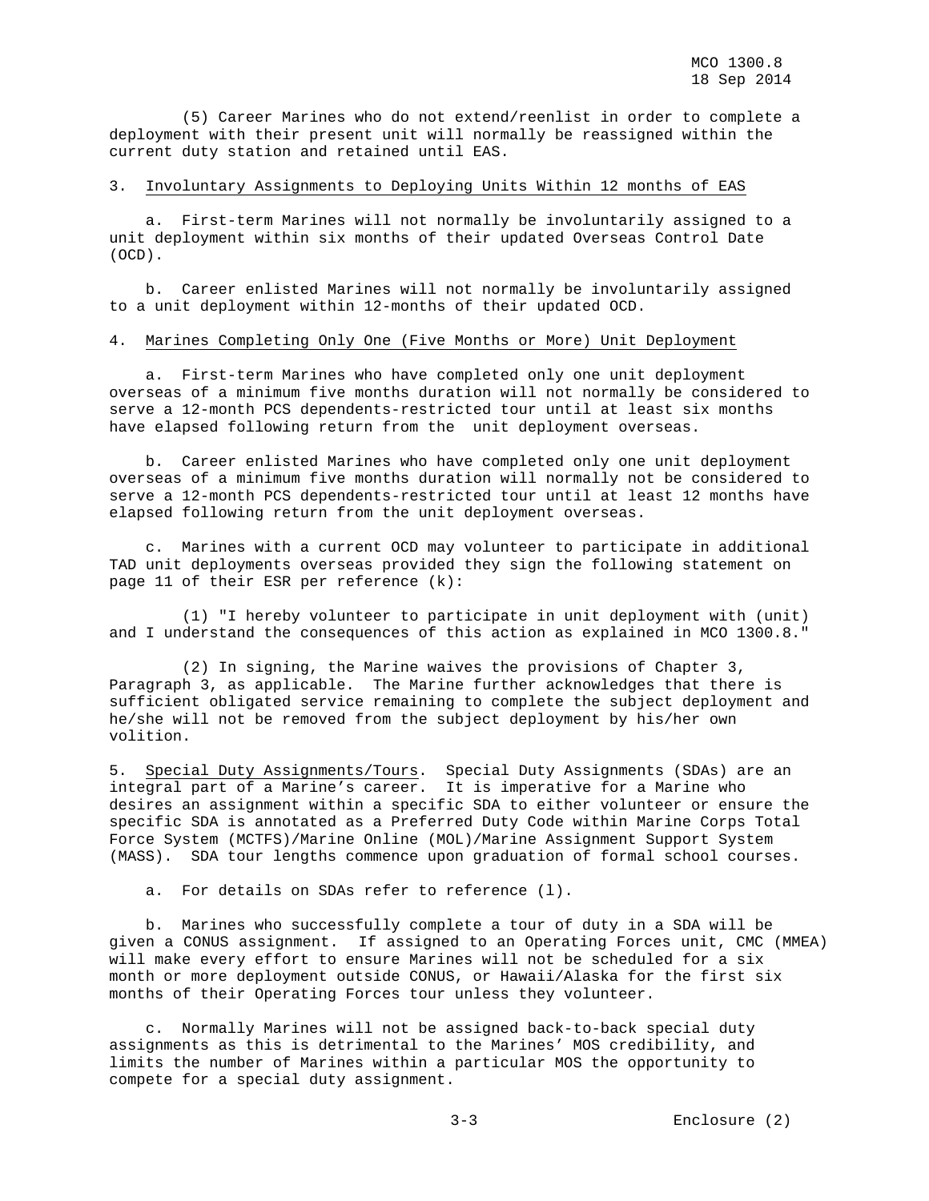(5) Career Marines who do not extend/reenlist in order to complete a deployment with their present unit will normally be reassigned within the current duty station and retained until EAS.

3. Involuntary Assignments to Deploying Units Within 12 months of EAS

a. First-term Marines will not normally be involuntarily assigned to a unit deployment within six months of their updated Overseas Control Date (OCD).

b. Career enlisted Marines will not normally be involuntarily assigned to a unit deployment within 12-months of their updated OCD.

4. Marines Completing Only One (Five Months or More) Unit Deployment

a. First-term Marines who have completed only one unit deployment overseas of a minimum five months duration will not normally be considered to serve a 12-month PCS dependents-restricted tour until at least six months have elapsed following return from the unit deployment overseas.

b. Career enlisted Marines who have completed only one unit deployment overseas of a minimum five months duration will normally not be considered to serve a 12-month PCS dependents-restricted tour until at least 12 months have elapsed following return from the unit deployment overseas.

c. Marines with a current OCD may volunteer to participate in additional TAD unit deployments overseas provided they sign the following statement on page 11 of their ESR per reference (k):

(1) "I hereby volunteer to participate in unit deployment with (unit) and I understand the consequences of this action as explained in MCO 1300.8."

(2) In signing, the Marine waives the provisions of Chapter 3, Paragraph 3, as applicable. The Marine further acknowledges that there is sufficient obligated service remaining to complete the subject deployment and he/she will not be removed from the subject deployment by his/her own volition.

5. Special Duty Assignments/Tours. Special Duty Assignments (SDAs) are an integral part of a Marine's career. It is imperative for a Marine who desires an assignment within a specific SDA to either volunteer or ensure the specific SDA is annotated as a Preferred Duty Code within Marine Corps Total Force System (MCTFS)/Marine Online (MOL)/Marine Assignment Support System (MASS). SDA tour lengths commence upon graduation of formal school courses.

a. For details on SDAs refer to reference (l).

b. Marines who successfully complete a tour of duty in a SDA will be given a CONUS assignment. If assigned to an Operating Forces unit, CMC (MMEA) will make every effort to ensure Marines will not be scheduled for a six month or more deployment outside CONUS, or Hawaii/Alaska for the first six months of their Operating Forces tour unless they volunteer.

c. Normally Marines will not be assigned back-to-back special duty assignments as this is detrimental to the Marines' MOS credibility, and limits the number of Marines within a particular MOS the opportunity to compete for a special duty assignment.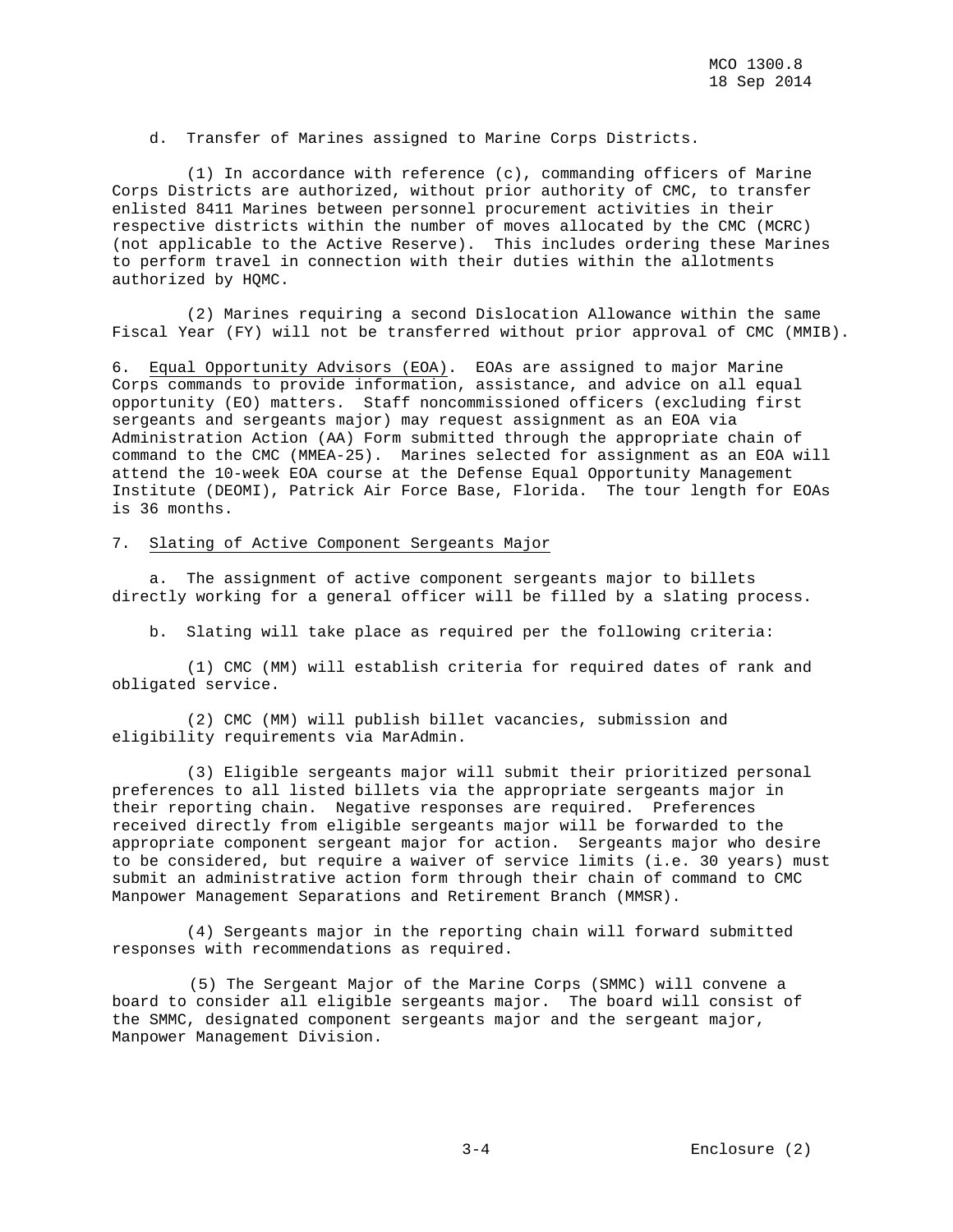d. Transfer of Marines assigned to Marine Corps Districts.

(1) In accordance with reference (c), commanding officers of Marine Corps Districts are authorized, without prior authority of CMC, to transfer enlisted 8411 Marines between personnel procurement activities in their respective districts within the number of moves allocated by the CMC (MCRC) (not applicable to the Active Reserve). This includes ordering these Marines to perform travel in connection with their duties within the allotments authorized by HQMC.

(2) Marines requiring a second Dislocation Allowance within the same Fiscal Year (FY) will not be transferred without prior approval of CMC (MMIB).

6. Equal Opportunity Advisors (EOA). EOAs are assigned to major Marine Corps commands to provide information, assistance, and advice on all equal opportunity (EO) matters. Staff noncommissioned officers (excluding first sergeants and sergeants major) may request assignment as an EOA via Administration Action (AA) Form submitted through the appropriate chain of command to the CMC (MMEA-25). Marines selected for assignment as an EOA will attend the 10-week EOA course at the Defense Equal Opportunity Management Institute (DEOMI), Patrick Air Force Base, Florida. The tour length for EOAs is 36 months.

7. Slating of Active Component Sergeants Major

a. The assignment of active component sergeants major to billets directly working for a general officer will be filled by a slating process.

b. Slating will take place as required per the following criteria:

(1) CMC (MM) will establish criteria for required dates of rank and obligated service.

(2) CMC (MM) will publish billet vacancies, submission and eligibility requirements via MarAdmin.

(3) Eligible sergeants major will submit their prioritized personal preferences to all listed billets via the appropriate sergeants major in their reporting chain. Negative responses are required. Preferences received directly from eligible sergeants major will be forwarded to the appropriate component sergeant major for action. Sergeants major who desire to be considered, but require a waiver of service limits (i.e. 30 years) must submit an administrative action form through their chain of command to CMC Manpower Management Separations and Retirement Branch (MMSR).

(4) Sergeants major in the reporting chain will forward submitted responses with recommendations as required.

(5) The Sergeant Major of the Marine Corps (SMMC) will convene a board to consider all eligible sergeants major. The board will consist of the SMMC, designated component sergeants major and the sergeant major, Manpower Management Division.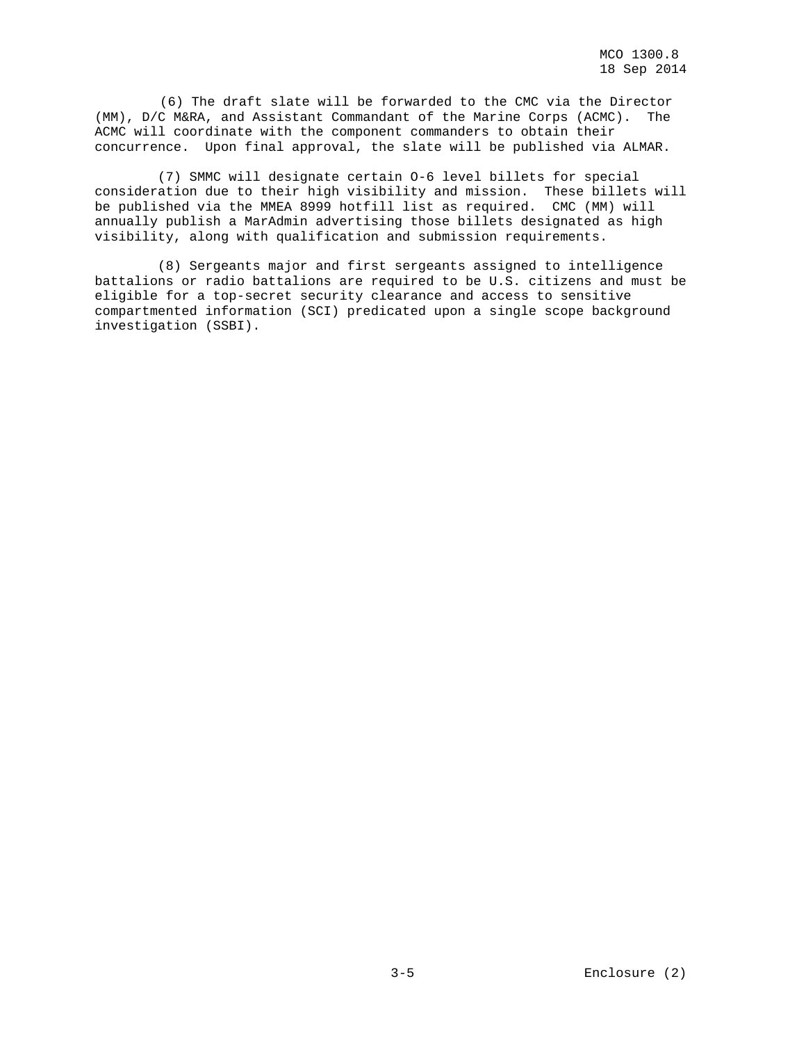(6) The draft slate will be forwarded to the CMC via the Director (MM), D/C M&RA, and Assistant Commandant of the Marine Corps (ACMC). The ACMC will coordinate with the component commanders to obtain their concurrence. Upon final approval, the slate will be published via ALMAR.

(7) SMMC will designate certain O-6 level billets for special consideration due to their high visibility and mission. These billets will be published via the MMEA 8999 hotfill list as required. CMC (MM) will annually publish a MarAdmin advertising those billets designated as high visibility, along with qualification and submission requirements.

(8) Sergeants major and first sergeants assigned to intelligence battalions or radio battalions are required to be U.S. citizens and must be eligible for a top-secret security clearance and access to sensitive compartmented information (SCI) predicated upon a single scope background investigation (SSBI).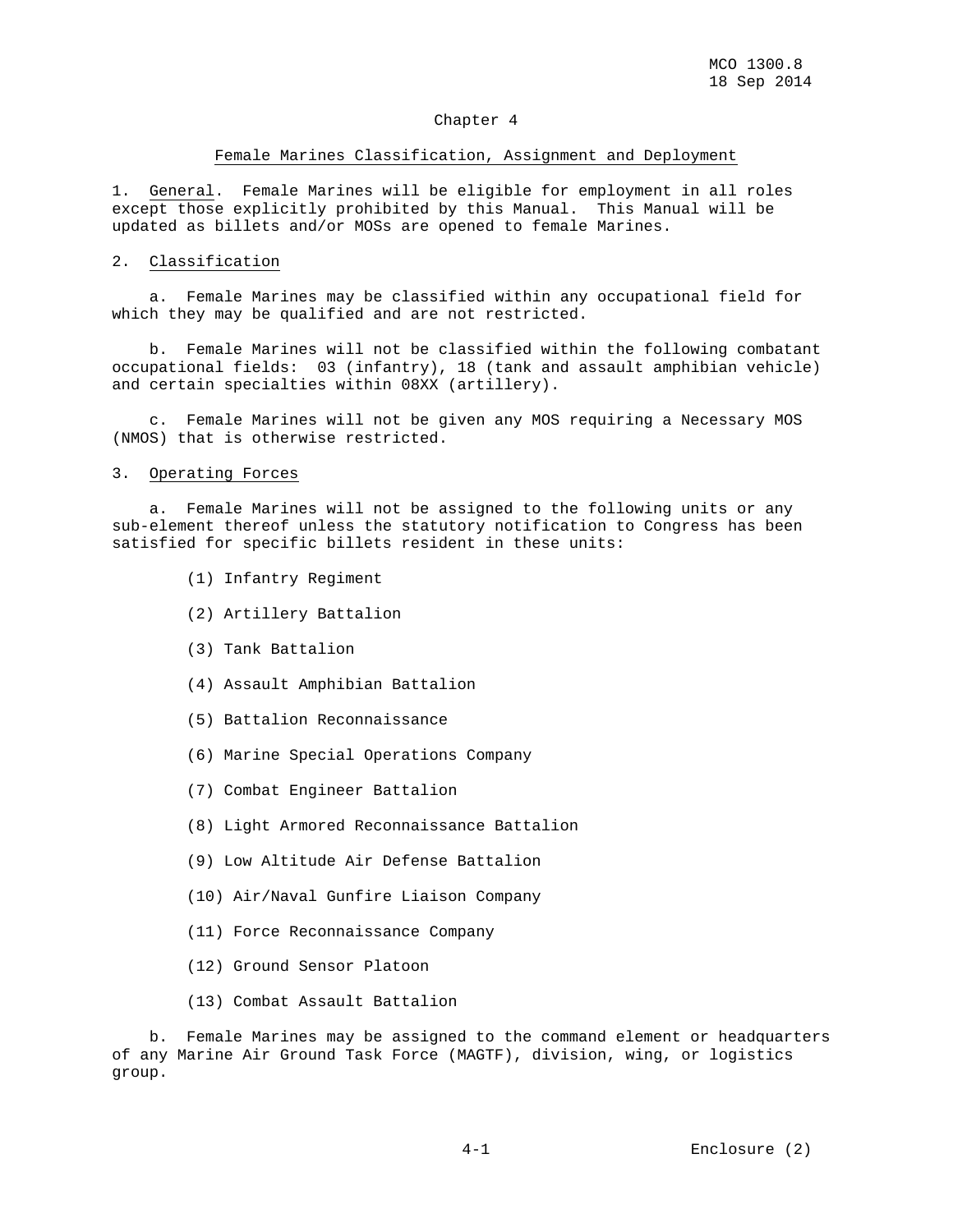## Chapter 4

### Female Marines Classification, Assignment and Deployment

1. General. Female Marines will be eligible for employment in all roles except those explicitly prohibited by this Manual. This Manual will be updated as billets and/or MOSs are opened to female Marines.

2. Classification

   a. Female Marines may be classified within any occupational field for which they may be qualified and are not restricted.

   b. Female Marines will not be classified within the following combatant occupational fields: 03 (infantry), 18 (tank and assault amphibian vehicle) and certain specialties within 08XX (artillery).

   c. Female Marines will not be given any MOS requiring a Necessary MOS (NMOS) that is otherwise restricted.

3. Operating Forces

   a. Female Marines will not be assigned to the following units or any sub-element thereof unless the statutory notification to Congress has been satisfied for specific billets resident in these units:

      (1) Infantry Regiment

      (2) Artillery Battalion

      (3) Tank Battalion

      (4) Assault Amphibian Battalion

      (5) Battalion Reconnaissance

      (6) Marine Special Operations Company

      (7) Combat Engineer Battalion

      (8) Light Armored Reconnaissance Battalion

      (9) Low Altitude Air Defense Battalion

      (10) Air/Naval Gunfire Liaison Company

      (11) Force Reconnaissance Company

      (12) Ground Sensor Platoon

      (13) Combat Assault Battalion

   b. Female Marines may be assigned to the command element or headquarters of any Marine Air Ground Task Force (MAGTF), division, wing, or logistics group.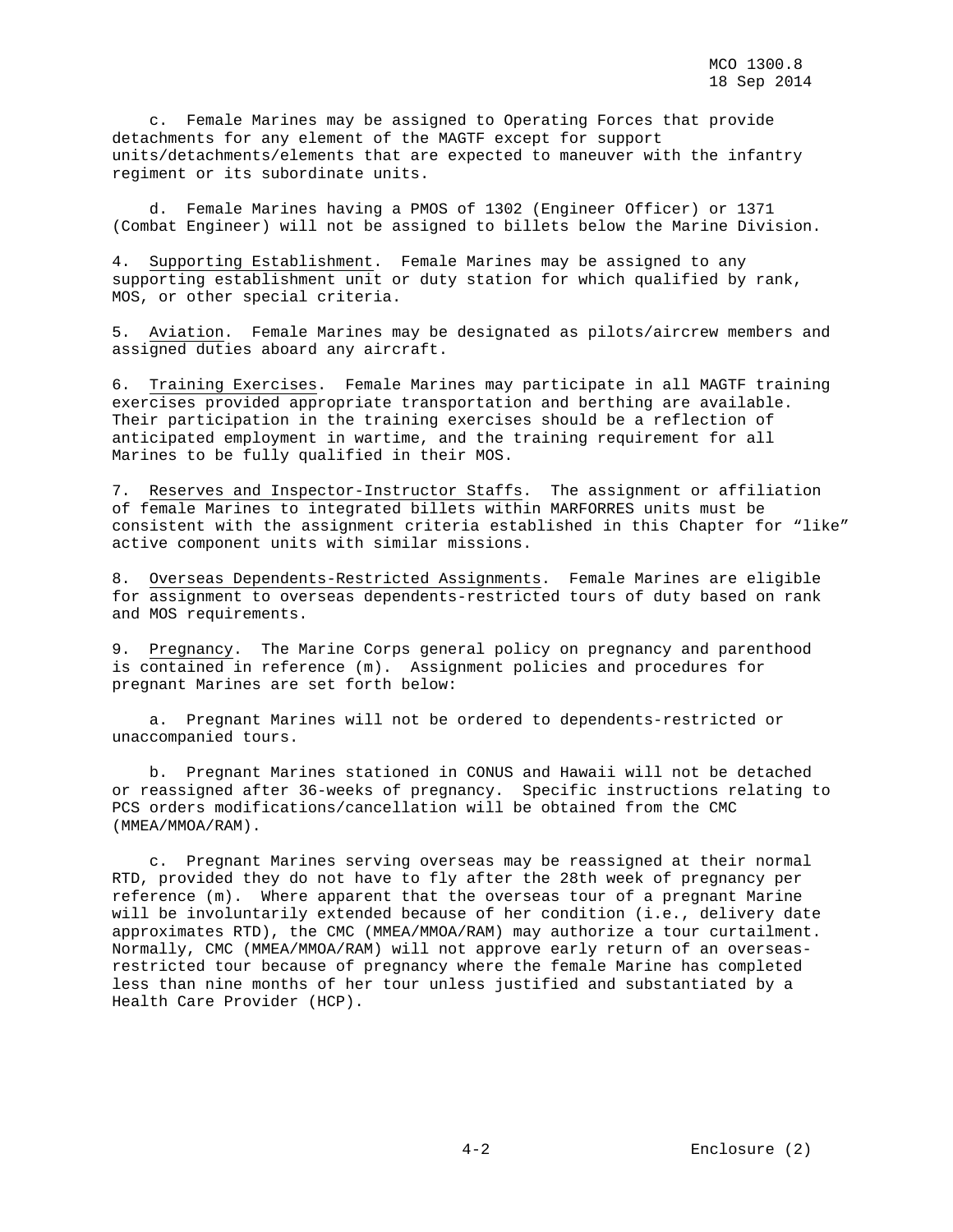c. Female Marines may be assigned to Operating Forces that provide detachments for any element of the MAGTF except for support units/detachments/elements that are expected to maneuver with the infantry regiment or its subordinate units.

d. Female Marines having a PMOS of 1302 (Engineer Officer) or 1371 (Combat Engineer) will not be assigned to billets below the Marine Division.

4. Supporting Establishment. Female Marines may be assigned to any supporting establishment unit or duty station for which qualified by rank, MOS, or other special criteria.

5. Aviation. Female Marines may be designated as pilots/aircrew members and assigned duties aboard any aircraft.

6. Training Exercises. Female Marines may participate in all MAGTF training exercises provided appropriate transportation and berthing are available. Their participation in the training exercises should be a reflection of anticipated employment in wartime, and the training requirement for all Marines to be fully qualified in their MOS.

7. Reserves and Inspector-Instructor Staffs. The assignment or affiliation of female Marines to integrated billets within MARFORRES units must be consistent with the assignment criteria established in this Chapter for "like" active component units with similar missions.

8. Overseas Dependents-Restricted Assignments. Female Marines are eligible for assignment to overseas dependents-restricted tours of duty based on rank and MOS requirements.

9. Pregnancy. The Marine Corps general policy on pregnancy and parenthood is contained in reference (m). Assignment policies and procedures for pregnant Marines are set forth below:

a. Pregnant Marines will not be ordered to dependents-restricted or unaccompanied tours.

b. Pregnant Marines stationed in CONUS and Hawaii will not be detached or reassigned after 36-weeks of pregnancy. Specific instructions relating to PCS orders modifications/cancellation will be obtained from the CMC (MMEA/MMOA/RAM).

c. Pregnant Marines serving overseas may be reassigned at their normal RTD, provided they do not have to fly after the 28th week of pregnancy per reference (m). Where apparent that the overseas tour of a pregnant Marine will be involuntarily extended because of her condition (i.e., delivery date approximates RTD), the CMC (MMEA/MMOA/RAM) may authorize a tour curtailment. Normally, CMC (MMEA/MMOA/RAM) will not approve early return of an overseas-restricted tour because of pregnancy where the female Marine has completed less than nine months of her tour unless justified and substantiated by a Health Care Provider (HCP).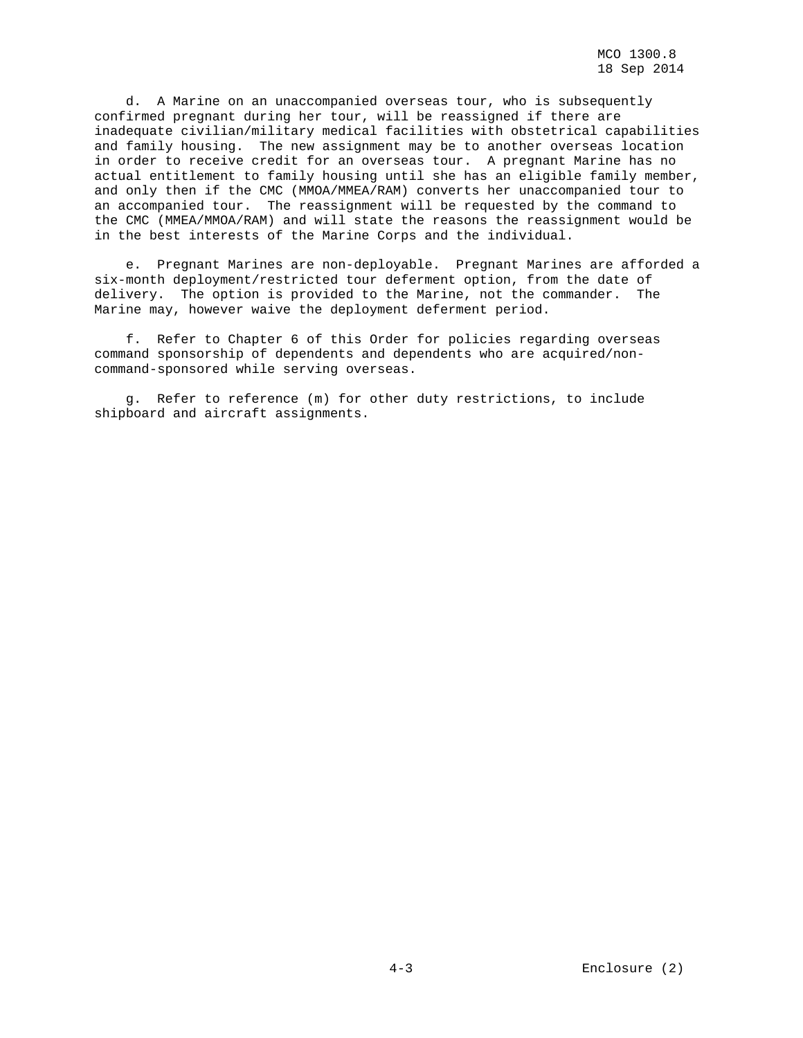d. A Marine on an unaccompanied overseas tour, who is subsequently confirmed pregnant during her tour, will be reassigned if there are inadequate civilian/military medical facilities with obstetrical capabilities and family housing. The new assignment may be to another overseas location in order to receive credit for an overseas tour. A pregnant Marine has no actual entitlement to family housing until she has an eligible family member, and only then if the CMC (MMOA/MMEA/RAM) converts her unaccompanied tour to an accompanied tour. The reassignment will be requested by the command to the CMC (MMEA/MMOA/RAM) and will state the reasons the reassignment would be in the best interests of the Marine Corps and the individual.

e. Pregnant Marines are non-deployable. Pregnant Marines are afforded a six-month deployment/restricted tour deferment option, from the date of delivery. The option is provided to the Marine, not the commander. The Marine may, however waive the deployment deferment period.

f. Refer to Chapter 6 of this Order for policies regarding overseas command sponsorship of dependents and dependents who are acquired/non-command-sponsored while serving overseas.

g. Refer to reference (m) for other duty restrictions, to include shipboard and aircraft assignments.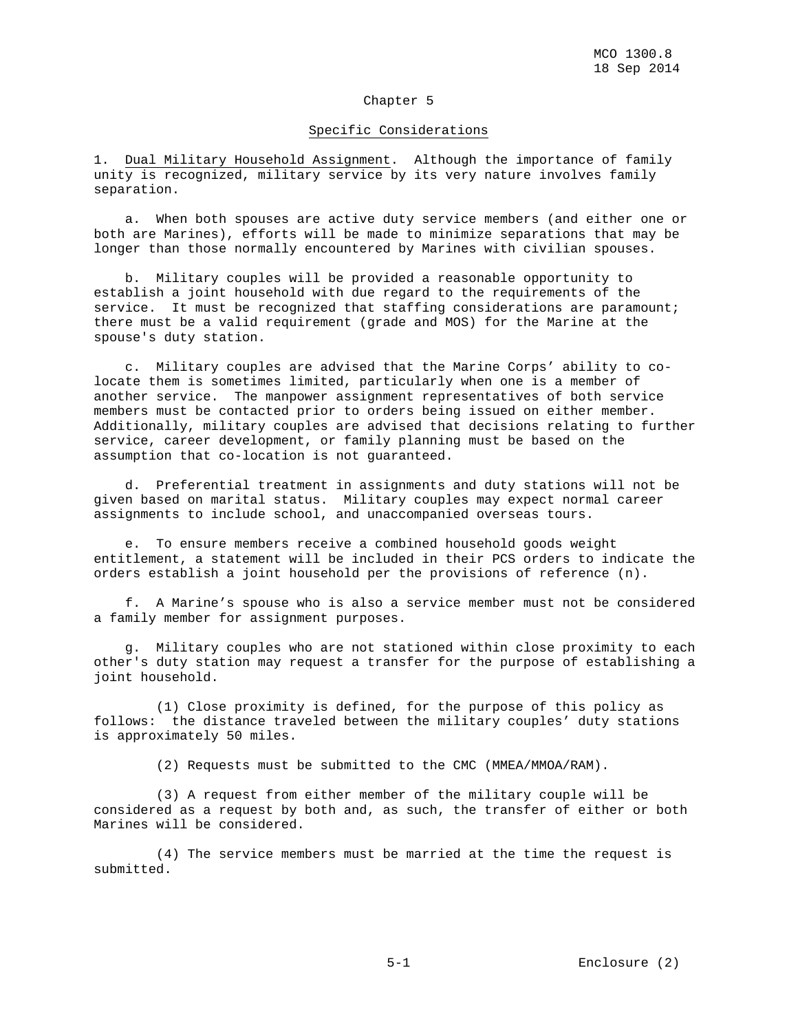# Chapter 5

## Specific Considerations

1. Dual Military Household Assignment. Although the importance of family unity is recognized, military service by its very nature involves family separation.

   a. When both spouses are active duty service members (and either one or both are Marines), efforts will be made to minimize separations that may be longer than those normally encountered by Marines with civilian spouses.

   b. Military couples will be provided a reasonable opportunity to establish a joint household with due regard to the requirements of the service. It must be recognized that staffing considerations are paramount; there must be a valid requirement (grade and MOS) for the Marine at the spouse's duty station.

   c. Military couples are advised that the Marine Corps' ability to co-locate them is sometimes limited, particularly when one is a member of another service. The manpower assignment representatives of both service members must be contacted prior to orders being issued on either member. Additionally, military couples are advised that decisions relating to further service, career development, or family planning must be based on the assumption that co-location is not guaranteed.

   d. Preferential treatment in assignments and duty stations will not be given based on marital status. Military couples may expect normal career assignments to include school, and unaccompanied overseas tours.

   e. To ensure members receive a combined household goods weight entitlement, a statement will be included in their PCS orders to indicate the orders establish a joint household per the provisions of reference (n).

   f. A Marine's spouse who is also a service member must not be considered a family member for assignment purposes.

   g. Military couples who are not stationed within close proximity to each other's duty station may request a transfer for the purpose of establishing a joint household.

      (1) Close proximity is defined, for the purpose of this policy as follows: the distance traveled between the military couples' duty stations is approximately 50 miles.

      (2) Requests must be submitted to the CMC (MMEA/MMOA/RAM).

      (3) A request from either member of the military couple will be considered as a request by both and, as such, the transfer of either or both Marines will be considered.

      (4) The service members must be married at the time the request is submitted.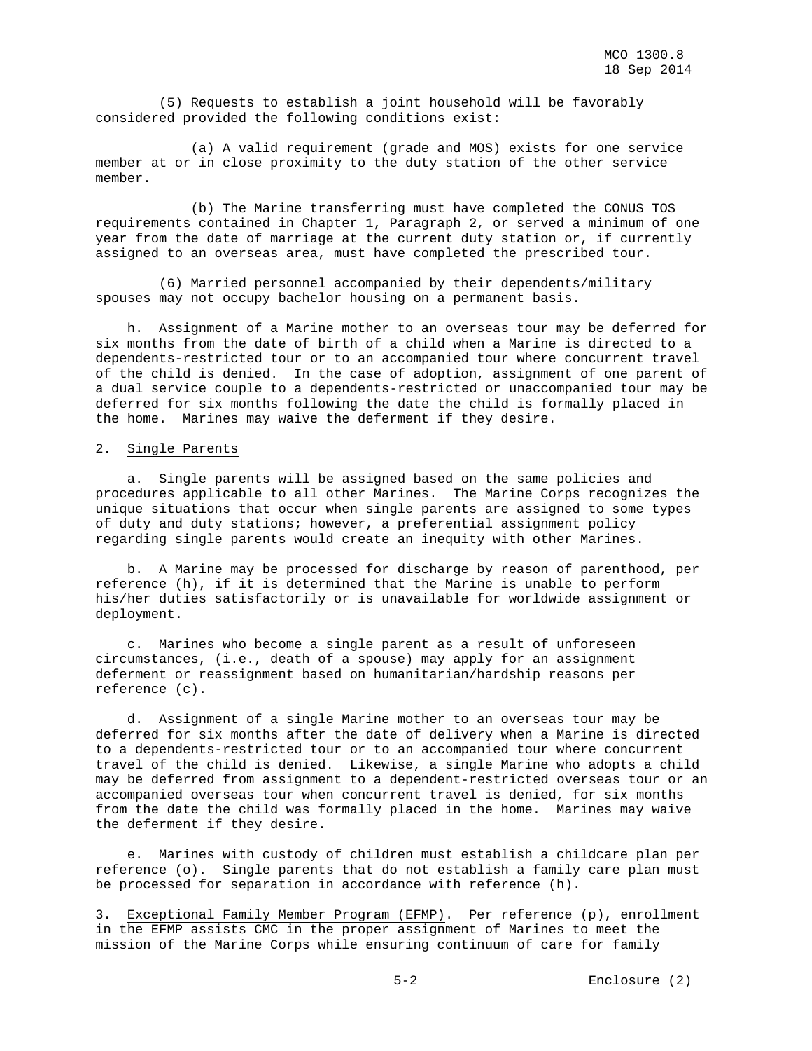(5) Requests to establish a joint household will be favorably considered provided the following conditions exist:

(a) A valid requirement (grade and MOS) exists for one service member at or in close proximity to the duty station of the other service member.

(b) The Marine transferring must have completed the CONUS TOS requirements contained in Chapter 1, Paragraph 2, or served a minimum of one year from the date of marriage at the current duty station or, if currently assigned to an overseas area, must have completed the prescribed tour.

(6) Married personnel accompanied by their dependents/military spouses may not occupy bachelor housing on a permanent basis.

h. Assignment of a Marine mother to an overseas tour may be deferred for six months from the date of birth of a child when a Marine is directed to a dependents-restricted tour or to an accompanied tour where concurrent travel of the child is denied. In the case of adoption, assignment of one parent of a dual service couple to a dependents-restricted or unaccompanied tour may be deferred for six months following the date the child is formally placed in the home. Marines may waive the deferment if they desire.

2. Single Parents

a. Single parents will be assigned based on the same policies and procedures applicable to all other Marines. The Marine Corps recognizes the unique situations that occur when single parents are assigned to some types of duty and duty stations; however, a preferential assignment policy regarding single parents would create an inequity with other Marines.

b. A Marine may be processed for discharge by reason of parenthood, per reference (h), if it is determined that the Marine is unable to perform his/her duties satisfactorily or is unavailable for worldwide assignment or deployment.

c. Marines who become a single parent as a result of unforeseen circumstances, (i.e., death of a spouse) may apply for an assignment deferment or reassignment based on humanitarian/hardship reasons per reference (c).

d. Assignment of a single Marine mother to an overseas tour may be deferred for six months after the date of delivery when a Marine is directed to a dependents-restricted tour or to an accompanied tour where concurrent travel of the child is denied. Likewise, a single Marine who adopts a child may be deferred from assignment to a dependent-restricted overseas tour or an accompanied overseas tour when concurrent travel is denied, for six months from the date the child was formally placed in the home. Marines may waive the deferment if they desire.

e. Marines with custody of children must establish a childcare plan per reference (o). Single parents that do not establish a family care plan must be processed for separation in accordance with reference (h).

3. Exceptional Family Member Program (EFMP). Per reference (p), enrollment in the EFMP assists CMC in the proper assignment of Marines to meet the mission of the Marine Corps while ensuring continuum of care for family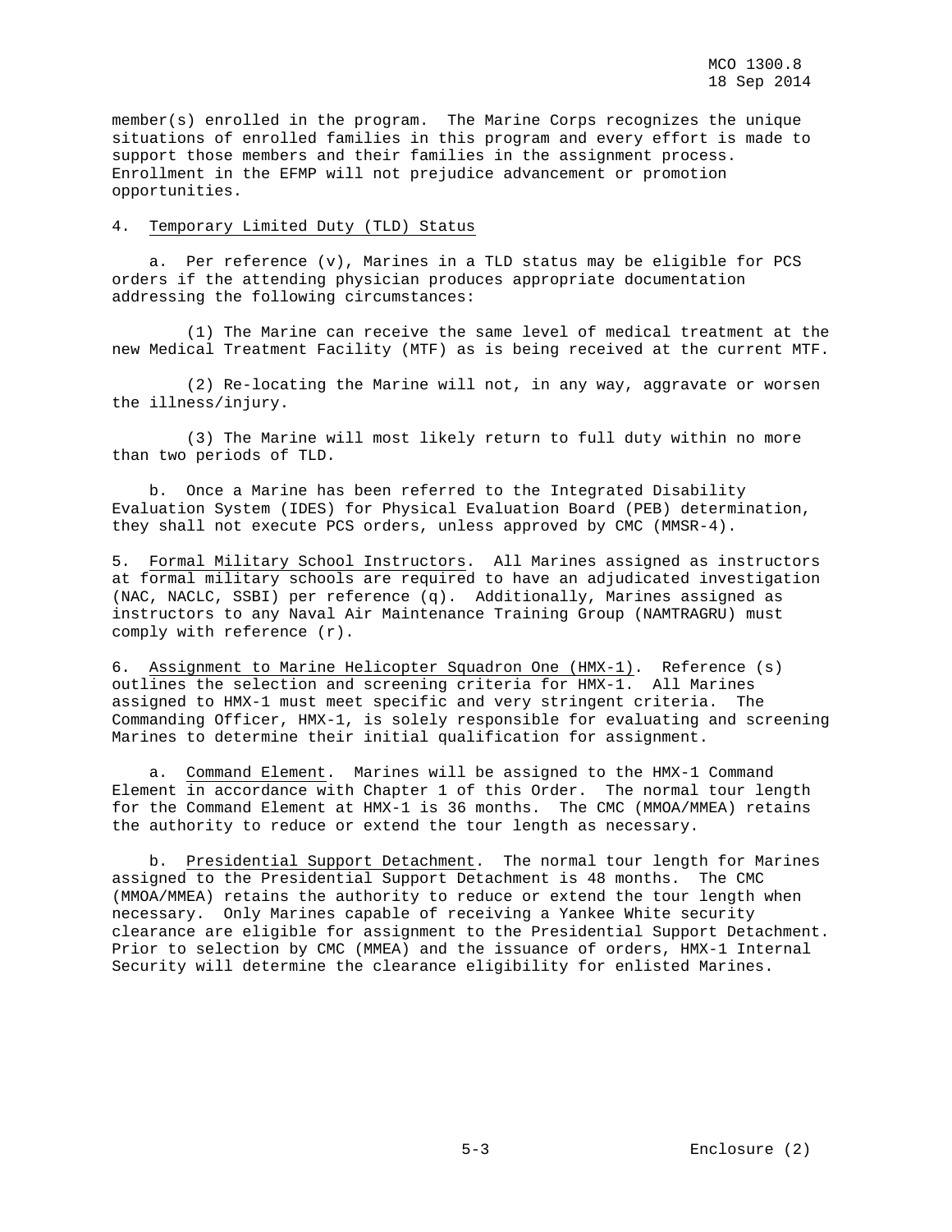member(s) enrolled in the program. The Marine Corps recognizes the unique situations of enrolled families in this program and every effort is made to support those members and their families in the assignment process. Enrollment in the EFMP will not prejudice advancement or promotion opportunities.

4. Temporary Limited Duty (TLD) Status

a. Per reference (v), Marines in a TLD status may be eligible for PCS orders if the attending physician produces appropriate documentation addressing the following circumstances:

(1) The Marine can receive the same level of medical treatment at the new Medical Treatment Facility (MTF) as is being received at the current MTF.

(2) Re-locating the Marine will not, in any way, aggravate or worsen the illness/injury.

(3) The Marine will most likely return to full duty within no more than two periods of TLD.

b. Once a Marine has been referred to the Integrated Disability Evaluation System (IDES) for Physical Evaluation Board (PEB) determination, they shall not execute PCS orders, unless approved by CMC (MMSR-4).

5. Formal Military School Instructors. All Marines assigned as instructors at formal military schools are required to have an adjudicated investigation (NAC, NACLC, SSBI) per reference (q). Additionally, Marines assigned as instructors to any Naval Air Maintenance Training Group (NAMTRAGRU) must comply with reference (r).

6. Assignment to Marine Helicopter Squadron One (HMX-1). Reference (s) outlines the selection and screening criteria for HMX-1. All Marines assigned to HMX-1 must meet specific and very stringent criteria. The Commanding Officer, HMX-1, is solely responsible for evaluating and screening Marines to determine their initial qualification for assignment.

a. Command Element. Marines will be assigned to the HMX-1 Command Element in accordance with Chapter 1 of this Order. The normal tour length for the Command Element at HMX-1 is 36 months. The CMC (MMOA/MMEA) retains the authority to reduce or extend the tour length as necessary.

b. Presidential Support Detachment. The normal tour length for Marines assigned to the Presidential Support Detachment is 48 months. The CMC (MMOA/MMEA) retains the authority to reduce or extend the tour length when necessary. Only Marines capable of receiving a Yankee White security clearance are eligible for assignment to the Presidential Support Detachment. Prior to selection by CMC (MMEA) and the issuance of orders, HMX-1 Internal Security will determine the clearance eligibility for enlisted Marines.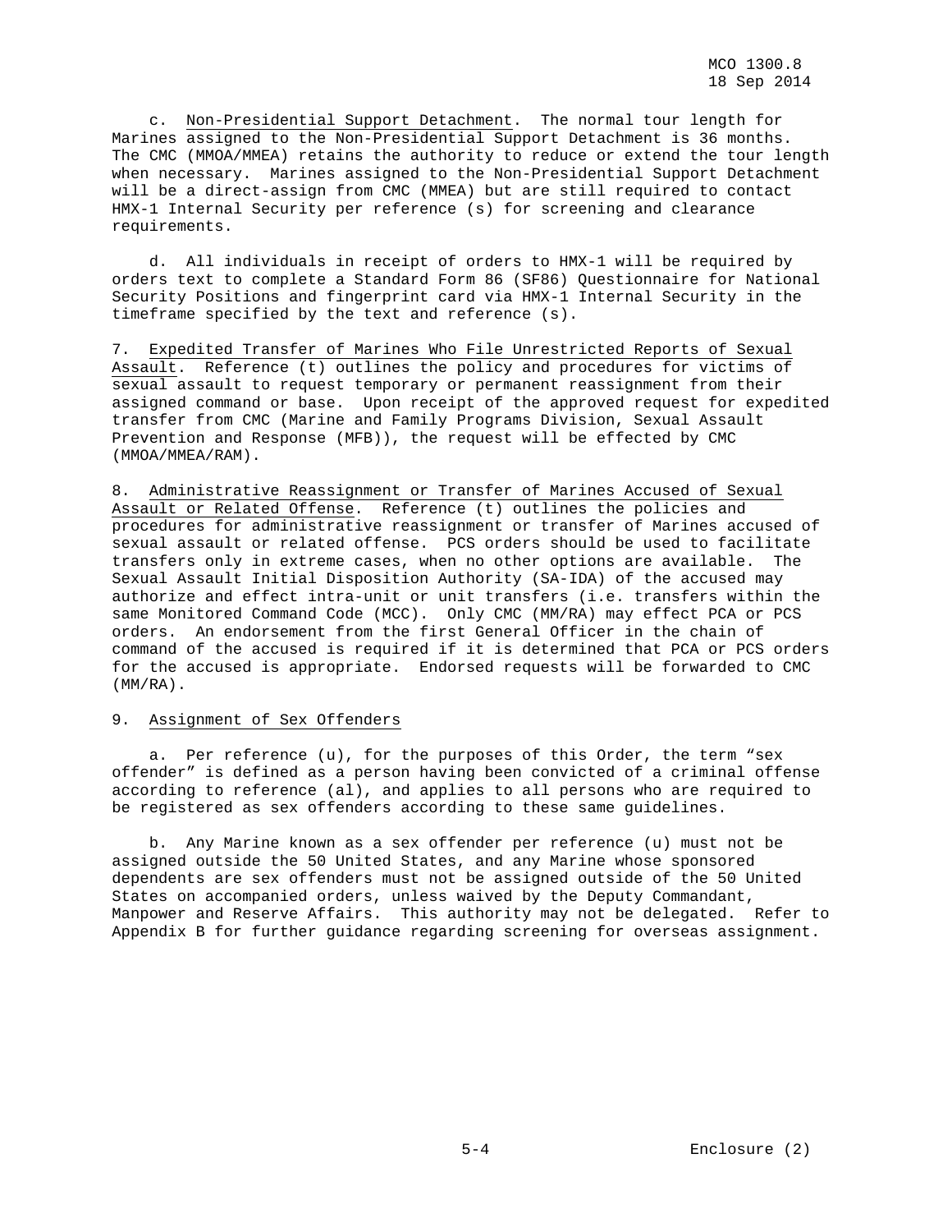c. Non-Presidential Support Detachment. The normal tour length for Marines assigned to the Non-Presidential Support Detachment is 36 months. The CMC (MMOA/MMEA) retains the authority to reduce or extend the tour length when necessary. Marines assigned to the Non-Presidential Support Detachment will be a direct-assign from CMC (MMEA) but are still required to contact HMX-1 Internal Security per reference (s) for screening and clearance requirements.

d. All individuals in receipt of orders to HMX-1 will be required by orders text to complete a Standard Form 86 (SF86) Questionnaire for National Security Positions and fingerprint card via HMX-1 Internal Security in the timeframe specified by the text and reference (s).

7. Expedited Transfer of Marines Who File Unrestricted Reports of Sexual Assault. Reference (t) outlines the policy and procedures for victims of sexual assault to request temporary or permanent reassignment from their assigned command or base. Upon receipt of the approved request for expedited transfer from CMC (Marine and Family Programs Division, Sexual Assault Prevention and Response (MFB)), the request will be effected by CMC (MMOA/MMEA/RAM).

8. Administrative Reassignment or Transfer of Marines Accused of Sexual Assault or Related Offense. Reference (t) outlines the policies and procedures for administrative reassignment or transfer of Marines accused of sexual assault or related offense. PCS orders should be used to facilitate transfers only in extreme cases, when no other options are available. The Sexual Assault Initial Disposition Authority (SA-IDA) of the accused may authorize and effect intra-unit or unit transfers (i.e. transfers within the same Monitored Command Code (MCC). Only CMC (MM/RA) may effect PCA or PCS orders. An endorsement from the first General Officer in the chain of command of the accused is required if it is determined that PCA or PCS orders for the accused is appropriate. Endorsed requests will be forwarded to CMC (MM/RA).

9. Assignment of Sex Offenders

a. Per reference (u), for the purposes of this Order, the term "sex offender" is defined as a person having been convicted of a criminal offense according to reference (al), and applies to all persons who are required to be registered as sex offenders according to these same guidelines.

b. Any Marine known as a sex offender per reference (u) must not be assigned outside the 50 United States, and any Marine whose sponsored dependents are sex offenders must not be assigned outside of the 50 United States on accompanied orders, unless waived by the Deputy Commandant, Manpower and Reserve Affairs. This authority may not be delegated. Refer to Appendix B for further guidance regarding screening for overseas assignment.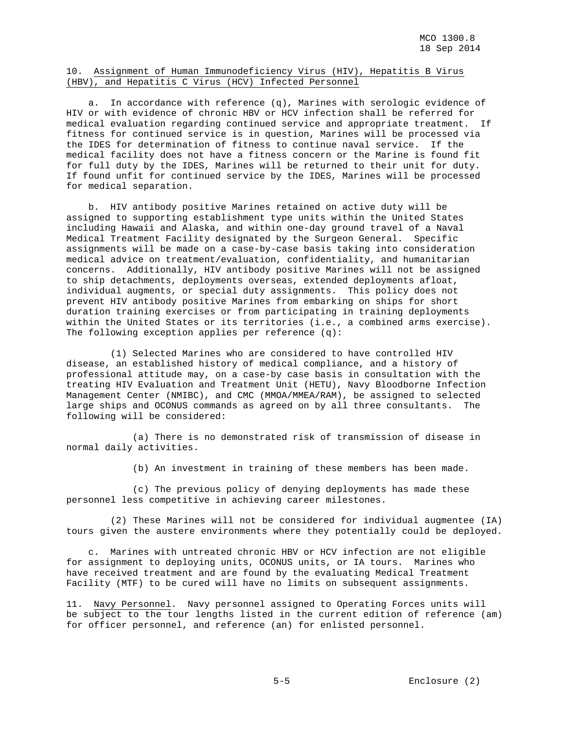10. Assignment of Human Immunodeficiency Virus (HIV), Hepatitis B Virus (HBV), and Hepatitis C Virus (HCV) Infected Personnel

a. In accordance with reference (q), Marines with serologic evidence of HIV or with evidence of chronic HBV or HCV infection shall be referred for medical evaluation regarding continued service and appropriate treatment. If fitness for continued service is in question, Marines will be processed via the IDES for determination of fitness to continue naval service. If the medical facility does not have a fitness concern or the Marine is found fit for full duty by the IDES, Marines will be returned to their unit for duty. If found unfit for continued service by the IDES, Marines will be processed for medical separation.

b. HIV antibody positive Marines retained on active duty will be assigned to supporting establishment type units within the United States including Hawaii and Alaska, and within one-day ground travel of a Naval Medical Treatment Facility designated by the Surgeon General. Specific assignments will be made on a case-by-case basis taking into consideration medical advice on treatment/evaluation, confidentiality, and humanitarian concerns. Additionally, HIV antibody positive Marines will not be assigned to ship detachments, deployments overseas, extended deployments afloat, individual augments, or special duty assignments. This policy does not prevent HIV antibody positive Marines from embarking on ships for short duration training exercises or from participating in training deployments within the United States or its territories (i.e., a combined arms exercise). The following exception applies per reference (q):

(1) Selected Marines who are considered to have controlled HIV disease, an established history of medical compliance, and a history of professional attitude may, on a case-by case basis in consultation with the treating HIV Evaluation and Treatment Unit (HETU), Navy Bloodborne Infection Management Center (NMIBC), and CMC (MMOA/MMEA/RAM), be assigned to selected large ships and OCONUS commands as agreed on by all three consultants. The following will be considered:

(a) There is no demonstrated risk of transmission of disease in normal daily activities.

(b) An investment in training of these members has been made.

(c) The previous policy of denying deployments has made these personnel less competitive in achieving career milestones.

(2) These Marines will not be considered for individual augmentee (IA) tours given the austere environments where they potentially could be deployed.

c. Marines with untreated chronic HBV or HCV infection are not eligible for assignment to deploying units, OCONUS units, or IA tours. Marines who have received treatment and are found by the evaluating Medical Treatment Facility (MTF) to be cured will have no limits on subsequent assignments.

11. Navy Personnel. Navy personnel assigned to Operating Forces units will be subject to the tour lengths listed in the current edition of reference (am) for officer personnel, and reference (an) for enlisted personnel.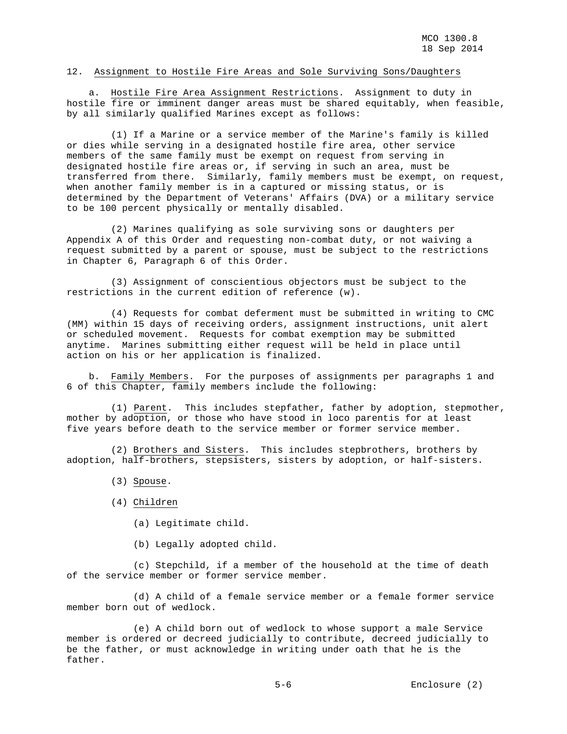12. Assignment to Hostile Fire Areas and Sole Surviving Sons/Daughters

a. Hostile Fire Area Assignment Restrictions. Assignment to duty in hostile fire or imminent danger areas must be shared equitably, when feasible, by all similarly qualified Marines except as follows:

(1) If a Marine or a service member of the Marine's family is killed or dies while serving in a designated hostile fire area, other service members of the same family must be exempt on request from serving in designated hostile fire areas or, if serving in such an area, must be transferred from there. Similarly, family members must be exempt, on request, when another family member is in a captured or missing status, or is determined by the Department of Veterans' Affairs (DVA) or a military service to be 100 percent physically or mentally disabled.

(2) Marines qualifying as sole surviving sons or daughters per Appendix A of this Order and requesting non-combat duty, or not waiving a request submitted by a parent or spouse, must be subject to the restrictions in Chapter 6, Paragraph 6 of this Order.

(3) Assignment of conscientious objectors must be subject to the restrictions in the current edition of reference (w).

(4) Requests for combat deferment must be submitted in writing to CMC (MM) within 15 days of receiving orders, assignment instructions, unit alert or scheduled movement. Requests for combat exemption may be submitted anytime. Marines submitting either request will be held in place until action on his or her application is finalized.

b. Family Members. For the purposes of assignments per paragraphs 1 and 6 of this Chapter, family members include the following:

(1) Parent. This includes stepfather, father by adoption, stepmother, mother by adoption, or those who have stood in loco parentis for at least five years before death to the service member or former service member.

(2) Brothers and Sisters. This includes stepbrothers, brothers by adoption, half-brothers, stepsisters, sisters by adoption, or half-sisters.

(3) Spouse.

(4) Children

(a) Legitimate child.

(b) Legally adopted child.

(c) Stepchild, if a member of the household at the time of death of the service member or former service member.

(d) A child of a female service member or a female former service member born out of wedlock.

(e) A child born out of wedlock to whose support a male Service member is ordered or decreed judicially to contribute, decreed judicially to be the father, or must acknowledge in writing under oath that he is the father.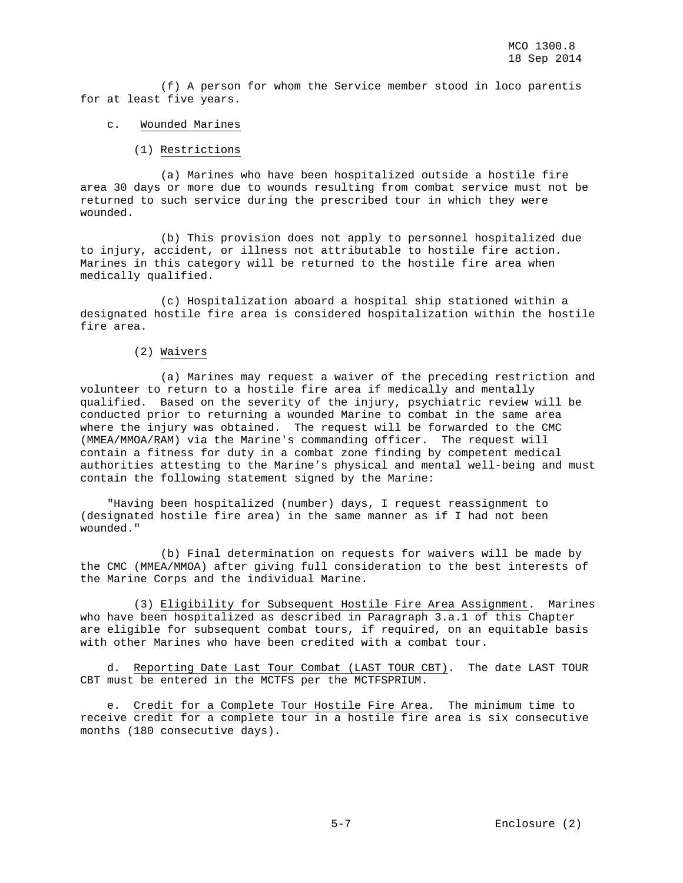(f) A person for whom the Service member stood in loco parentis for at least five years.

c. Wounded Marines

(1) Restrictions

(a) Marines who have been hospitalized outside a hostile fire area 30 days or more due to wounds resulting from combat service must not be returned to such service during the prescribed tour in which they were wounded.

(b) This provision does not apply to personnel hospitalized due to injury, accident, or illness not attributable to hostile fire action. Marines in this category will be returned to the hostile fire area when medically qualified.

(c) Hospitalization aboard a hospital ship stationed within a designated hostile fire area is considered hospitalization within the hostile fire area.

(2) Waivers

(a) Marines may request a waiver of the preceding restriction and volunteer to return to a hostile fire area if medically and mentally qualified. Based on the severity of the injury, psychiatric review will be conducted prior to returning a wounded Marine to combat in the same area where the injury was obtained. The request will be forwarded to the CMC (MMEA/MMOA/RAM) via the Marine's commanding officer. The request will contain a fitness for duty in a combat zone finding by competent medical authorities attesting to the Marine's physical and mental well-being and must contain the following statement signed by the Marine:

"Having been hospitalized (number) days, I request reassignment to (designated hostile fire area) in the same manner as if I had not been wounded."

(b) Final determination on requests for waivers will be made by the CMC (MMEA/MMOA) after giving full consideration to the best interests of the Marine Corps and the individual Marine.

(3) Eligibility for Subsequent Hostile Fire Area Assignment. Marines who have been hospitalized as described in Paragraph 3.a.1 of this Chapter are eligible for subsequent combat tours, if required, on an equitable basis with other Marines who have been credited with a combat tour.

d. Reporting Date Last Tour Combat (LAST TOUR CBT). The date LAST TOUR CBT must be entered in the MCTFS per the MCTFSPRIUM.

e. Credit for a Complete Tour Hostile Fire Area. The minimum time to receive credit for a complete tour in a hostile fire area is six consecutive months (180 consecutive days).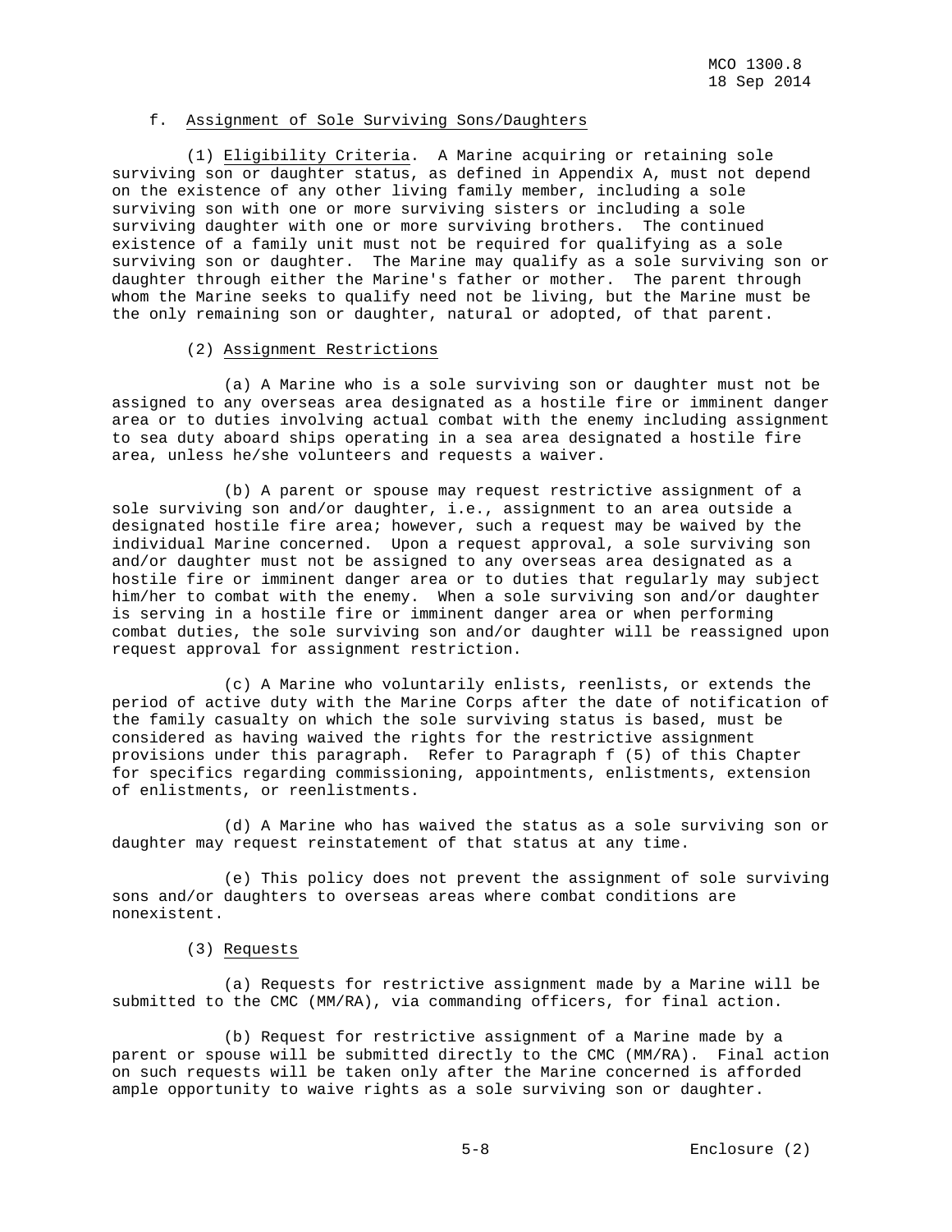f. Assignment of Sole Surviving Sons/Daughters

(1) Eligibility Criteria. A Marine acquiring or retaining sole surviving son or daughter status, as defined in Appendix A, must not depend on the existence of any other living family member, including a sole surviving son with one or more surviving sisters or including a sole surviving daughter with one or more surviving brothers. The continued existence of a family unit must not be required for qualifying as a sole surviving son or daughter. The Marine may qualify as a sole surviving son or daughter through either the Marine's father or mother. The parent through whom the Marine seeks to qualify need not be living, but the Marine must be the only remaining son or daughter, natural or adopted, of that parent.

(2) Assignment Restrictions

(a) A Marine who is a sole surviving son or daughter must not be assigned to any overseas area designated as a hostile fire or imminent danger area or to duties involving actual combat with the enemy including assignment to sea duty aboard ships operating in a sea area designated a hostile fire area, unless he/she volunteers and requests a waiver.

(b) A parent or spouse may request restrictive assignment of a sole surviving son and/or daughter, i.e., assignment to an area outside a designated hostile fire area; however, such a request may be waived by the individual Marine concerned. Upon a request approval, a sole surviving son and/or daughter must not be assigned to any overseas area designated as a hostile fire or imminent danger area or to duties that regularly may subject him/her to combat with the enemy. When a sole surviving son and/or daughter is serving in a hostile fire or imminent danger area or when performing combat duties, the sole surviving son and/or daughter will be reassigned upon request approval for assignment restriction.

(c) A Marine who voluntarily enlists, reenlists, or extends the period of active duty with the Marine Corps after the date of notification of the family casualty on which the sole surviving status is based, must be considered as having waived the rights for the restrictive assignment provisions under this paragraph. Refer to Paragraph f (5) of this Chapter for specifics regarding commissioning, appointments, enlistments, extension of enlistments, or reenlistments.

(d) A Marine who has waived the status as a sole surviving son or daughter may request reinstatement of that status at any time.

(e) This policy does not prevent the assignment of sole surviving sons and/or daughters to overseas areas where combat conditions are nonexistent.

(3) Requests

(a) Requests for restrictive assignment made by a Marine will be submitted to the CMC (MM/RA), via commanding officers, for final action.

(b) Request for restrictive assignment of a Marine made by a parent or spouse will be submitted directly to the CMC (MM/RA). Final action on such requests will be taken only after the Marine concerned is afforded ample opportunity to waive rights as a sole surviving son or daughter.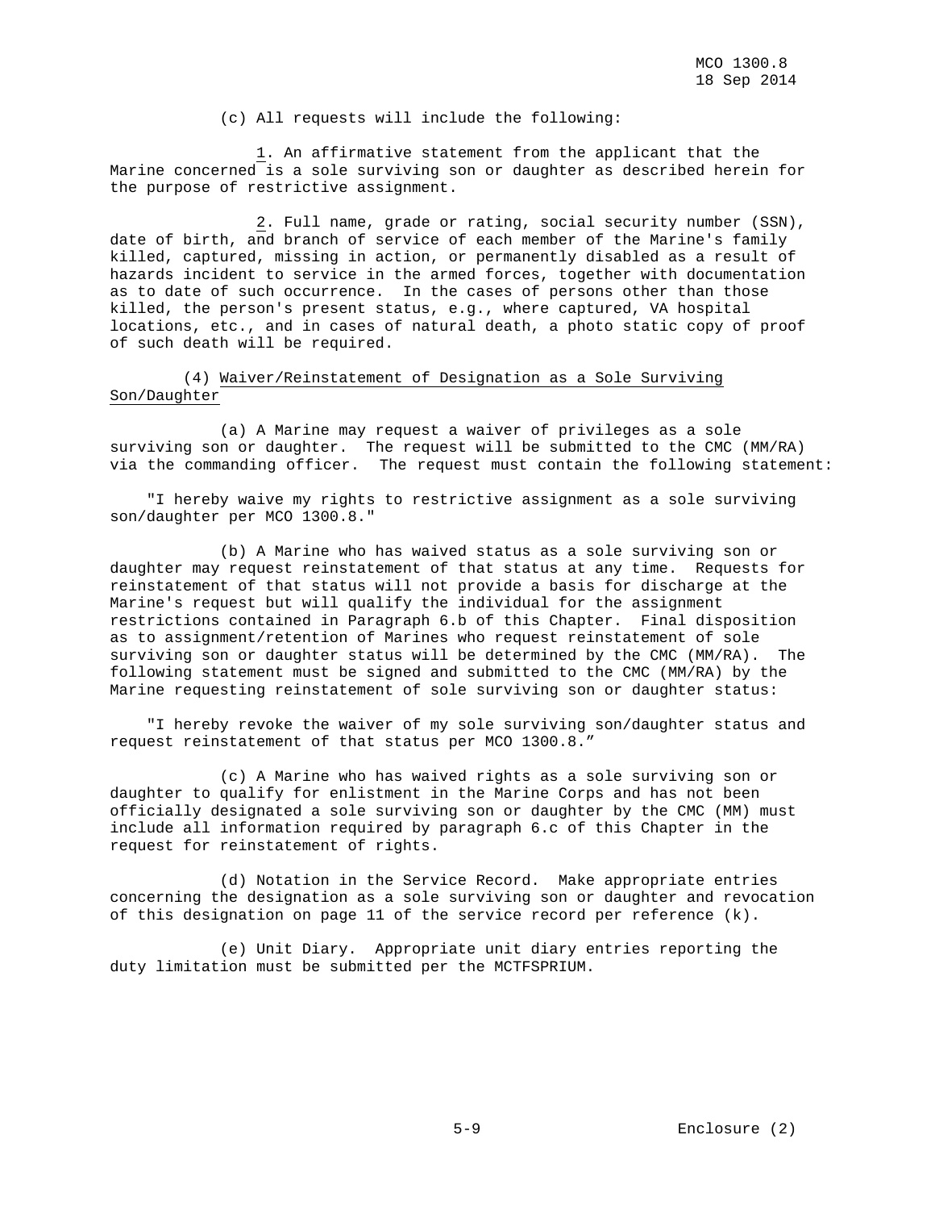(c) All requests will include the following:

1. An affirmative statement from the applicant that the Marine concerned is a sole surviving son or daughter as described herein for the purpose of restrictive assignment.

2. Full name, grade or rating, social security number (SSN), date of birth, and branch of service of each member of the Marine's family killed, captured, missing in action, or permanently disabled as a result of hazards incident to service in the armed forces, together with documentation as to date of such occurrence. In the cases of persons other than those killed, the person's present status, e.g., where captured, VA hospital locations, etc., and in cases of natural death, a photo static copy of proof of such death will be required.

(4) Waiver/Reinstatement of Designation as a Sole Surviving Son/Daughter

(a) A Marine may request a waiver of privileges as a sole surviving son or daughter. The request will be submitted to the CMC (MM/RA) via the commanding officer. The request must contain the following statement:

"I hereby waive my rights to restrictive assignment as a sole surviving son/daughter per MCO 1300.8."

(b) A Marine who has waived status as a sole surviving son or daughter may request reinstatement of that status at any time. Requests for reinstatement of that status will not provide a basis for discharge at the Marine's request but will qualify the individual for the assignment restrictions contained in Paragraph 6.b of this Chapter. Final disposition as to assignment/retention of Marines who request reinstatement of sole surviving son or daughter status will be determined by the CMC (MM/RA). The following statement must be signed and submitted to the CMC (MM/RA) by the Marine requesting reinstatement of sole surviving son or daughter status:

"I hereby revoke the waiver of my sole surviving son/daughter status and request reinstatement of that status per MCO 1300.8."

(c) A Marine who has waived rights as a sole surviving son or daughter to qualify for enlistment in the Marine Corps and has not been officially designated a sole surviving son or daughter by the CMC (MM) must include all information required by paragraph 6.c of this Chapter in the request for reinstatement of rights.

(d) Notation in the Service Record. Make appropriate entries concerning the designation as a sole surviving son or daughter and revocation of this designation on page 11 of the service record per reference (k).

(e) Unit Diary. Appropriate unit diary entries reporting the duty limitation must be submitted per the MCTFSPRIUM.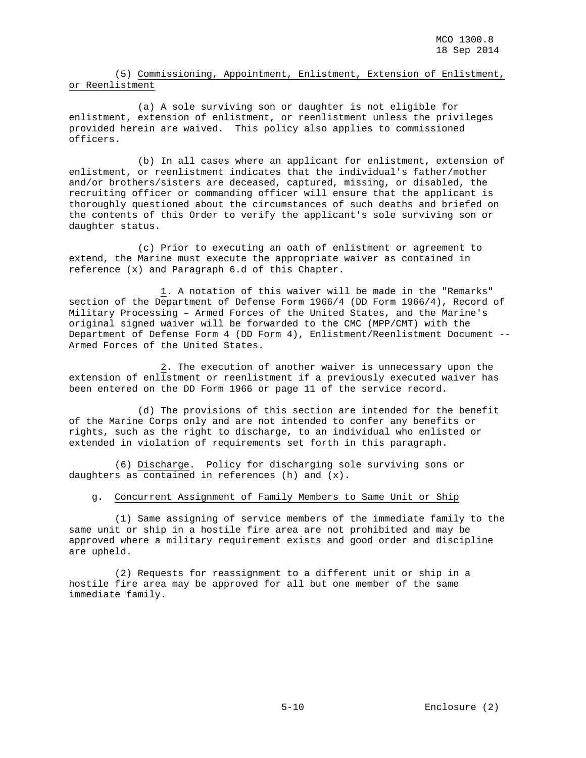(5) Commissioning, Appointment, Enlistment, Extension of Enlistment, or Reenlistment

(a) A sole surviving son or daughter is not eligible for enlistment, extension of enlistment, or reenlistment unless the privileges provided herein are waived. This policy also applies to commissioned officers.

(b) In all cases where an applicant for enlistment, extension of enlistment, or reenlistment indicates that the individual's father/mother and/or brothers/sisters are deceased, captured, missing, or disabled, the recruiting officer or commanding officer will ensure that the applicant is thoroughly questioned about the circumstances of such deaths and briefed on the contents of this Order to verify the applicant's sole surviving son or daughter status.

(c) Prior to executing an oath of enlistment or agreement to extend, the Marine must execute the appropriate waiver as contained in reference (x) and Paragraph 6.d of this Chapter.

1. A notation of this waiver will be made in the "Remarks" section of the Department of Defense Form 1966/4 (DD Form 1966/4), Record of Military Processing – Armed Forces of the United States, and the Marine's original signed waiver will be forwarded to the CMC (MPP/CMT) with the Department of Defense Form 4 (DD Form 4), Enlistment/Reenlistment Document -- Armed Forces of the United States.

2. The execution of another waiver is unnecessary upon the extension of enlistment or reenlistment if a previously executed waiver has been entered on the DD Form 1966 or page 11 of the service record.

(d) The provisions of this section are intended for the benefit of the Marine Corps only and are not intended to confer any benefits or rights, such as the right to discharge, to an individual who enlisted or extended in violation of requirements set forth in this paragraph.

(6) Discharge. Policy for discharging sole surviving sons or daughters as contained in references (h) and (x).

g. Concurrent Assignment of Family Members to Same Unit or Ship

(1) Same assigning of service members of the immediate family to the same unit or ship in a hostile fire area are not prohibited and may be approved where a military requirement exists and good order and discipline are upheld.

(2) Requests for reassignment to a different unit or ship in a hostile fire area may be approved for all but one member of the same immediate family.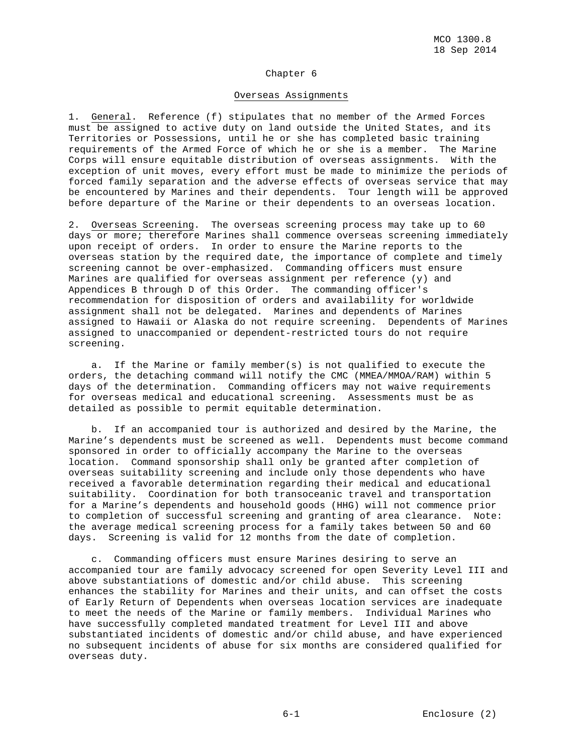# Chapter 6

## Overseas Assignments

1. General. Reference (f) stipulates that no member of the Armed Forces must be assigned to active duty on land outside the United States, and its Territories or Possessions, until he or she has completed basic training requirements of the Armed Force of which he or she is a member. The Marine Corps will ensure equitable distribution of overseas assignments. With the exception of unit moves, every effort must be made to minimize the periods of forced family separation and the adverse effects of overseas service that may be encountered by Marines and their dependents. Tour length will be approved before departure of the Marine or their dependents to an overseas location.

2. Overseas Screening. The overseas screening process may take up to 60 days or more; therefore Marines shall commence overseas screening immediately upon receipt of orders. In order to ensure the Marine reports to the overseas station by the required date, the importance of complete and timely screening cannot be over-emphasized. Commanding officers must ensure Marines are qualified for overseas assignment per reference (y) and Appendices B through D of this Order. The commanding officer's recommendation for disposition of orders and availability for worldwide assignment shall not be delegated. Marines and dependents of Marines assigned to Hawaii or Alaska do not require screening. Dependents of Marines assigned to unaccompanied or dependent-restricted tours do not require screening.

a. If the Marine or family member(s) is not qualified to execute the orders, the detaching command will notify the CMC (MMEA/MMOA/RAM) within 5 days of the determination. Commanding officers may not waive requirements for overseas medical and educational screening. Assessments must be as detailed as possible to permit equitable determination.

b. If an accompanied tour is authorized and desired by the Marine, the Marine's dependents must be screened as well. Dependents must become command sponsored in order to officially accompany the Marine to the overseas location. Command sponsorship shall only be granted after completion of overseas suitability screening and include only those dependents who have received a favorable determination regarding their medical and educational suitability. Coordination for both transoceanic travel and transportation for a Marine's dependents and household goods (HHG) will not commence prior to completion of successful screening and granting of area clearance. Note: the average medical screening process for a family takes between 50 and 60 days. Screening is valid for 12 months from the date of completion.

c. Commanding officers must ensure Marines desiring to serve an accompanied tour are family advocacy screened for open Severity Level III and above substantiations of domestic and/or child abuse. This screening enhances the stability for Marines and their units, and can offset the costs of Early Return of Dependents when overseas location services are inadequate to meet the needs of the Marine or family members. Individual Marines who have successfully completed mandated treatment for Level III and above substantiated incidents of domestic and/or child abuse, and have experienced no subsequent incidents of abuse for six months are considered qualified for overseas duty.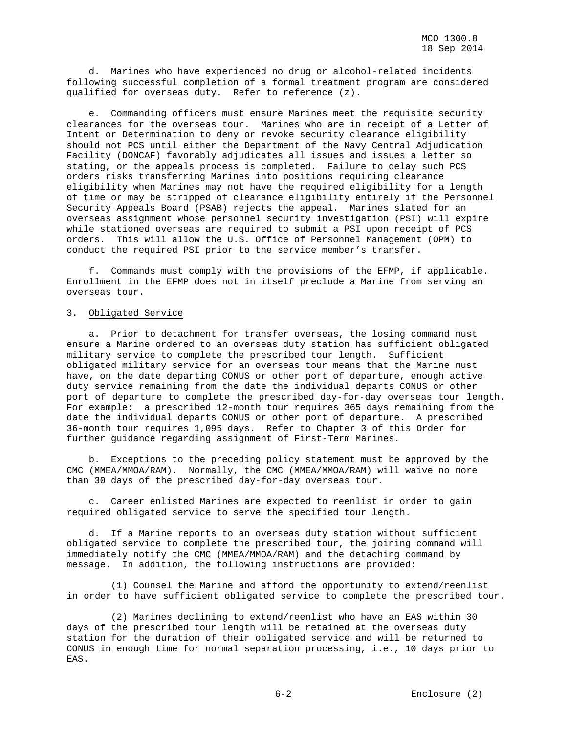d. Marines who have experienced no drug or alcohol-related incidents following successful completion of a formal treatment program are considered qualified for overseas duty. Refer to reference (z).

e. Commanding officers must ensure Marines meet the requisite security clearances for the overseas tour. Marines who are in receipt of a Letter of Intent or Determination to deny or revoke security clearance eligibility should not PCS until either the Department of the Navy Central Adjudication Facility (DONCAF) favorably adjudicates all issues and issues a letter so stating, or the appeals process is completed. Failure to delay such PCS orders risks transferring Marines into positions requiring clearance eligibility when Marines may not have the required eligibility for a length of time or may be stripped of clearance eligibility entirely if the Personnel Security Appeals Board (PSAB) rejects the appeal. Marines slated for an overseas assignment whose personnel security investigation (PSI) will expire while stationed overseas are required to submit a PSI upon receipt of PCS orders. This will allow the U.S. Office of Personnel Management (OPM) to conduct the required PSI prior to the service member's transfer.

f. Commands must comply with the provisions of the EFMP, if applicable. Enrollment in the EFMP does not in itself preclude a Marine from serving an overseas tour.

3. Obligated Service

a. Prior to detachment for transfer overseas, the losing command must ensure a Marine ordered to an overseas duty station has sufficient obligated military service to complete the prescribed tour length. Sufficient obligated military service for an overseas tour means that the Marine must have, on the date departing CONUS or other port of departure, enough active duty service remaining from the date the individual departs CONUS or other port of departure to complete the prescribed day-for-day overseas tour length. For example: a prescribed 12-month tour requires 365 days remaining from the date the individual departs CONUS or other port of departure. A prescribed 36-month tour requires 1,095 days. Refer to Chapter 3 of this Order for further guidance regarding assignment of First-Term Marines.

b. Exceptions to the preceding policy statement must be approved by the CMC (MMEA/MMOA/RAM). Normally, the CMC (MMEA/MMOA/RAM) will waive no more than 30 days of the prescribed day-for-day overseas tour.

c. Career enlisted Marines are expected to reenlist in order to gain required obligated service to serve the specified tour length.

d. If a Marine reports to an overseas duty station without sufficient obligated service to complete the prescribed tour, the joining command will immediately notify the CMC (MMEA/MMOA/RAM) and the detaching command by message. In addition, the following instructions are provided:

(1) Counsel the Marine and afford the opportunity to extend/reenlist in order to have sufficient obligated service to complete the prescribed tour.

(2) Marines declining to extend/reenlist who have an EAS within 30 days of the prescribed tour length will be retained at the overseas duty station for the duration of their obligated service and will be returned to CONUS in enough time for normal separation processing, i.e., 10 days prior to EAS.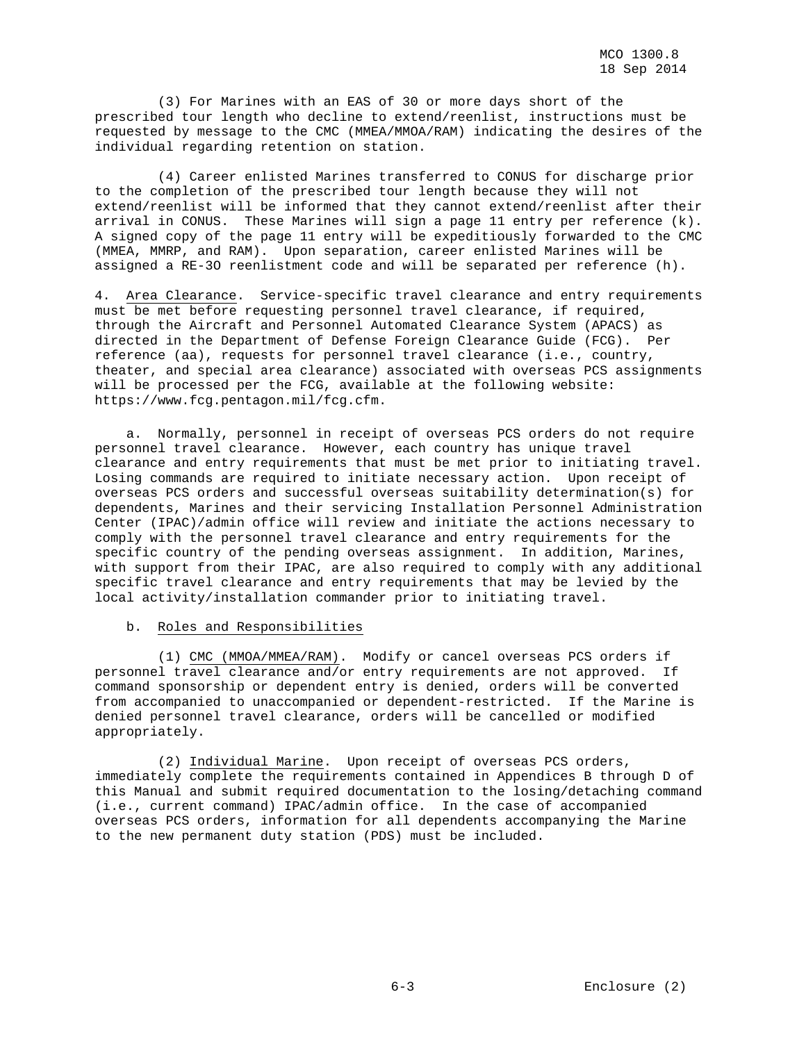(3) For Marines with an EAS of 30 or more days short of the prescribed tour length who decline to extend/reenlist, instructions must be requested by message to the CMC (MMEA/MMOA/RAM) indicating the desires of the individual regarding retention on station.

(4) Career enlisted Marines transferred to CONUS for discharge prior to the completion of the prescribed tour length because they will not extend/reenlist will be informed that they cannot extend/reenlist after their arrival in CONUS. These Marines will sign a page 11 entry per reference (k). A signed copy of the page 11 entry will be expeditiously forwarded to the CMC (MMEA, MMRP, and RAM). Upon separation, career enlisted Marines will be assigned a RE-3O reenlistment code and will be separated per reference (h).

4. Area Clearance. Service-specific travel clearance and entry requirements must be met before requesting personnel travel clearance, if required, through the Aircraft and Personnel Automated Clearance System (APACS) as directed in the Department of Defense Foreign Clearance Guide (FCG). Per reference (aa), requests for personnel travel clearance (i.e., country, theater, and special area clearance) associated with overseas PCS assignments will be processed per the FCG, available at the following website: https://www.fcg.pentagon.mil/fcg.cfm.

a. Normally, personnel in receipt of overseas PCS orders do not require personnel travel clearance. However, each country has unique travel clearance and entry requirements that must be met prior to initiating travel. Losing commands are required to initiate necessary action. Upon receipt of overseas PCS orders and successful overseas suitability determination(s) for dependents, Marines and their servicing Installation Personnel Administration Center (IPAC)/admin office will review and initiate the actions necessary to comply with the personnel travel clearance and entry requirements for the specific country of the pending overseas assignment. In addition, Marines, with support from their IPAC, are also required to comply with any additional specific travel clearance and entry requirements that may be levied by the local activity/installation commander prior to initiating travel.

b. Roles and Responsibilities

(1) CMC (MMOA/MMEA/RAM). Modify or cancel overseas PCS orders if personnel travel clearance and/or entry requirements are not approved. If command sponsorship or dependent entry is denied, orders will be converted from accompanied to unaccompanied or dependent-restricted. If the Marine is denied personnel travel clearance, orders will be cancelled or modified appropriately.

(2) Individual Marine. Upon receipt of overseas PCS orders, immediately complete the requirements contained in Appendices B through D of this Manual and submit required documentation to the losing/detaching command (i.e., current command) IPAC/admin office. In the case of accompanied overseas PCS orders, information for all dependents accompanying the Marine to the new permanent duty station (PDS) must be included.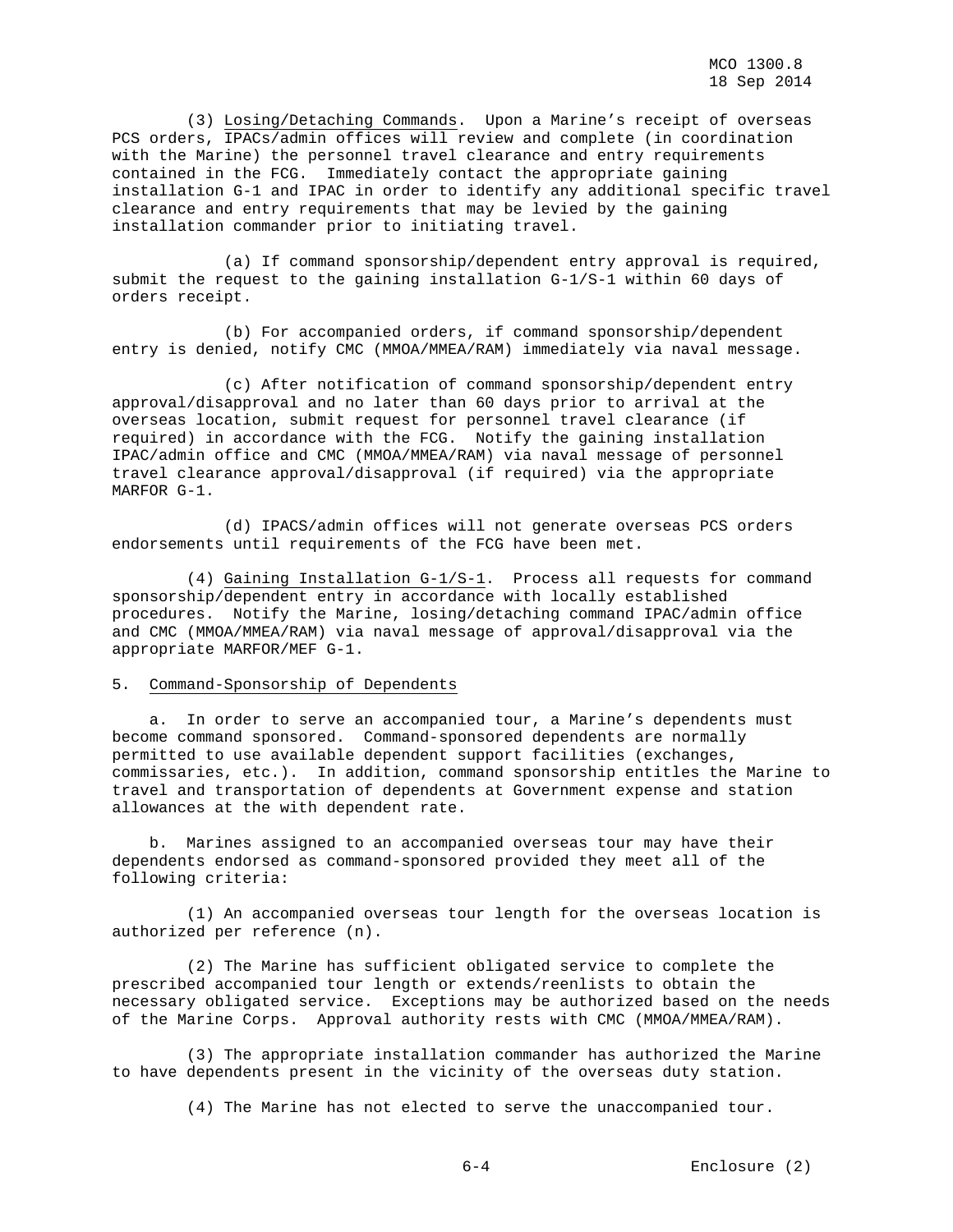(3) Losing/Detaching Commands. Upon a Marine's receipt of overseas PCS orders, IPACs/admin offices will review and complete (in coordination with the Marine) the personnel travel clearance and entry requirements contained in the FCG. Immediately contact the appropriate gaining installation G-1 and IPAC in order to identify any additional specific travel clearance and entry requirements that may be levied by the gaining installation commander prior to initiating travel.

(a) If command sponsorship/dependent entry approval is required, submit the request to the gaining installation G-1/S-1 within 60 days of orders receipt.

(b) For accompanied orders, if command sponsorship/dependent entry is denied, notify CMC (MMOA/MMEA/RAM) immediately via naval message.

(c) After notification of command sponsorship/dependent entry approval/disapproval and no later than 60 days prior to arrival at the overseas location, submit request for personnel travel clearance (if required) in accordance with the FCG. Notify the gaining installation IPAC/admin office and CMC (MMOA/MMEA/RAM) via naval message of personnel travel clearance approval/disapproval (if required) via the appropriate MARFOR G-1.

(d) IPACS/admin offices will not generate overseas PCS orders endorsements until requirements of the FCG have been met.

(4) Gaining Installation G-1/S-1. Process all requests for command sponsorship/dependent entry in accordance with locally established procedures. Notify the Marine, losing/detaching command IPAC/admin office and CMC (MMOA/MMEA/RAM) via naval message of approval/disapproval via the appropriate MARFOR/MEF G-1.

5. Command-Sponsorship of Dependents

a. In order to serve an accompanied tour, a Marine's dependents must become command sponsored. Command-sponsored dependents are normally permitted to use available dependent support facilities (exchanges, commissaries, etc.). In addition, command sponsorship entitles the Marine to travel and transportation of dependents at Government expense and station allowances at the with dependent rate.

b. Marines assigned to an accompanied overseas tour may have their dependents endorsed as command-sponsored provided they meet all of the following criteria:

(1) An accompanied overseas tour length for the overseas location is authorized per reference (n).

(2) The Marine has sufficient obligated service to complete the prescribed accompanied tour length or extends/reenlists to obtain the necessary obligated service. Exceptions may be authorized based on the needs of the Marine Corps. Approval authority rests with CMC (MMOA/MMEA/RAM).

(3) The appropriate installation commander has authorized the Marine to have dependents present in the vicinity of the overseas duty station.

(4) The Marine has not elected to serve the unaccompanied tour.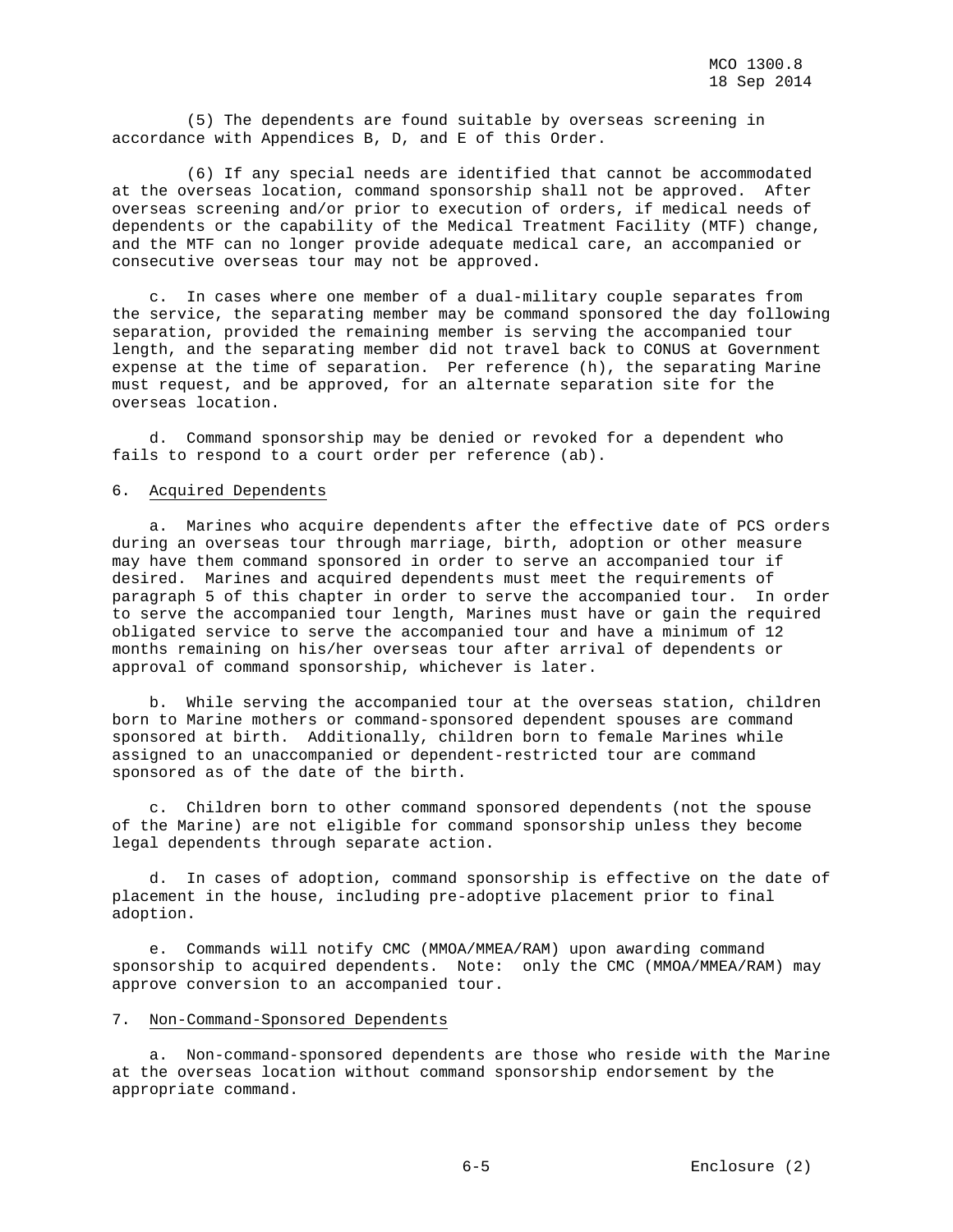(5) The dependents are found suitable by overseas screening in accordance with Appendices B, D, and E of this Order.

(6) If any special needs are identified that cannot be accommodated at the overseas location, command sponsorship shall not be approved. After overseas screening and/or prior to execution of orders, if medical needs of dependents or the capability of the Medical Treatment Facility (MTF) change, and the MTF can no longer provide adequate medical care, an accompanied or consecutive overseas tour may not be approved.

c. In cases where one member of a dual-military couple separates from the service, the separating member may be command sponsored the day following separation, provided the remaining member is serving the accompanied tour length, and the separating member did not travel back to CONUS at Government expense at the time of separation. Per reference (h), the separating Marine must request, and be approved, for an alternate separation site for the overseas location.

d. Command sponsorship may be denied or revoked for a dependent who fails to respond to a court order per reference (ab).

6. Acquired Dependents

a. Marines who acquire dependents after the effective date of PCS orders during an overseas tour through marriage, birth, adoption or other measure may have them command sponsored in order to serve an accompanied tour if desired. Marines and acquired dependents must meet the requirements of paragraph 5 of this chapter in order to serve the accompanied tour. In order to serve the accompanied tour length, Marines must have or gain the required obligated service to serve the accompanied tour and have a minimum of 12 months remaining on his/her overseas tour after arrival of dependents or approval of command sponsorship, whichever is later.

b. While serving the accompanied tour at the overseas station, children born to Marine mothers or command-sponsored dependent spouses are command sponsored at birth. Additionally, children born to female Marines while assigned to an unaccompanied or dependent-restricted tour are command sponsored as of the date of the birth.

c. Children born to other command sponsored dependents (not the spouse of the Marine) are not eligible for command sponsorship unless they become legal dependents through separate action.

d. In cases of adoption, command sponsorship is effective on the date of placement in the house, including pre-adoptive placement prior to final adoption.

e. Commands will notify CMC (MMOA/MMEA/RAM) upon awarding command sponsorship to acquired dependents. Note: only the CMC (MMOA/MMEA/RAM) may approve conversion to an accompanied tour.

7. Non-Command-Sponsored Dependents

a. Non-command-sponsored dependents are those who reside with the Marine at the overseas location without command sponsorship endorsement by the appropriate command.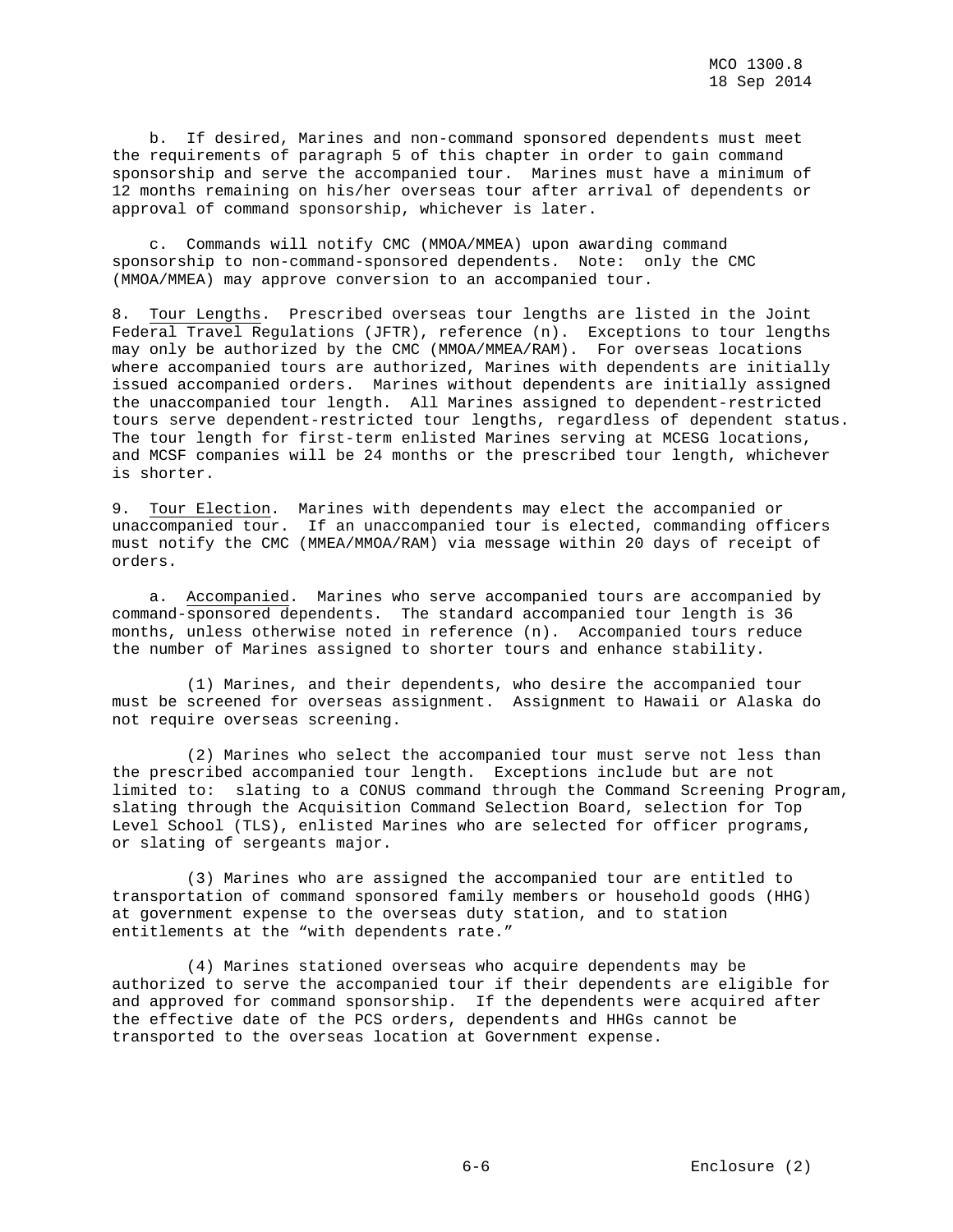b. If desired, Marines and non-command sponsored dependents must meet the requirements of paragraph 5 of this chapter in order to gain command sponsorship and serve the accompanied tour. Marines must have a minimum of 12 months remaining on his/her overseas tour after arrival of dependents or approval of command sponsorship, whichever is later.

c. Commands will notify CMC (MMOA/MMEA) upon awarding command sponsorship to non-command-sponsored dependents. Note: only the CMC (MMOA/MMEA) may approve conversion to an accompanied tour.

8. Tour Lengths. Prescribed overseas tour lengths are listed in the Joint Federal Travel Regulations (JFTR), reference (n). Exceptions to tour lengths may only be authorized by the CMC (MMOA/MMEA/RAM). For overseas locations where accompanied tours are authorized, Marines with dependents are initially issued accompanied orders. Marines without dependents are initially assigned the unaccompanied tour length. All Marines assigned to dependent-restricted tours serve dependent-restricted tour lengths, regardless of dependent status. The tour length for first-term enlisted Marines serving at MCESG locations, and MCSF companies will be 24 months or the prescribed tour length, whichever is shorter.

9. Tour Election. Marines with dependents may elect the accompanied or unaccompanied tour. If an unaccompanied tour is elected, commanding officers must notify the CMC (MMEA/MMOA/RAM) via message within 20 days of receipt of orders.

a. Accompanied. Marines who serve accompanied tours are accompanied by command-sponsored dependents. The standard accompanied tour length is 36 months, unless otherwise noted in reference (n). Accompanied tours reduce the number of Marines assigned to shorter tours and enhance stability.

(1) Marines, and their dependents, who desire the accompanied tour must be screened for overseas assignment. Assignment to Hawaii or Alaska do not require overseas screening.

(2) Marines who select the accompanied tour must serve not less than the prescribed accompanied tour length. Exceptions include but are not limited to: slating to a CONUS command through the Command Screening Program, slating through the Acquisition Command Selection Board, selection for Top Level School (TLS), enlisted Marines who are selected for officer programs, or slating of sergeants major.

(3) Marines who are assigned the accompanied tour are entitled to transportation of command sponsored family members or household goods (HHG) at government expense to the overseas duty station, and to station entitlements at the "with dependents rate."

(4) Marines stationed overseas who acquire dependents may be authorized to serve the accompanied tour if their dependents are eligible for and approved for command sponsorship. If the dependents were acquired after the effective date of the PCS orders, dependents and HHGs cannot be transported to the overseas location at Government expense.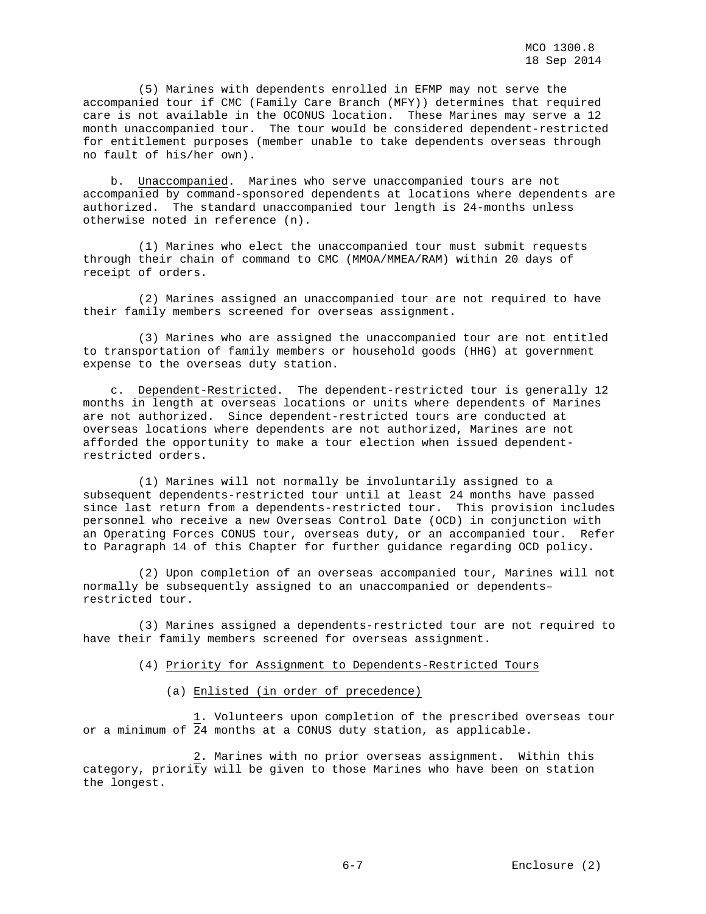(5) Marines with dependents enrolled in EFMP may not serve the accompanied tour if CMC (Family Care Branch (MFY)) determines that required care is not available in the OCONUS location. These Marines may serve a 12 month unaccompanied tour. The tour would be considered dependent-restricted for entitlement purposes (member unable to take dependents overseas through no fault of his/her own).

b. Unaccompanied. Marines who serve unaccompanied tours are not accompanied by command-sponsored dependents at locations where dependents are authorized. The standard unaccompanied tour length is 24-months unless otherwise noted in reference (n).

(1) Marines who elect the unaccompanied tour must submit requests through their chain of command to CMC (MMOA/MMEA/RAM) within 20 days of receipt of orders.

(2) Marines assigned an unaccompanied tour are not required to have their family members screened for overseas assignment.

(3) Marines who are assigned the unaccompanied tour are not entitled to transportation of family members or household goods (HHG) at government expense to the overseas duty station.

c. Dependent-Restricted. The dependent-restricted tour is generally 12 months in length at overseas locations or units where dependents of Marines are not authorized. Since dependent-restricted tours are conducted at overseas locations where dependents are not authorized, Marines are not afforded the opportunity to make a tour election when issued dependent-restricted orders.

(1) Marines will not normally be involuntarily assigned to a subsequent dependents-restricted tour until at least 24 months have passed since last return from a dependents-restricted tour. This provision includes personnel who receive a new Overseas Control Date (OCD) in conjunction with an Operating Forces CONUS tour, overseas duty, or an accompanied tour. Refer to Paragraph 14 of this Chapter for further guidance regarding OCD policy.

(2) Upon completion of an overseas accompanied tour, Marines will not normally be subsequently assigned to an unaccompanied or dependents–restricted tour.

(3) Marines assigned a dependents-restricted tour are not required to have their family members screened for overseas assignment.

(4) Priority for Assignment to Dependents-Restricted Tours

(a) Enlisted (in order of precedence)

1. Volunteers upon completion of the prescribed overseas tour or a minimum of 24 months at a CONUS duty station, as applicable.

2. Marines with no prior overseas assignment. Within this category, priority will be given to those Marines who have been on station the longest.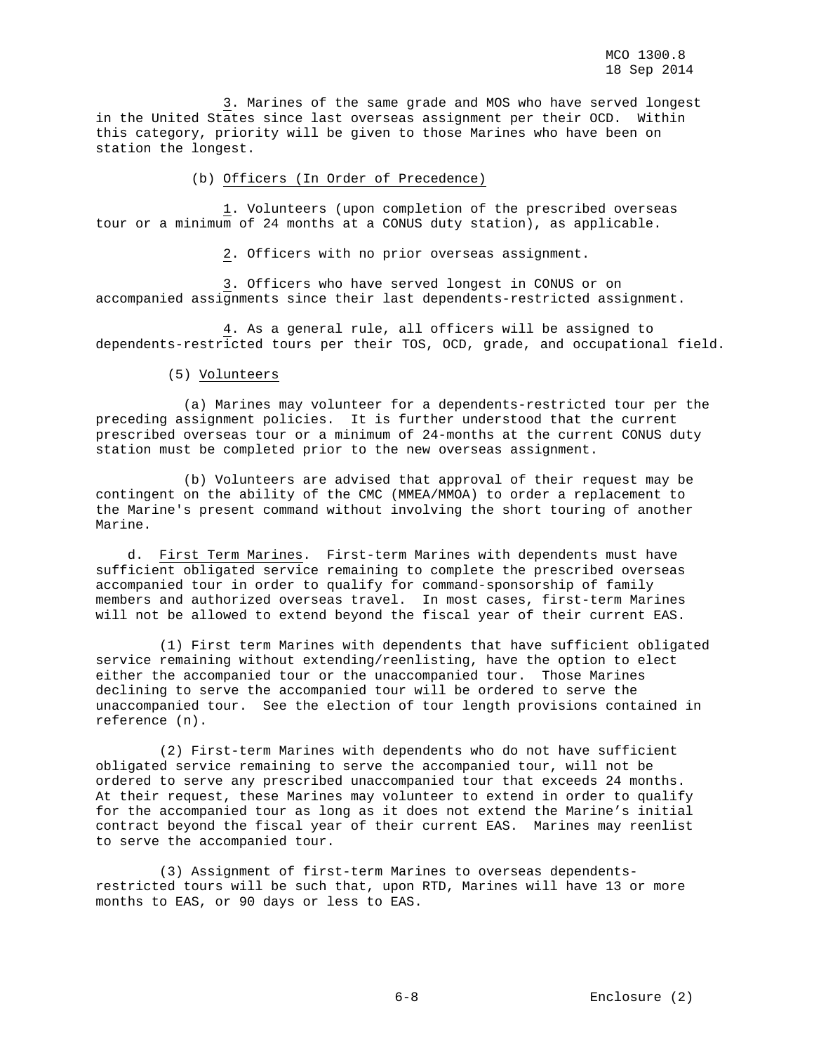3. Marines of the same grade and MOS who have served longest in the United States since last overseas assignment per their OCD. Within this category, priority will be given to those Marines who have been on station the longest.

(b) Officers (In Order of Precedence)

1. Volunteers (upon completion of the prescribed overseas tour or a minimum of 24 months at a CONUS duty station), as applicable.

2. Officers with no prior overseas assignment.

3. Officers who have served longest in CONUS or on accompanied assignments since their last dependents-restricted assignment.

4. As a general rule, all officers will be assigned to dependents-restricted tours per their TOS, OCD, grade, and occupational field.

(5) Volunteers

(a) Marines may volunteer for a dependents-restricted tour per the preceding assignment policies. It is further understood that the current prescribed overseas tour or a minimum of 24-months at the current CONUS duty station must be completed prior to the new overseas assignment.

(b) Volunteers are advised that approval of their request may be contingent on the ability of the CMC (MMEA/MMOA) to order a replacement to the Marine's present command without involving the short touring of another Marine.

d. First Term Marines. First-term Marines with dependents must have sufficient obligated service remaining to complete the prescribed overseas accompanied tour in order to qualify for command-sponsorship of family members and authorized overseas travel. In most cases, first-term Marines will not be allowed to extend beyond the fiscal year of their current EAS.

(1) First term Marines with dependents that have sufficient obligated service remaining without extending/reenlisting, have the option to elect either the accompanied tour or the unaccompanied tour. Those Marines declining to serve the accompanied tour will be ordered to serve the unaccompanied tour. See the election of tour length provisions contained in reference (n).

(2) First-term Marines with dependents who do not have sufficient obligated service remaining to serve the accompanied tour, will not be ordered to serve any prescribed unaccompanied tour that exceeds 24 months. At their request, these Marines may volunteer to extend in order to qualify for the accompanied tour as long as it does not extend the Marine's initial contract beyond the fiscal year of their current EAS. Marines may reenlist to serve the accompanied tour.

(3) Assignment of first-term Marines to overseas dependents-restricted tours will be such that, upon RTD, Marines will have 13 or more months to EAS, or 90 days or less to EAS.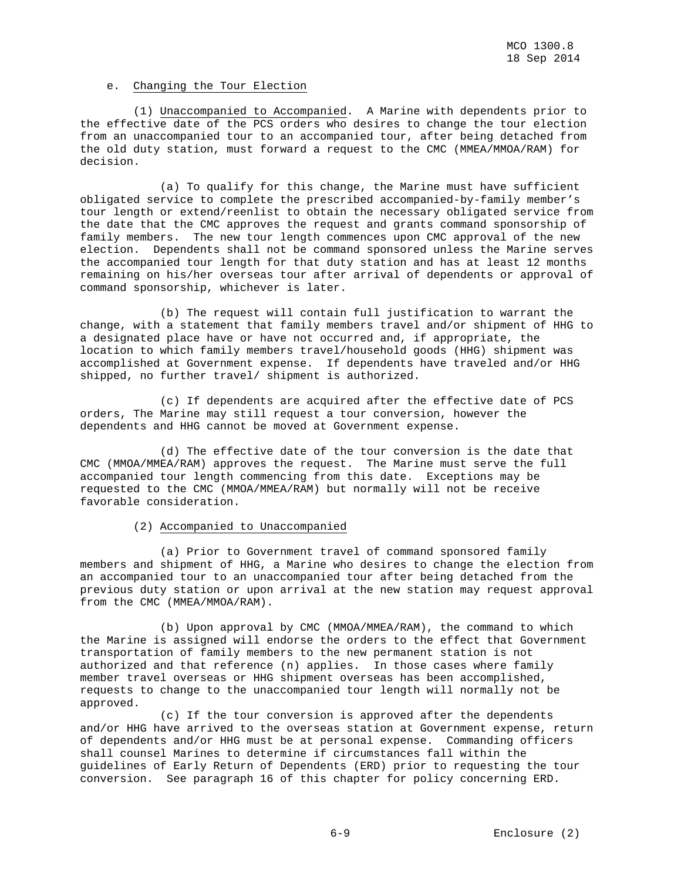e. Changing the Tour Election

(1) Unaccompanied to Accompanied. A Marine with dependents prior to the effective date of the PCS orders who desires to change the tour election from an unaccompanied tour to an accompanied tour, after being detached from the old duty station, must forward a request to the CMC (MMEA/MMOA/RAM) for decision.

(a) To qualify for this change, the Marine must have sufficient obligated service to complete the prescribed accompanied-by-family member's tour length or extend/reenlist to obtain the necessary obligated service from the date that the CMC approves the request and grants command sponsorship of family members. The new tour length commences upon CMC approval of the new election. Dependents shall not be command sponsored unless the Marine serves the accompanied tour length for that duty station and has at least 12 months remaining on his/her overseas tour after arrival of dependents or approval of command sponsorship, whichever is later.

(b) The request will contain full justification to warrant the change, with a statement that family members travel and/or shipment of HHG to a designated place have or have not occurred and, if appropriate, the location to which family members travel/household goods (HHG) shipment was accomplished at Government expense. If dependents have traveled and/or HHG shipped, no further travel/ shipment is authorized.

(c) If dependents are acquired after the effective date of PCS orders, The Marine may still request a tour conversion, however the dependents and HHG cannot be moved at Government expense.

(d) The effective date of the tour conversion is the date that CMC (MMOA/MMEA/RAM) approves the request. The Marine must serve the full accompanied tour length commencing from this date. Exceptions may be requested to the CMC (MMOA/MMEA/RAM) but normally will not be receive favorable consideration.

(2) Accompanied to Unaccompanied

(a) Prior to Government travel of command sponsored family members and shipment of HHG, a Marine who desires to change the election from an accompanied tour to an unaccompanied tour after being detached from the previous duty station or upon arrival at the new station may request approval from the CMC (MMEA/MMOA/RAM).

(b) Upon approval by CMC (MMOA/MMEA/RAM), the command to which the Marine is assigned will endorse the orders to the effect that Government transportation of family members to the new permanent station is not authorized and that reference (n) applies. In those cases where family member travel overseas or HHG shipment overseas has been accomplished, requests to change to the unaccompanied tour length will normally not be approved.

(c) If the tour conversion is approved after the dependents and/or HHG have arrived to the overseas station at Government expense, return of dependents and/or HHG must be at personal expense. Commanding officers shall counsel Marines to determine if circumstances fall within the guidelines of Early Return of Dependents (ERD) prior to requesting the tour conversion. See paragraph 16 of this chapter for policy concerning ERD.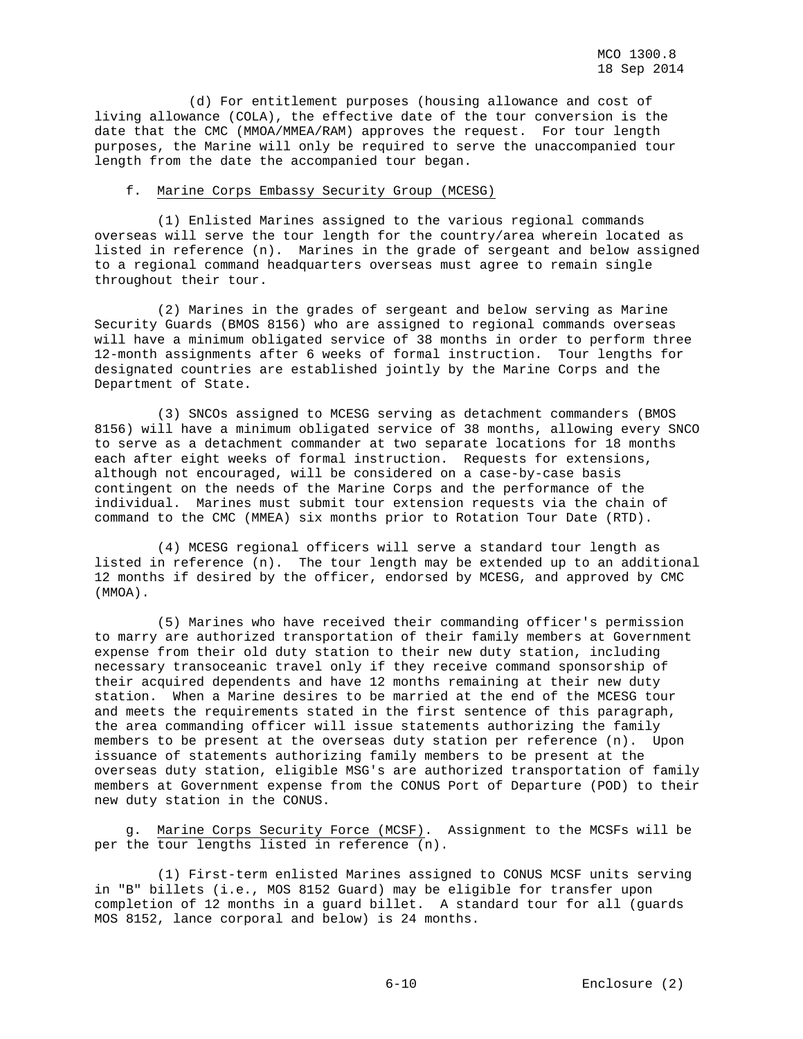(d) For entitlement purposes (housing allowance and cost of living allowance (COLA), the effective date of the tour conversion is the date that the CMC (MMOA/MMEA/RAM) approves the request. For tour length purposes, the Marine will only be required to serve the unaccompanied tour length from the date the accompanied tour began.

f. Marine Corps Embassy Security Group (MCESG)

(1) Enlisted Marines assigned to the various regional commands overseas will serve the tour length for the country/area wherein located as listed in reference (n). Marines in the grade of sergeant and below assigned to a regional command headquarters overseas must agree to remain single throughout their tour.

(2) Marines in the grades of sergeant and below serving as Marine Security Guards (BMOS 8156) who are assigned to regional commands overseas will have a minimum obligated service of 38 months in order to perform three 12-month assignments after 6 weeks of formal instruction. Tour lengths for designated countries are established jointly by the Marine Corps and the Department of State.

(3) SNCOs assigned to MCESG serving as detachment commanders (BMOS 8156) will have a minimum obligated service of 38 months, allowing every SNCO to serve as a detachment commander at two separate locations for 18 months each after eight weeks of formal instruction. Requests for extensions, although not encouraged, will be considered on a case-by-case basis contingent on the needs of the Marine Corps and the performance of the individual. Marines must submit tour extension requests via the chain of command to the CMC (MMEA) six months prior to Rotation Tour Date (RTD).

(4) MCESG regional officers will serve a standard tour length as listed in reference (n). The tour length may be extended up to an additional 12 months if desired by the officer, endorsed by MCESG, and approved by CMC (MMOA).

(5) Marines who have received their commanding officer's permission to marry are authorized transportation of their family members at Government expense from their old duty station to their new duty station, including necessary transoceanic travel only if they receive command sponsorship of their acquired dependents and have 12 months remaining at their new duty station. When a Marine desires to be married at the end of the MCESG tour and meets the requirements stated in the first sentence of this paragraph, the area commanding officer will issue statements authorizing the family members to be present at the overseas duty station per reference (n). Upon issuance of statements authorizing family members to be present at the overseas duty station, eligible MSG's are authorized transportation of family members at Government expense from the CONUS Port of Departure (POD) to their new duty station in the CONUS.

g. Marine Corps Security Force (MCSF). Assignment to the MCSFs will be per the tour lengths listed in reference (n).

(1) First-term enlisted Marines assigned to CONUS MCSF units serving in "B" billets (i.e., MOS 8152 Guard) may be eligible for transfer upon completion of 12 months in a guard billet. A standard tour for all (guards MOS 8152, lance corporal and below) is 24 months.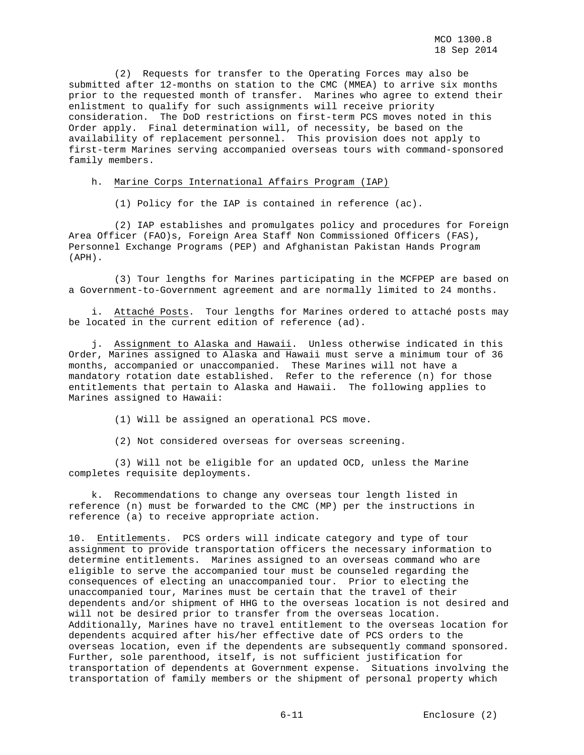(2) Requests for transfer to the Operating Forces may also be submitted after 12-months on station to the CMC (MMEA) to arrive six months prior to the requested month of transfer. Marines who agree to extend their enlistment to qualify for such assignments will receive priority consideration. The DoD restrictions on first-term PCS moves noted in this Order apply. Final determination will, of necessity, be based on the availability of replacement personnel. This provision does not apply to first-term Marines serving accompanied overseas tours with command-sponsored family members.

h. <u>Marine Corps International Affairs Program (IAP)</u>

(1) Policy for the IAP is contained in reference (ac).

(2) IAP establishes and promulgates policy and procedures for Foreign Area Officer (FAO)s, Foreign Area Staff Non Commissioned Officers (FAS), Personnel Exchange Programs (PEP) and Afghanistan Pakistan Hands Program (APH).

(3) Tour lengths for Marines participating in the MCFPEP are based on a Government-to-Government agreement and are normally limited to 24 months.

i. <u>Attaché Posts</u>. Tour lengths for Marines ordered to attaché posts may be located in the current edition of reference (ad).

j. <u>Assignment to Alaska and Hawaii</u>. Unless otherwise indicated in this Order, Marines assigned to Alaska and Hawaii must serve a minimum tour of 36 months, accompanied or unaccompanied. These Marines will not have a mandatory rotation date established. Refer to the reference (n) for those entitlements that pertain to Alaska and Hawaii. The following applies to Marines assigned to Hawaii:

(1) Will be assigned an operational PCS move.

(2) Not considered overseas for overseas screening.

(3) Will not be eligible for an updated OCD, unless the Marine completes requisite deployments.

k. Recommendations to change any overseas tour length listed in reference (n) must be forwarded to the CMC (MP) per the instructions in reference (a) to receive appropriate action.

10. <u>Entitlements</u>. PCS orders will indicate category and type of tour assignment to provide transportation officers the necessary information to determine entitlements. Marines assigned to an overseas command who are eligible to serve the accompanied tour must be counseled regarding the consequences of electing an unaccompanied tour. Prior to electing the unaccompanied tour, Marines must be certain that the travel of their dependents and/or shipment of HHG to the overseas location is not desired and will not be desired prior to transfer from the overseas location. Additionally, Marines have no travel entitlement to the overseas location for dependents acquired after his/her effective date of PCS orders to the overseas location, even if the dependents are subsequently command sponsored. Further, sole parenthood, itself, is not sufficient justification for transportation of dependents at Government expense. Situations involving the transportation of family members or the shipment of personal property which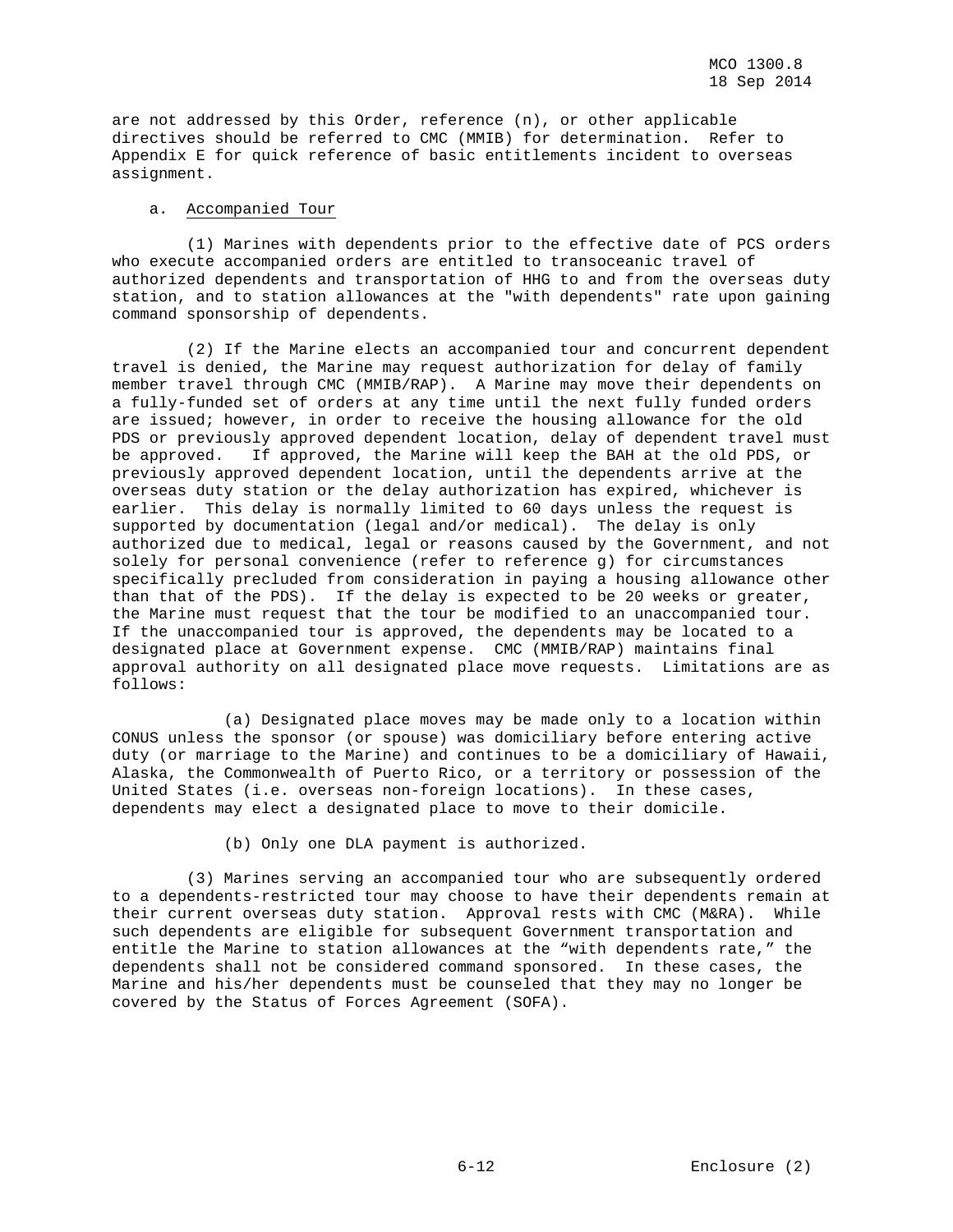are not addressed by this Order, reference (n), or other applicable directives should be referred to CMC (MMIB) for determination. Refer to Appendix E for quick reference of basic entitlements incident to overseas assignment.

a. Accompanied Tour

(1) Marines with dependents prior to the effective date of PCS orders who execute accompanied orders are entitled to transoceanic travel of authorized dependents and transportation of HHG to and from the overseas duty station, and to station allowances at the "with dependents" rate upon gaining command sponsorship of dependents.

(2) If the Marine elects an accompanied tour and concurrent dependent travel is denied, the Marine may request authorization for delay of family member travel through CMC (MMIB/RAP). A Marine may move their dependents on a fully-funded set of orders at any time until the next fully funded orders are issued; however, in order to receive the housing allowance for the old PDS or previously approved dependent location, delay of dependent travel must be approved. If approved, the Marine will keep the BAH at the old PDS, or previously approved dependent location, until the dependents arrive at the overseas duty station or the delay authorization has expired, whichever is earlier. This delay is normally limited to 60 days unless the request is supported by documentation (legal and/or medical). The delay is only authorized due to medical, legal or reasons caused by the Government, and not solely for personal convenience (refer to reference g) for circumstances specifically precluded from consideration in paying a housing allowance other than that of the PDS). If the delay is expected to be 20 weeks or greater, the Marine must request that the tour be modified to an unaccompanied tour. If the unaccompanied tour is approved, the dependents may be located to a designated place at Government expense. CMC (MMIB/RAP) maintains final approval authority on all designated place move requests. Limitations are as follows:

(a) Designated place moves may be made only to a location within CONUS unless the sponsor (or spouse) was domiciliary before entering active duty (or marriage to the Marine) and continues to be a domiciliary of Hawaii, Alaska, the Commonwealth of Puerto Rico, or a territory or possession of the United States (i.e. overseas non-foreign locations). In these cases, dependents may elect a designated place to move to their domicile.

(b) Only one DLA payment is authorized.

(3) Marines serving an accompanied tour who are subsequently ordered to a dependents-restricted tour may choose to have their dependents remain at their current overseas duty station. Approval rests with CMC (M&RA). While such dependents are eligible for subsequent Government transportation and entitle the Marine to station allowances at the "with dependents rate," the dependents shall not be considered command sponsored. In these cases, the Marine and his/her dependents must be counseled that they may no longer be covered by the Status of Forces Agreement (SOFA).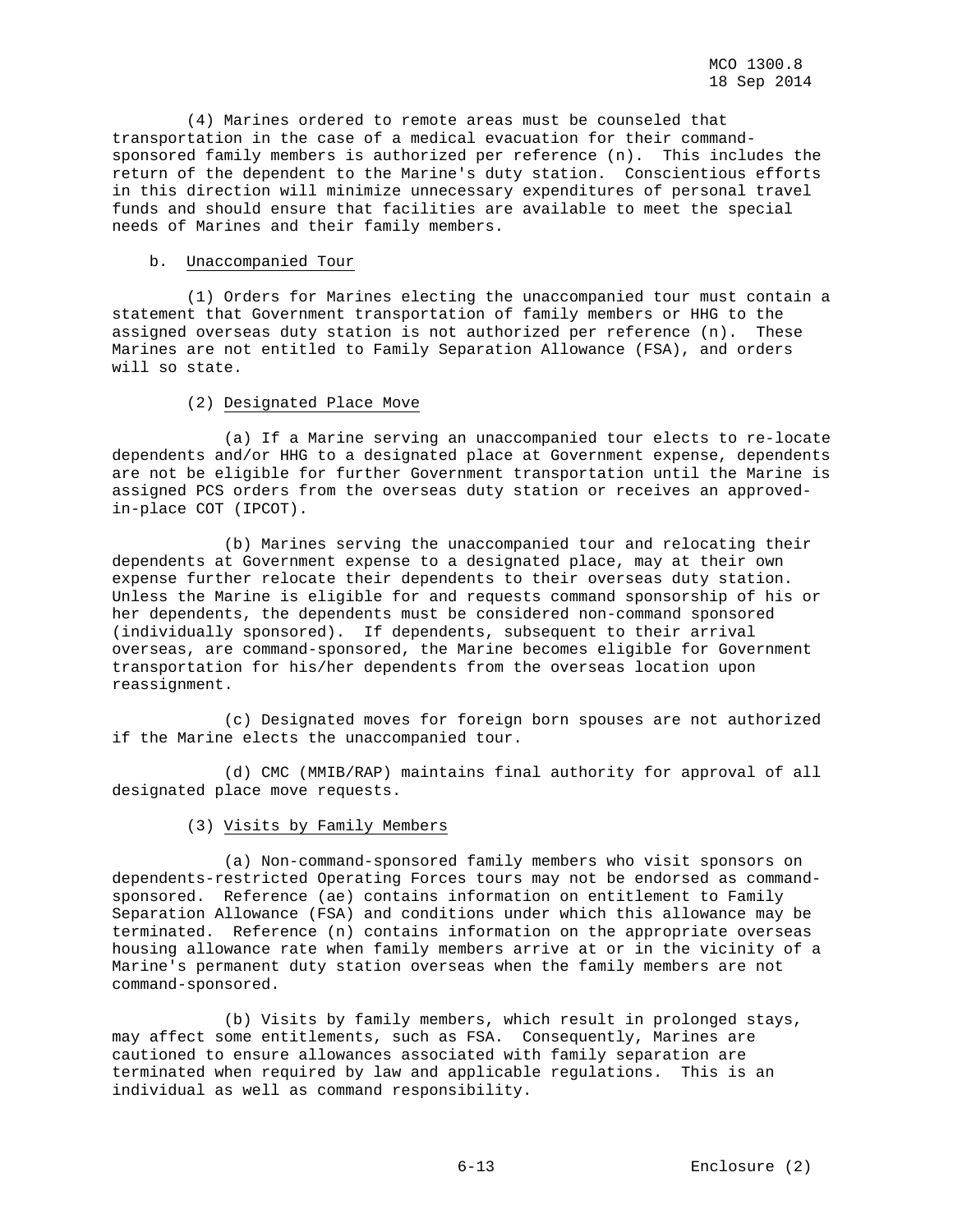(4) Marines ordered to remote areas must be counseled that transportation in the case of a medical evacuation for their command-sponsored family members is authorized per reference (n). This includes the return of the dependent to the Marine's duty station. Conscientious efforts in this direction will minimize unnecessary expenditures of personal travel funds and should ensure that facilities are available to meet the special needs of Marines and their family members.

b. Unaccompanied Tour

(1) Orders for Marines electing the unaccompanied tour must contain a statement that Government transportation of family members or HHG to the assigned overseas duty station is not authorized per reference (n). These Marines are not entitled to Family Separation Allowance (FSA), and orders will so state.

(2) Designated Place Move

(a) If a Marine serving an unaccompanied tour elects to re-locate dependents and/or HHG to a designated place at Government expense, dependents are not be eligible for further Government transportation until the Marine is assigned PCS orders from the overseas duty station or receives an approved-in-place COT (IPCOT).

(b) Marines serving the unaccompanied tour and relocating their dependents at Government expense to a designated place, may at their own expense further relocate their dependents to their overseas duty station. Unless the Marine is eligible for and requests command sponsorship of his or her dependents, the dependents must be considered non-command sponsored (individually sponsored). If dependents, subsequent to their arrival overseas, are command-sponsored, the Marine becomes eligible for Government transportation for his/her dependents from the overseas location upon reassignment.

(c) Designated moves for foreign born spouses are not authorized if the Marine elects the unaccompanied tour.

(d) CMC (MMIB/RAP) maintains final authority for approval of all designated place move requests.

(3) Visits by Family Members

(a) Non-command-sponsored family members who visit sponsors on dependents-restricted Operating Forces tours may not be endorsed as command-sponsored. Reference (ae) contains information on entitlement to Family Separation Allowance (FSA) and conditions under which this allowance may be terminated. Reference (n) contains information on the appropriate overseas housing allowance rate when family members arrive at or in the vicinity of a Marine's permanent duty station overseas when the family members are not command-sponsored.

(b) Visits by family members, which result in prolonged stays, may affect some entitlements, such as FSA. Consequently, Marines are cautioned to ensure allowances associated with family separation are terminated when required by law and applicable regulations. This is an individual as well as command responsibility.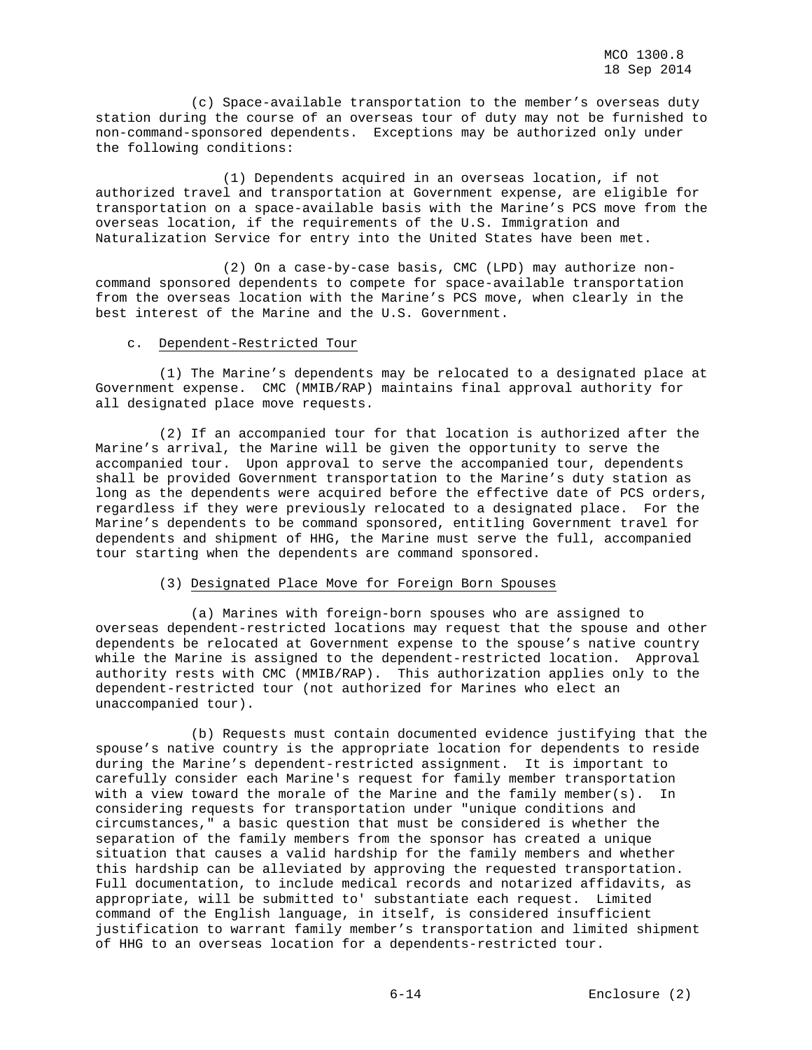(c) Space-available transportation to the member's overseas duty station during the course of an overseas tour of duty may not be furnished to non-command-sponsored dependents. Exceptions may be authorized only under the following conditions:

(1) Dependents acquired in an overseas location, if not authorized travel and transportation at Government expense, are eligible for transportation on a space-available basis with the Marine's PCS move from the overseas location, if the requirements of the U.S. Immigration and Naturalization Service for entry into the United States have been met.

(2) On a case-by-case basis, CMC (LPD) may authorize non-command sponsored dependents to compete for space-available transportation from the overseas location with the Marine's PCS move, when clearly in the best interest of the Marine and the U.S. Government.

c. Dependent-Restricted Tour

(1) The Marine's dependents may be relocated to a designated place at Government expense. CMC (MMIB/RAP) maintains final approval authority for all designated place move requests.

(2) If an accompanied tour for that location is authorized after the Marine's arrival, the Marine will be given the opportunity to serve the accompanied tour. Upon approval to serve the accompanied tour, dependents shall be provided Government transportation to the Marine's duty station as long as the dependents were acquired before the effective date of PCS orders, regardless if they were previously relocated to a designated place. For the Marine's dependents to be command sponsored, entitling Government travel for dependents and shipment of HHG, the Marine must serve the full, accompanied tour starting when the dependents are command sponsored.

(3) Designated Place Move for Foreign Born Spouses

(a) Marines with foreign-born spouses who are assigned to overseas dependent-restricted locations may request that the spouse and other dependents be relocated at Government expense to the spouse's native country while the Marine is assigned to the dependent-restricted location. Approval authority rests with CMC (MMIB/RAP). This authorization applies only to the dependent-restricted tour (not authorized for Marines who elect an unaccompanied tour).

(b) Requests must contain documented evidence justifying that the spouse's native country is the appropriate location for dependents to reside during the Marine's dependent-restricted assignment. It is important to carefully consider each Marine's request for family member transportation with a view toward the morale of the Marine and the family member(s). In considering requests for transportation under "unique conditions and circumstances," a basic question that must be considered is whether the separation of the family members from the sponsor has created a unique situation that causes a valid hardship for the family members and whether this hardship can be alleviated by approving the requested transportation. Full documentation, to include medical records and notarized affidavits, as appropriate, will be submitted to' substantiate each request. Limited command of the English language, in itself, is considered insufficient justification to warrant family member's transportation and limited shipment of HHG to an overseas location for a dependents-restricted tour.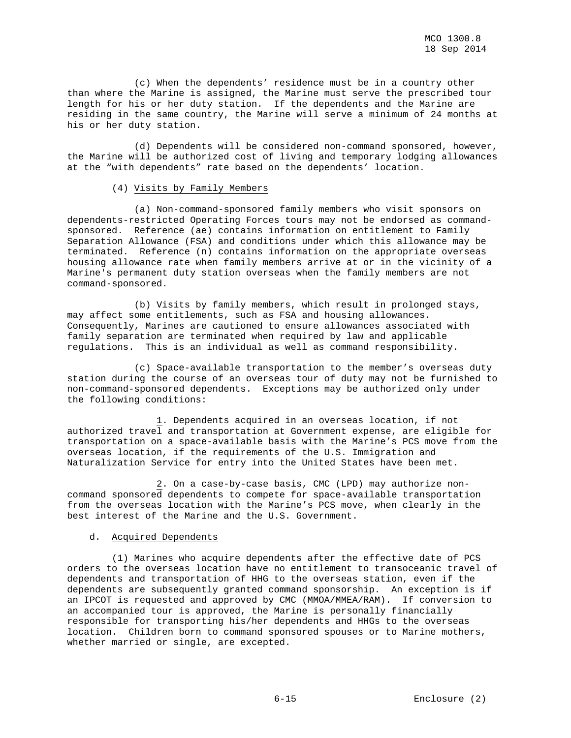(c) When the dependents' residence must be in a country other than where the Marine is assigned, the Marine must serve the prescribed tour length for his or her duty station. If the dependents and the Marine are residing in the same country, the Marine will serve a minimum of 24 months at his or her duty station.

(d) Dependents will be considered non-command sponsored, however, the Marine will be authorized cost of living and temporary lodging allowances at the "with dependents" rate based on the dependents' location.

(4) Visits by Family Members

(a) Non-command-sponsored family members who visit sponsors on dependents-restricted Operating Forces tours may not be endorsed as command-sponsored. Reference (ae) contains information on entitlement to Family Separation Allowance (FSA) and conditions under which this allowance may be terminated. Reference (n) contains information on the appropriate overseas housing allowance rate when family members arrive at or in the vicinity of a Marine's permanent duty station overseas when the family members are not command-sponsored.

(b) Visits by family members, which result in prolonged stays, may affect some entitlements, such as FSA and housing allowances. Consequently, Marines are cautioned to ensure allowances associated with family separation are terminated when required by law and applicable regulations. This is an individual as well as command responsibility.

(c) Space-available transportation to the member's overseas duty station during the course of an overseas tour of duty may not be furnished to non-command-sponsored dependents. Exceptions may be authorized only under the following conditions:

1. Dependents acquired in an overseas location, if not authorized travel and transportation at Government expense, are eligible for transportation on a space-available basis with the Marine's PCS move from the overseas location, if the requirements of the U.S. Immigration and Naturalization Service for entry into the United States have been met.

2. On a case-by-case basis, CMC (LPD) may authorize non-command sponsored dependents to compete for space-available transportation from the overseas location with the Marine's PCS move, when clearly in the best interest of the Marine and the U.S. Government.

d. Acquired Dependents

(1) Marines who acquire dependents after the effective date of PCS orders to the overseas location have no entitlement to transoceanic travel of dependents and transportation of HHG to the overseas station, even if the dependents are subsequently granted command sponsorship. An exception is if an IPCOT is requested and approved by CMC (MMOA/MMEA/RAM). If conversion to an accompanied tour is approved, the Marine is personally financially responsible for transporting his/her dependents and HHGs to the overseas location. Children born to command sponsored spouses or to Marine mothers, whether married or single, are excepted.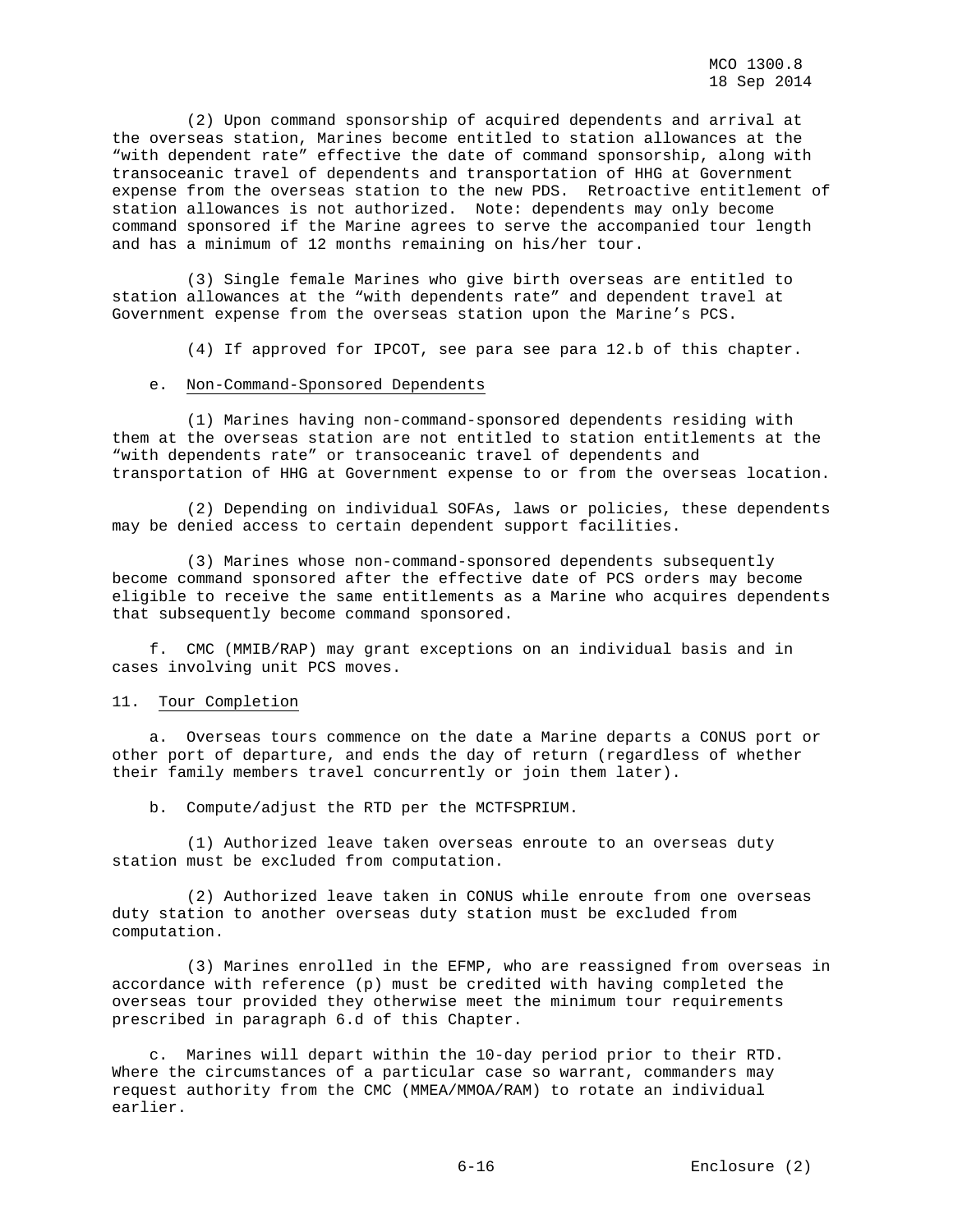(2) Upon command sponsorship of acquired dependents and arrival at the overseas station, Marines become entitled to station allowances at the "with dependent rate" effective the date of command sponsorship, along with transoceanic travel of dependents and transportation of HHG at Government expense from the overseas station to the new PDS. Retroactive entitlement of station allowances is not authorized. Note: dependents may only become command sponsored if the Marine agrees to serve the accompanied tour length and has a minimum of 12 months remaining on his/her tour.

(3) Single female Marines who give birth overseas are entitled to station allowances at the "with dependents rate" and dependent travel at Government expense from the overseas station upon the Marine's PCS.

(4) If approved for IPCOT, see para see para 12.b of this chapter.

e. <u>Non-Command-Sponsored Dependents</u>

(1) Marines having non-command-sponsored dependents residing with them at the overseas station are not entitled to station entitlements at the "with dependents rate" or transoceanic travel of dependents and transportation of HHG at Government expense to or from the overseas location.

(2) Depending on individual SOFAs, laws or policies, these dependents may be denied access to certain dependent support facilities.

(3) Marines whose non-command-sponsored dependents subsequently become command sponsored after the effective date of PCS orders may become eligible to receive the same entitlements as a Marine who acquires dependents that subsequently become command sponsored.

f. CMC (MMIB/RAP) may grant exceptions on an individual basis and in cases involving unit PCS moves.

11. <u>Tour Completion</u>

a. Overseas tours commence on the date a Marine departs a CONUS port or other port of departure, and ends the day of return (regardless of whether their family members travel concurrently or join them later).

b. Compute/adjust the RTD per the MCTFSPRIUM.

(1) Authorized leave taken overseas enroute to an overseas duty station must be excluded from computation.

(2) Authorized leave taken in CONUS while enroute from one overseas duty station to another overseas duty station must be excluded from computation.

(3) Marines enrolled in the EFMP, who are reassigned from overseas in accordance with reference (p) must be credited with having completed the overseas tour provided they otherwise meet the minimum tour requirements prescribed in paragraph 6.d of this Chapter.

c. Marines will depart within the 10-day period prior to their RTD. Where the circumstances of a particular case so warrant, commanders may request authority from the CMC (MMEA/MMOA/RAM) to rotate an individual earlier.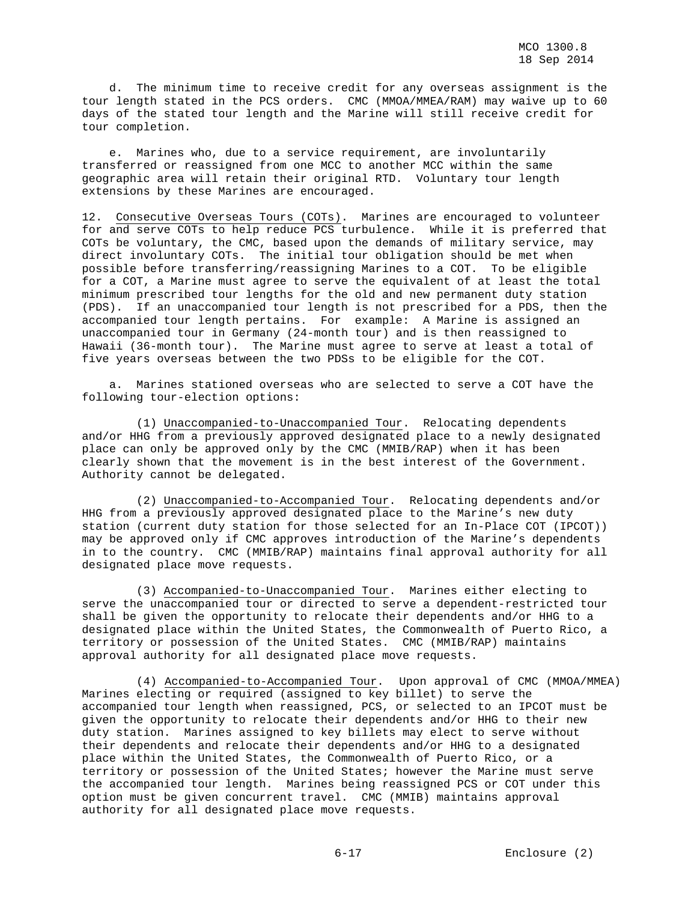d. The minimum time to receive credit for any overseas assignment is the tour length stated in the PCS orders. CMC (MMOA/MMEA/RAM) may waive up to 60 days of the stated tour length and the Marine will still receive credit for tour completion.

e. Marines who, due to a service requirement, are involuntarily transferred or reassigned from one MCC to another MCC within the same geographic area will retain their original RTD. Voluntary tour length extensions by these Marines are encouraged.

12. Consecutive Overseas Tours (COTs). Marines are encouraged to volunteer for and serve COTs to help reduce PCS turbulence. While it is preferred that COTs be voluntary, the CMC, based upon the demands of military service, may direct involuntary COTs. The initial tour obligation should be met when possible before transferring/reassigning Marines to a COT. To be eligible for a COT, a Marine must agree to serve the equivalent of at least the total minimum prescribed tour lengths for the old and new permanent duty station (PDS). If an unaccompanied tour length is not prescribed for a PDS, then the accompanied tour length pertains. For example: A Marine is assigned an unaccompanied tour in Germany (24-month tour) and is then reassigned to Hawaii (36-month tour). The Marine must agree to serve at least a total of five years overseas between the two PDSs to be eligible for the COT.

a. Marines stationed overseas who are selected to serve a COT have the following tour-election options:

(1) Unaccompanied-to-Unaccompanied Tour. Relocating dependents and/or HHG from a previously approved designated place to a newly designated place can only be approved only by the CMC (MMIB/RAP) when it has been clearly shown that the movement is in the best interest of the Government. Authority cannot be delegated.

(2) Unaccompanied-to-Accompanied Tour. Relocating dependents and/or HHG from a previously approved designated place to the Marine's new duty station (current duty station for those selected for an In-Place COT (IPCOT)) may be approved only if CMC approves introduction of the Marine's dependents in to the country. CMC (MMIB/RAP) maintains final approval authority for all designated place move requests.

(3) Accompanied-to-Unaccompanied Tour. Marines either electing to serve the unaccompanied tour or directed to serve a dependent-restricted tour shall be given the opportunity to relocate their dependents and/or HHG to a designated place within the United States, the Commonwealth of Puerto Rico, a territory or possession of the United States. CMC (MMIB/RAP) maintains approval authority for all designated place move requests.

(4) Accompanied-to-Accompanied Tour. Upon approval of CMC (MMOA/MMEA) Marines electing or required (assigned to key billet) to serve the accompanied tour length when reassigned, PCS, or selected to an IPCOT must be given the opportunity to relocate their dependents and/or HHG to their new duty station. Marines assigned to key billets may elect to serve without their dependents and relocate their dependents and/or HHG to a designated place within the United States, the Commonwealth of Puerto Rico, or a territory or possession of the United States; however the Marine must serve the accompanied tour length. Marines being reassigned PCS or COT under this option must be given concurrent travel. CMC (MMIB) maintains approval authority for all designated place move requests.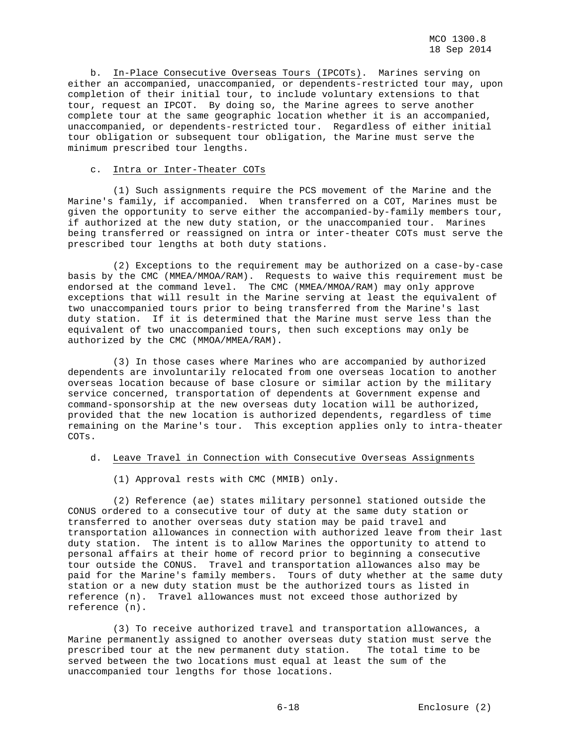b. In-Place Consecutive Overseas Tours (IPCOTs). Marines serving on either an accompanied, unaccompanied, or dependents-restricted tour may, upon completion of their initial tour, to include voluntary extensions to that tour, request an IPCOT. By doing so, the Marine agrees to serve another complete tour at the same geographic location whether it is an accompanied, unaccompanied, or dependents-restricted tour. Regardless of either initial tour obligation or subsequent tour obligation, the Marine must serve the minimum prescribed tour lengths.

c. Intra or Inter-Theater COTs

(1) Such assignments require the PCS movement of the Marine and the Marine's family, if accompanied. When transferred on a COT, Marines must be given the opportunity to serve either the accompanied-by-family members tour, if authorized at the new duty station, or the unaccompanied tour. Marines being transferred or reassigned on intra or inter-theater COTs must serve the prescribed tour lengths at both duty stations.

(2) Exceptions to the requirement may be authorized on a case-by-case basis by the CMC (MMEA/MMOA/RAM). Requests to waive this requirement must be endorsed at the command level. The CMC (MMEA/MMOA/RAM) may only approve exceptions that will result in the Marine serving at least the equivalent of two unaccompanied tours prior to being transferred from the Marine's last duty station. If it is determined that the Marine must serve less than the equivalent of two unaccompanied tours, then such exceptions may only be authorized by the CMC (MMOA/MMEA/RAM).

(3) In those cases where Marines who are accompanied by authorized dependents are involuntarily relocated from one overseas location to another overseas location because of base closure or similar action by the military service concerned, transportation of dependents at Government expense and command-sponsorship at the new overseas duty location will be authorized, provided that the new location is authorized dependents, regardless of time remaining on the Marine's tour. This exception applies only to intra-theater COTs.

d. Leave Travel in Connection with Consecutive Overseas Assignments

(1) Approval rests with CMC (MMIB) only.

(2) Reference (ae) states military personnel stationed outside the CONUS ordered to a consecutive tour of duty at the same duty station or transferred to another overseas duty station may be paid travel and transportation allowances in connection with authorized leave from their last duty station. The intent is to allow Marines the opportunity to attend to personal affairs at their home of record prior to beginning a consecutive tour outside the CONUS. Travel and transportation allowances also may be paid for the Marine's family members. Tours of duty whether at the same duty station or a new duty station must be the authorized tours as listed in reference (n). Travel allowances must not exceed those authorized by reference (n).

(3) To receive authorized travel and transportation allowances, a Marine permanently assigned to another overseas duty station must serve the prescribed tour at the new permanent duty station. The total time to be served between the two locations must equal at least the sum of the unaccompanied tour lengths for those locations.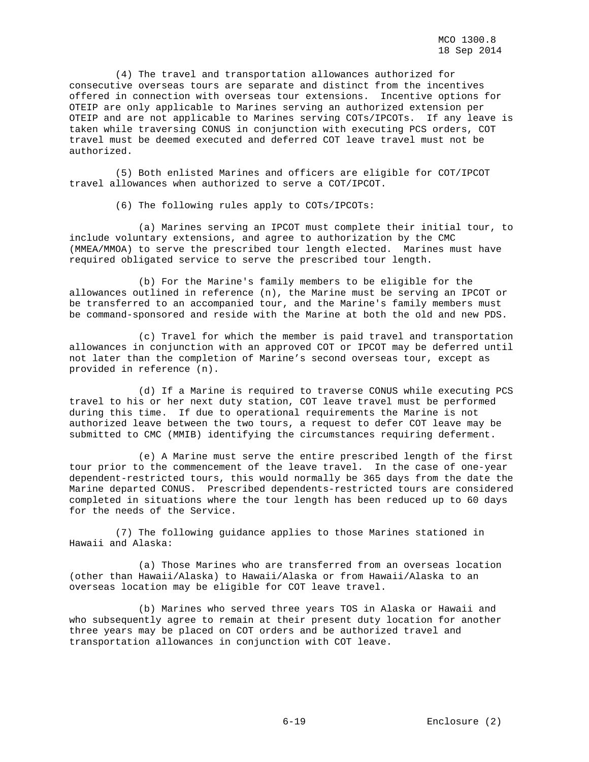(4) The travel and transportation allowances authorized for consecutive overseas tours are separate and distinct from the incentives offered in connection with overseas tour extensions. Incentive options for OTEIP are only applicable to Marines serving an authorized extension per OTEIP and are not applicable to Marines serving COTs/IPCOTs. If any leave is taken while traversing CONUS in conjunction with executing PCS orders, COT travel must be deemed executed and deferred COT leave travel must not be authorized.

(5) Both enlisted Marines and officers are eligible for COT/IPCOT travel allowances when authorized to serve a COT/IPCOT.

(6) The following rules apply to COTs/IPCOTs:

(a) Marines serving an IPCOT must complete their initial tour, to include voluntary extensions, and agree to authorization by the CMC (MMEA/MMOA) to serve the prescribed tour length elected. Marines must have required obligated service to serve the prescribed tour length.

(b) For the Marine's family members to be eligible for the allowances outlined in reference (n), the Marine must be serving an IPCOT or be transferred to an accompanied tour, and the Marine's family members must be command-sponsored and reside with the Marine at both the old and new PDS.

(c) Travel for which the member is paid travel and transportation allowances in conjunction with an approved COT or IPCOT may be deferred until not later than the completion of Marine's second overseas tour, except as provided in reference (n).

(d) If a Marine is required to traverse CONUS while executing PCS travel to his or her next duty station, COT leave travel must be performed during this time. If due to operational requirements the Marine is not authorized leave between the two tours, a request to defer COT leave may be submitted to CMC (MMIB) identifying the circumstances requiring deferment.

(e) A Marine must serve the entire prescribed length of the first tour prior to the commencement of the leave travel. In the case of one-year dependent-restricted tours, this would normally be 365 days from the date the Marine departed CONUS. Prescribed dependents-restricted tours are considered completed in situations where the tour length has been reduced up to 60 days for the needs of the Service.

(7) The following guidance applies to those Marines stationed in Hawaii and Alaska:

(a) Those Marines who are transferred from an overseas location (other than Hawaii/Alaska) to Hawaii/Alaska or from Hawaii/Alaska to an overseas location may be eligible for COT leave travel.

(b) Marines who served three years TOS in Alaska or Hawaii and who subsequently agree to remain at their present duty location for another three years may be placed on COT orders and be authorized travel and transportation allowances in conjunction with COT leave.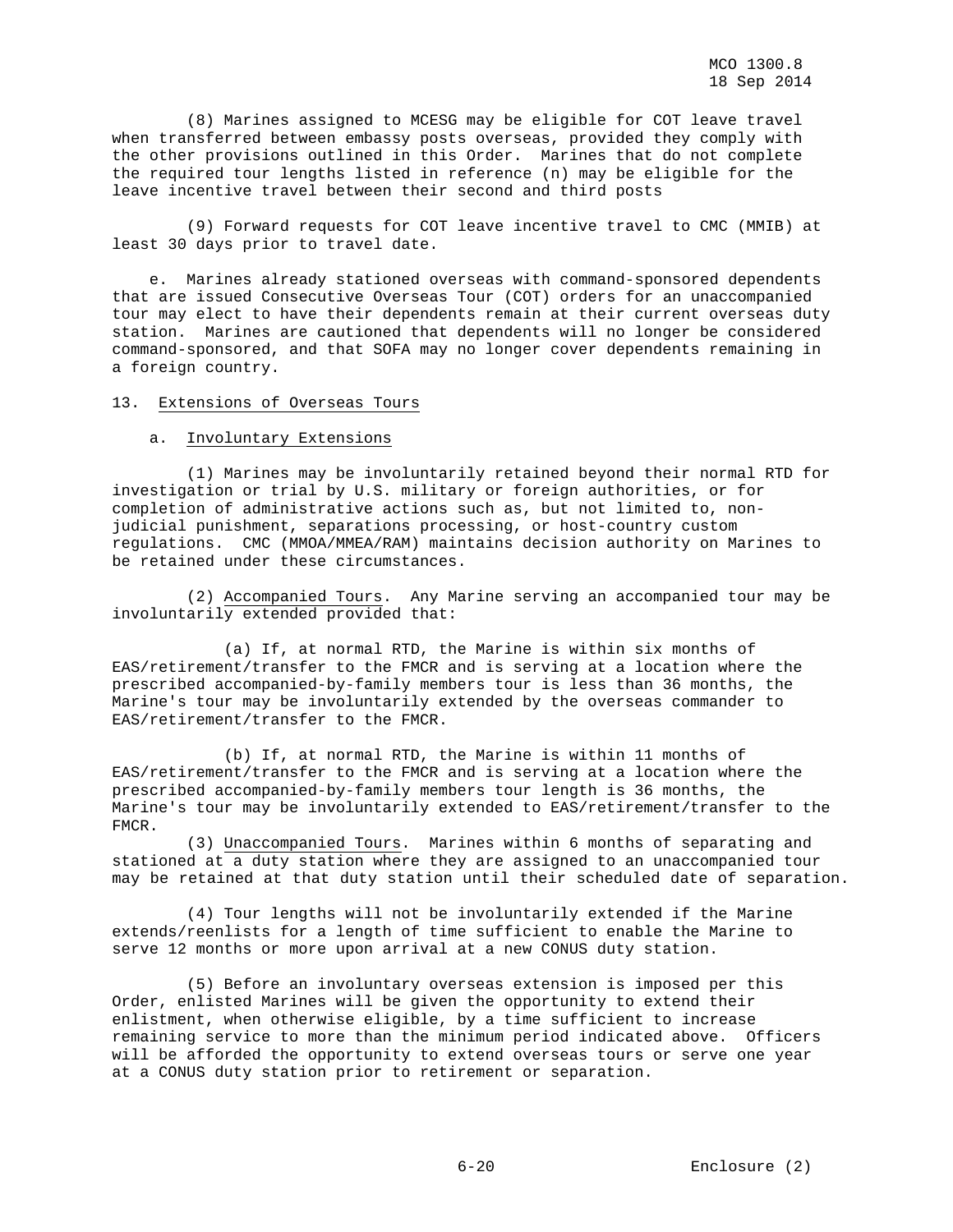(8) Marines assigned to MCESG may be eligible for COT leave travel when transferred between embassy posts overseas, provided they comply with the other provisions outlined in this Order. Marines that do not complete the required tour lengths listed in reference (n) may be eligible for the leave incentive travel between their second and third posts

(9) Forward requests for COT leave incentive travel to CMC (MMIB) at least 30 days prior to travel date.

e. Marines already stationed overseas with command-sponsored dependents that are issued Consecutive Overseas Tour (COT) orders for an unaccompanied tour may elect to have their dependents remain at their current overseas duty station. Marines are cautioned that dependents will no longer be considered command-sponsored, and that SOFA may no longer cover dependents remaining in a foreign country.

13. Extensions of Overseas Tours

a. Involuntary Extensions

(1) Marines may be involuntarily retained beyond their normal RTD for investigation or trial by U.S. military or foreign authorities, or for completion of administrative actions such as, but not limited to, non-judicial punishment, separations processing, or host-country custom regulations. CMC (MMOA/MMEA/RAM) maintains decision authority on Marines to be retained under these circumstances.

(2) Accompanied Tours. Any Marine serving an accompanied tour may be involuntarily extended provided that:

(a) If, at normal RTD, the Marine is within six months of EAS/retirement/transfer to the FMCR and is serving at a location where the prescribed accompanied-by-family members tour is less than 36 months, the Marine's tour may be involuntarily extended by the overseas commander to EAS/retirement/transfer to the FMCR.

(b) If, at normal RTD, the Marine is within 11 months of EAS/retirement/transfer to the FMCR and is serving at a location where the prescribed accompanied-by-family members tour length is 36 months, the Marine's tour may be involuntarily extended to EAS/retirement/transfer to the FMCR.

(3) Unaccompanied Tours. Marines within 6 months of separating and stationed at a duty station where they are assigned to an unaccompanied tour may be retained at that duty station until their scheduled date of separation.

(4) Tour lengths will not be involuntarily extended if the Marine extends/reenlists for a length of time sufficient to enable the Marine to serve 12 months or more upon arrival at a new CONUS duty station.

(5) Before an involuntary overseas extension is imposed per this Order, enlisted Marines will be given the opportunity to extend their enlistment, when otherwise eligible, by a time sufficient to increase remaining service to more than the minimum period indicated above. Officers will be afforded the opportunity to extend overseas tours or serve one year at a CONUS duty station prior to retirement or separation.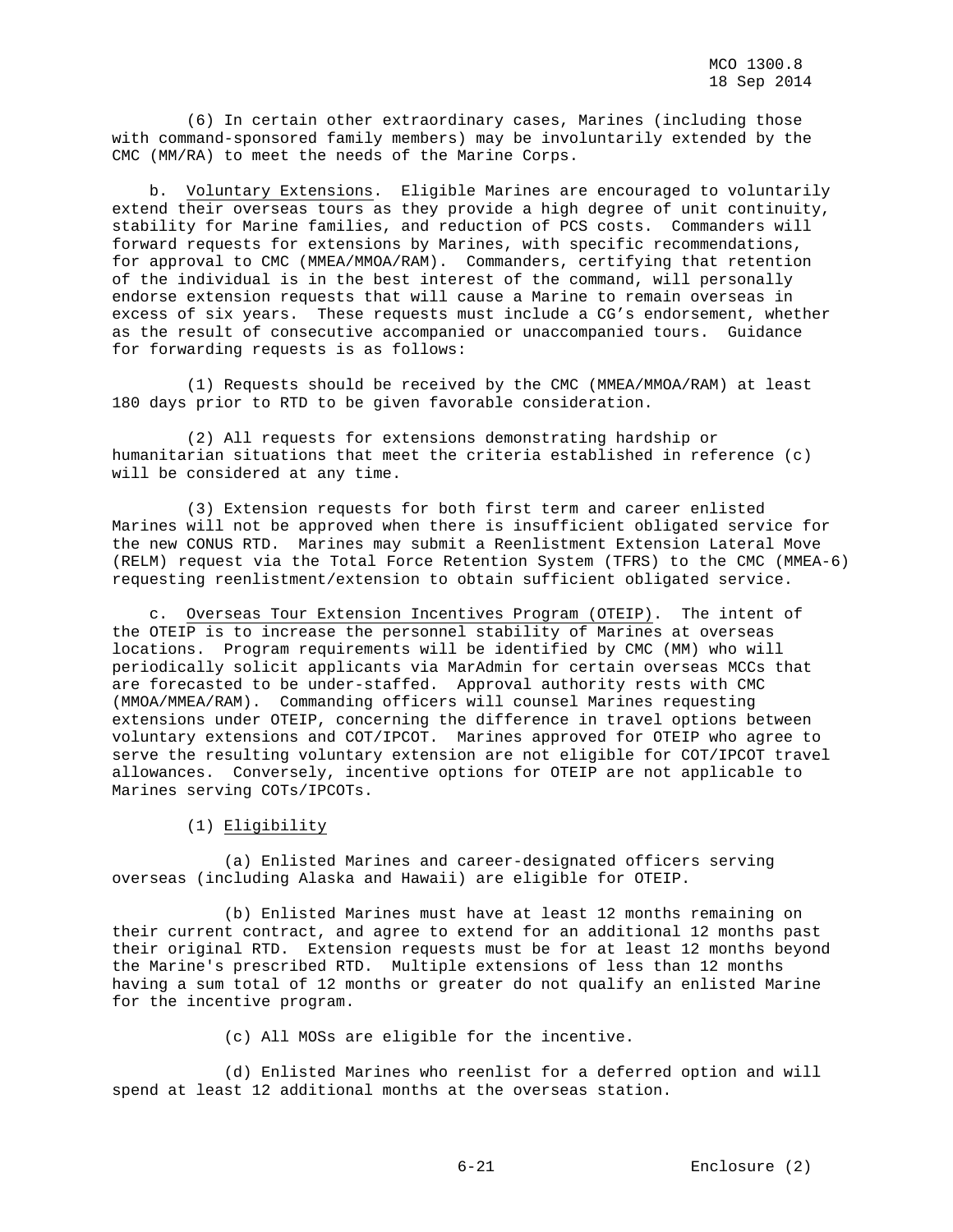(6) In certain other extraordinary cases, Marines (including those with command-sponsored family members) may be involuntarily extended by the CMC (MM/RA) to meet the needs of the Marine Corps.

b. Voluntary Extensions. Eligible Marines are encouraged to voluntarily extend their overseas tours as they provide a high degree of unit continuity, stability for Marine families, and reduction of PCS costs. Commanders will forward requests for extensions by Marines, with specific recommendations, for approval to CMC (MMEA/MMOA/RAM). Commanders, certifying that retention of the individual is in the best interest of the command, will personally endorse extension requests that will cause a Marine to remain overseas in excess of six years. These requests must include a CG's endorsement, whether as the result of consecutive accompanied or unaccompanied tours. Guidance for forwarding requests is as follows:

(1) Requests should be received by the CMC (MMEA/MMOA/RAM) at least 180 days prior to RTD to be given favorable consideration.

(2) All requests for extensions demonstrating hardship or humanitarian situations that meet the criteria established in reference (c) will be considered at any time.

(3) Extension requests for both first term and career enlisted Marines will not be approved when there is insufficient obligated service for the new CONUS RTD. Marines may submit a Reenlistment Extension Lateral Move (RELM) request via the Total Force Retention System (TFRS) to the CMC (MMEA-6) requesting reenlistment/extension to obtain sufficient obligated service.

c. Overseas Tour Extension Incentives Program (OTEIP). The intent of the OTEIP is to increase the personnel stability of Marines at overseas locations. Program requirements will be identified by CMC (MM) who will periodically solicit applicants via MarAdmin for certain overseas MCCs that are forecasted to be under-staffed. Approval authority rests with CMC (MMOA/MMEA/RAM). Commanding officers will counsel Marines requesting extensions under OTEIP, concerning the difference in travel options between voluntary extensions and COT/IPCOT. Marines approved for OTEIP who agree to serve the resulting voluntary extension are not eligible for COT/IPCOT travel allowances. Conversely, incentive options for OTEIP are not applicable to Marines serving COTs/IPCOTs.

(1) Eligibility

(a) Enlisted Marines and career-designated officers serving overseas (including Alaska and Hawaii) are eligible for OTEIP.

(b) Enlisted Marines must have at least 12 months remaining on their current contract, and agree to extend for an additional 12 months past their original RTD. Extension requests must be for at least 12 months beyond the Marine's prescribed RTD. Multiple extensions of less than 12 months having a sum total of 12 months or greater do not qualify an enlisted Marine for the incentive program.

(c) All MOSs are eligible for the incentive.

(d) Enlisted Marines who reenlist for a deferred option and will spend at least 12 additional months at the overseas station.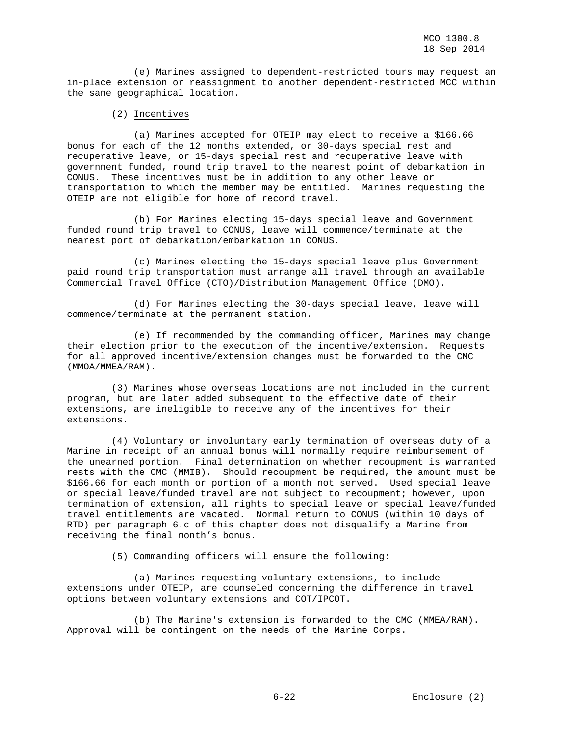(e) Marines assigned to dependent-restricted tours may request an in-place extension or reassignment to another dependent-restricted MCC within the same geographical location.

(2) Incentives

(a) Marines accepted for OTEIP may elect to receive a $166.66 bonus for each of the 12 months extended, or 30-days special rest and recuperative leave, or 15-days special rest and recuperative leave with government funded, round trip travel to the nearest point of debarkation in CONUS. These incentives must be in addition to any other leave or transportation to which the member may be entitled. Marines requesting the OTEIP are not eligible for home of record travel.

(b) For Marines electing 15-days special leave and Government funded round trip travel to CONUS, leave will commence/terminate at the nearest port of debarkation/embarkation in CONUS.

(c) Marines electing the 15-days special leave plus Government paid round trip transportation must arrange all travel through an available Commercial Travel Office (CTO)/Distribution Management Office (DMO).

(d) For Marines electing the 30-days special leave, leave will commence/terminate at the permanent station.

(e) If recommended by the commanding officer, Marines may change their election prior to the execution of the incentive/extension. Requests for all approved incentive/extension changes must be forwarded to the CMC (MMOA/MMEA/RAM).

(3) Marines whose overseas locations are not included in the current program, but are later added subsequent to the effective date of their extensions, are ineligible to receive any of the incentives for their extensions.

(4) Voluntary or involuntary early termination of overseas duty of a Marine in receipt of an annual bonus will normally require reimbursement of the unearned portion. Final determination on whether recoupment is warranted rests with the CMC (MMIB). Should recoupment be required, the amount must be $166.66 for each month or portion of a month not served. Used special leave or special leave/funded travel are not subject to recoupment; however, upon termination of extension, all rights to special leave or special leave/funded travel entitlements are vacated. Normal return to CONUS (within 10 days of RTD) per paragraph 6.c of this chapter does not disqualify a Marine from receiving the final month's bonus.

(5) Commanding officers will ensure the following:

(a) Marines requesting voluntary extensions, to include extensions under OTEIP, are counseled concerning the difference in travel options between voluntary extensions and COT/IPCOT.

(b) The Marine's extension is forwarded to the CMC (MMEA/RAM). Approval will be contingent on the needs of the Marine Corps.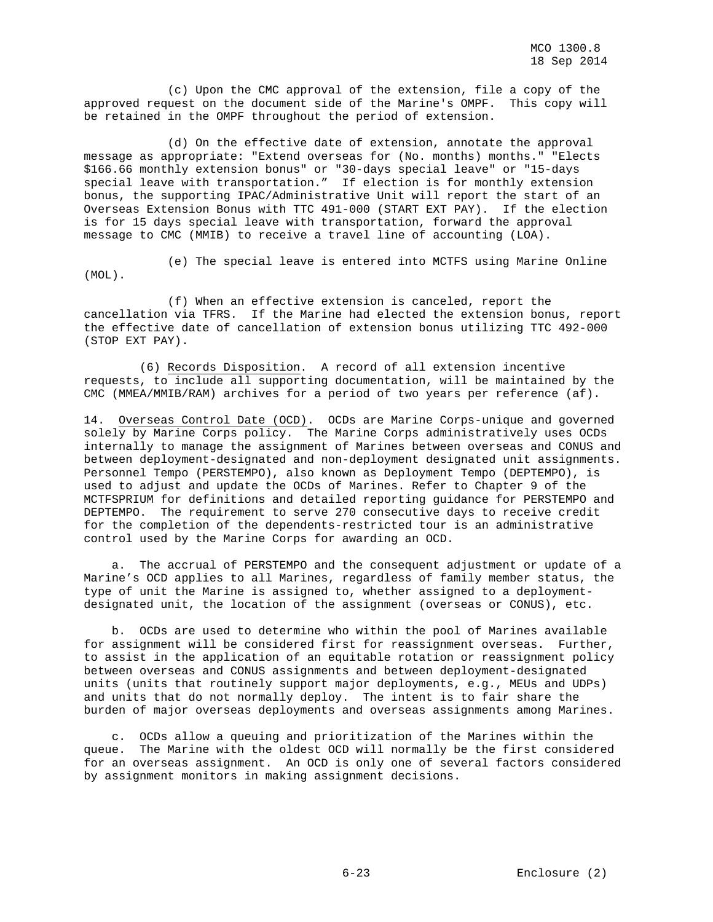(c) Upon the CMC approval of the extension, file a copy of the approved request on the document side of the Marine's OMPF. This copy will be retained in the OMPF throughout the period of extension.

(d) On the effective date of extension, annotate the approval message as appropriate: "Extend overseas for (No. months) months." "Elects $166.66 monthly extension bonus" or "30-days special leave" or "15-days special leave with transportation." If election is for monthly extension bonus, the supporting IPAC/Administrative Unit will report the start of an Overseas Extension Bonus with TTC 491-000 (START EXT PAY). If the election is for 15 days special leave with transportation, forward the approval message to CMC (MMIB) to receive a travel line of accounting (LOA).

(e) The special leave is entered into MCTFS using Marine Online (MOL).

(f) When an effective extension is canceled, report the cancellation via TFRS. If the Marine had elected the extension bonus, report the effective date of cancellation of extension bonus utilizing TTC 492-000 (STOP EXT PAY).

(6) Records Disposition. A record of all extension incentive requests, to include all supporting documentation, will be maintained by the CMC (MMEA/MMIB/RAM) archives for a period of two years per reference (af).

14. Overseas Control Date (OCD). OCDs are Marine Corps-unique and governed solely by Marine Corps policy. The Marine Corps administratively uses OCDs internally to manage the assignment of Marines between overseas and CONUS and between deployment-designated and non-deployment designated unit assignments. Personnel Tempo (PERSTEMPO), also known as Deployment Tempo (DEPTEMPO), is used to adjust and update the OCDs of Marines. Refer to Chapter 9 of the MCTFSPRIUM for definitions and detailed reporting guidance for PERSTEMPO and DEPTEMPO. The requirement to serve 270 consecutive days to receive credit for the completion of the dependents-restricted tour is an administrative control used by the Marine Corps for awarding an OCD.

a. The accrual of PERSTEMPO and the consequent adjustment or update of a Marine's OCD applies to all Marines, regardless of family member status, the type of unit the Marine is assigned to, whether assigned to a deployment-designated unit, the location of the assignment (overseas or CONUS), etc.

b. OCDs are used to determine who within the pool of Marines available for assignment will be considered first for reassignment overseas. Further, to assist in the application of an equitable rotation or reassignment policy between overseas and CONUS assignments and between deployment-designated units (units that routinely support major deployments, e.g., MEUs and UDPs) and units that do not normally deploy. The intent is to fair share the burden of major overseas deployments and overseas assignments among Marines.

c. OCDs allow a queuing and prioritization of the Marines within the queue. The Marine with the oldest OCD will normally be the first considered for an overseas assignment. An OCD is only one of several factors considered by assignment monitors in making assignment decisions.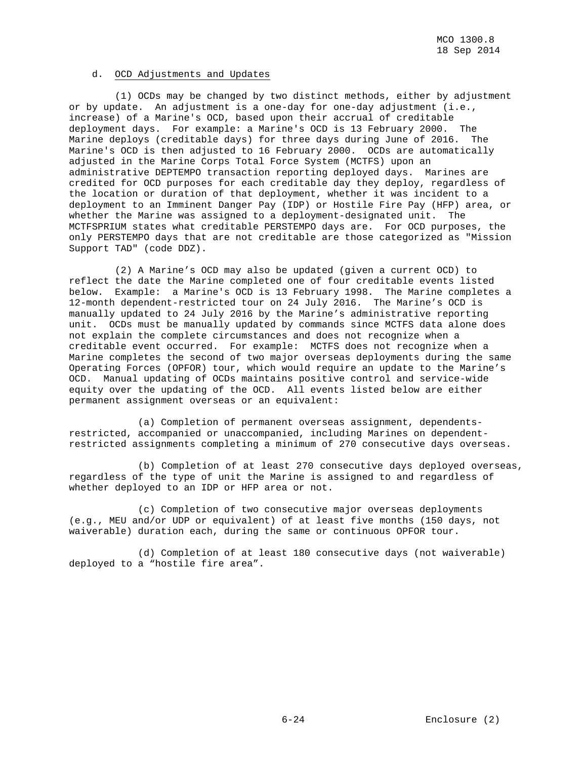d. OCD Adjustments and Updates

(1) OCDs may be changed by two distinct methods, either by adjustment or by update. An adjustment is a one-day for one-day adjustment (i.e., increase) of a Marine's OCD, based upon their accrual of creditable deployment days. For example: a Marine's OCD is 13 February 2000. The Marine deploys (creditable days) for three days during June of 2016. The Marine's OCD is then adjusted to 16 February 2000. OCDs are automatically adjusted in the Marine Corps Total Force System (MCTFS) upon an administrative DEPTEMPO transaction reporting deployed days. Marines are credited for OCD purposes for each creditable day they deploy, regardless of the location or duration of that deployment, whether it was incident to a deployment to an Imminent Danger Pay (IDP) or Hostile Fire Pay (HFP) area, or whether the Marine was assigned to a deployment-designated unit. The MCTFSPRIUM states what creditable PERSTEMPO days are. For OCD purposes, the only PERSTEMPO days that are not creditable are those categorized as "Mission Support TAD" (code DDZ).

(2) A Marine's OCD may also be updated (given a current OCD) to reflect the date the Marine completed one of four creditable events listed below. Example: a Marine's OCD is 13 February 1998. The Marine completes a 12-month dependent-restricted tour on 24 July 2016. The Marine's OCD is manually updated to 24 July 2016 by the Marine's administrative reporting unit. OCDs must be manually updated by commands since MCTFS data alone does not explain the complete circumstances and does not recognize when a creditable event occurred. For example: MCTFS does not recognize when a Marine completes the second of two major overseas deployments during the same Operating Forces (OPFOR) tour, which would require an update to the Marine's OCD. Manual updating of OCDs maintains positive control and service-wide equity over the updating of the OCD. All events listed below are either permanent assignment overseas or an equivalent:

(a) Completion of permanent overseas assignment, dependents-restricted, accompanied or unaccompanied, including Marines on dependent-restricted assignments completing a minimum of 270 consecutive days overseas.

(b) Completion of at least 270 consecutive days deployed overseas, regardless of the type of unit the Marine is assigned to and regardless of whether deployed to an IDP or HFP area or not.

(c) Completion of two consecutive major overseas deployments (e.g., MEU and/or UDP or equivalent) of at least five months (150 days, not waiverable) duration each, during the same or continuous OPFOR tour.

(d) Completion of at least 180 consecutive days (not waiverable) deployed to a "hostile fire area".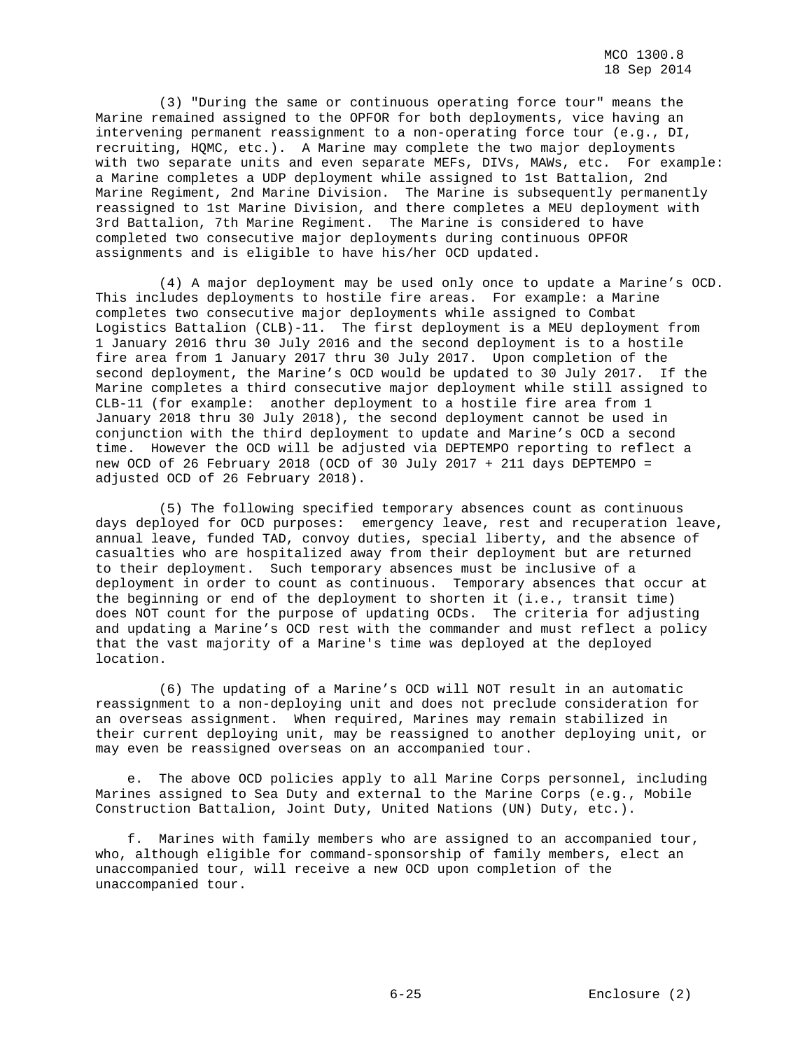(3) "During the same or continuous operating force tour" means the Marine remained assigned to the OPFOR for both deployments, vice having an intervening permanent reassignment to a non-operating force tour (e.g., DI, recruiting, HQMC, etc.). A Marine may complete the two major deployments with two separate units and even separate MEFs, DIVs, MAWs, etc. For example: a Marine completes a UDP deployment while assigned to 1st Battalion, 2nd Marine Regiment, 2nd Marine Division. The Marine is subsequently permanently reassigned to 1st Marine Division, and there completes a MEU deployment with 3rd Battalion, 7th Marine Regiment. The Marine is considered to have completed two consecutive major deployments during continuous OPFOR assignments and is eligible to have his/her OCD updated.

(4) A major deployment may be used only once to update a Marine's OCD. This includes deployments to hostile fire areas. For example: a Marine completes two consecutive major deployments while assigned to Combat Logistics Battalion (CLB)-11. The first deployment is a MEU deployment from 1 January 2016 thru 30 July 2016 and the second deployment is to a hostile fire area from 1 January 2017 thru 30 July 2017. Upon completion of the second deployment, the Marine's OCD would be updated to 30 July 2017. If the Marine completes a third consecutive major deployment while still assigned to CLB-11 (for example: another deployment to a hostile fire area from 1 January 2018 thru 30 July 2018), the second deployment cannot be used in conjunction with the third deployment to update and Marine's OCD a second time. However the OCD will be adjusted via DEPTEMPO reporting to reflect a new OCD of 26 February 2018 (OCD of 30 July 2017 + 211 days DEPTEMPO = adjusted OCD of 26 February 2018).

(5) The following specified temporary absences count as continuous days deployed for OCD purposes: emergency leave, rest and recuperation leave, annual leave, funded TAD, convoy duties, special liberty, and the absence of casualties who are hospitalized away from their deployment but are returned to their deployment. Such temporary absences must be inclusive of a deployment in order to count as continuous. Temporary absences that occur at the beginning or end of the deployment to shorten it (i.e., transit time) does NOT count for the purpose of updating OCDs. The criteria for adjusting and updating a Marine's OCD rest with the commander and must reflect a policy that the vast majority of a Marine's time was deployed at the deployed location.

(6) The updating of a Marine's OCD will NOT result in an automatic reassignment to a non-deploying unit and does not preclude consideration for an overseas assignment. When required, Marines may remain stabilized in their current deploying unit, may be reassigned to another deploying unit, or may even be reassigned overseas on an accompanied tour.

e. The above OCD policies apply to all Marine Corps personnel, including Marines assigned to Sea Duty and external to the Marine Corps (e.g., Mobile Construction Battalion, Joint Duty, United Nations (UN) Duty, etc.).

f. Marines with family members who are assigned to an accompanied tour, who, although eligible for command-sponsorship of family members, elect an unaccompanied tour, will receive a new OCD upon completion of the unaccompanied tour.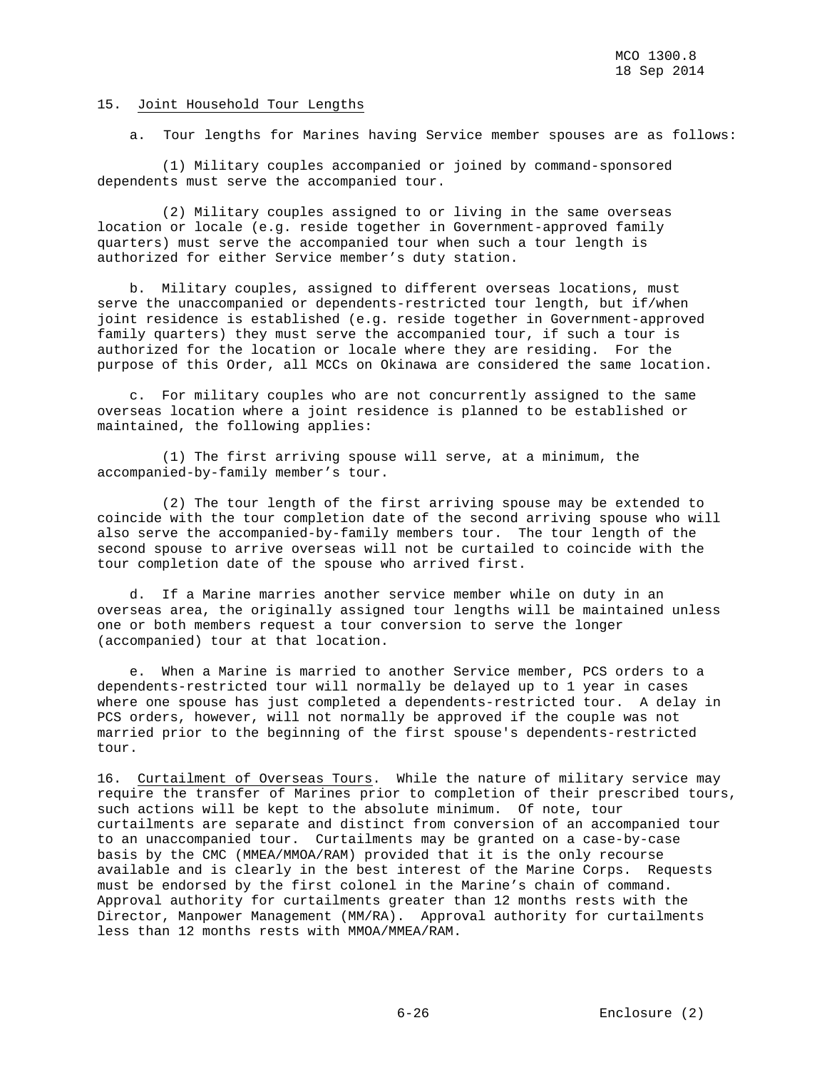15. Joint Household Tour Lengths

a. Tour lengths for Marines having Service member spouses are as follows:

(1) Military couples accompanied or joined by command-sponsored dependents must serve the accompanied tour.

(2) Military couples assigned to or living in the same overseas location or locale (e.g. reside together in Government-approved family quarters) must serve the accompanied tour when such a tour length is authorized for either Service member's duty station.

b. Military couples, assigned to different overseas locations, must serve the unaccompanied or dependents-restricted tour length, but if/when joint residence is established (e.g. reside together in Government-approved family quarters) they must serve the accompanied tour, if such a tour is authorized for the location or locale where they are residing. For the purpose of this Order, all MCCs on Okinawa are considered the same location.

c. For military couples who are not concurrently assigned to the same overseas location where a joint residence is planned to be established or maintained, the following applies:

(1) The first arriving spouse will serve, at a minimum, the accompanied-by-family member's tour.

(2) The tour length of the first arriving spouse may be extended to coincide with the tour completion date of the second arriving spouse who will also serve the accompanied-by-family members tour. The tour length of the second spouse to arrive overseas will not be curtailed to coincide with the tour completion date of the spouse who arrived first.

d. If a Marine marries another service member while on duty in an overseas area, the originally assigned tour lengths will be maintained unless one or both members request a tour conversion to serve the longer (accompanied) tour at that location.

e. When a Marine is married to another Service member, PCS orders to a dependents-restricted tour will normally be delayed up to 1 year in cases where one spouse has just completed a dependents-restricted tour. A delay in PCS orders, however, will not normally be approved if the couple was not married prior to the beginning of the first spouse's dependents-restricted tour.

16. Curtailment of Overseas Tours. While the nature of military service may require the transfer of Marines prior to completion of their prescribed tours, such actions will be kept to the absolute minimum. Of note, tour curtailments are separate and distinct from conversion of an accompanied tour to an unaccompanied tour. Curtailments may be granted on a case-by-case basis by the CMC (MMEA/MMOA/RAM) provided that it is the only recourse available and is clearly in the best interest of the Marine Corps. Requests must be endorsed by the first colonel in the Marine's chain of command. Approval authority for curtailments greater than 12 months rests with the Director, Manpower Management (MM/RA). Approval authority for curtailments less than 12 months rests with MMOA/MMEA/RAM.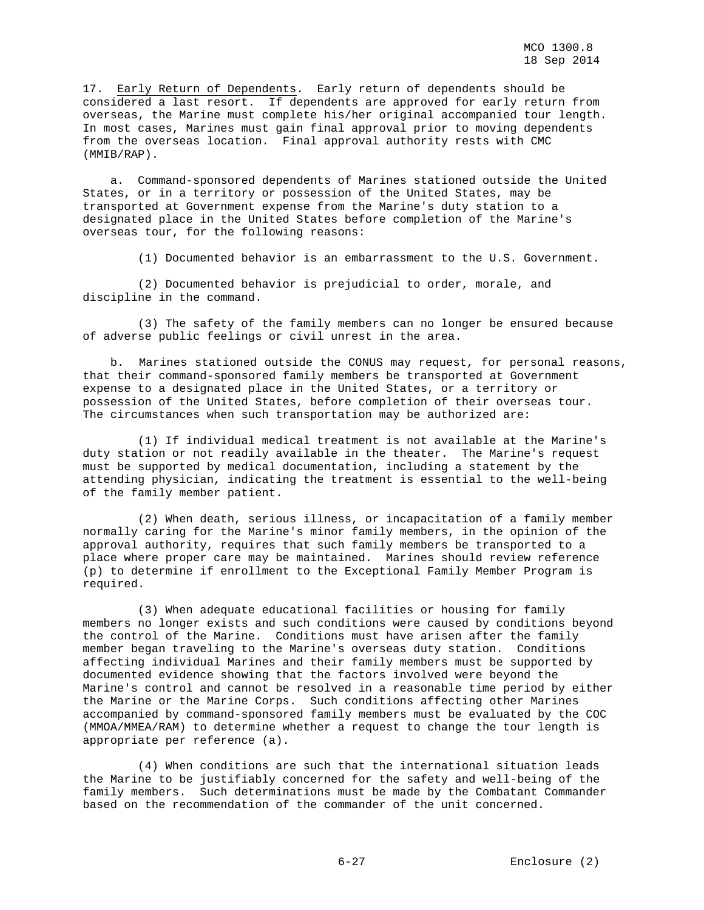17. Early Return of Dependents. Early return of dependents should be considered a last resort. If dependents are approved for early return from overseas, the Marine must complete his/her original accompanied tour length. In most cases, Marines must gain final approval prior to moving dependents from the overseas location. Final approval authority rests with CMC (MMIB/RAP).

a. Command-sponsored dependents of Marines stationed outside the United States, or in a territory or possession of the United States, may be transported at Government expense from the Marine's duty station to a designated place in the United States before completion of the Marine's overseas tour, for the following reasons:

(1) Documented behavior is an embarrassment to the U.S. Government.

(2) Documented behavior is prejudicial to order, morale, and discipline in the command.

(3) The safety of the family members can no longer be ensured because of adverse public feelings or civil unrest in the area.

b. Marines stationed outside the CONUS may request, for personal reasons, that their command-sponsored family members be transported at Government expense to a designated place in the United States, or a territory or possession of the United States, before completion of their overseas tour. The circumstances when such transportation may be authorized are:

(1) If individual medical treatment is not available at the Marine's duty station or not readily available in the theater. The Marine's request must be supported by medical documentation, including a statement by the attending physician, indicating the treatment is essential to the well-being of the family member patient.

(2) When death, serious illness, or incapacitation of a family member normally caring for the Marine's minor family members, in the opinion of the approval authority, requires that such family members be transported to a place where proper care may be maintained. Marines should review reference (p) to determine if enrollment to the Exceptional Family Member Program is required.

(3) When adequate educational facilities or housing for family members no longer exists and such conditions were caused by conditions beyond the control of the Marine. Conditions must have arisen after the family member began traveling to the Marine's overseas duty station. Conditions affecting individual Marines and their family members must be supported by documented evidence showing that the factors involved were beyond the Marine's control and cannot be resolved in a reasonable time period by either the Marine or the Marine Corps. Such conditions affecting other Marines accompanied by command-sponsored family members must be evaluated by the COC (MMOA/MMEA/RAM) to determine whether a request to change the tour length is appropriate per reference (a).

(4) When conditions are such that the international situation leads the Marine to be justifiably concerned for the safety and well-being of the family members. Such determinations must be made by the Combatant Commander based on the recommendation of the commander of the unit concerned.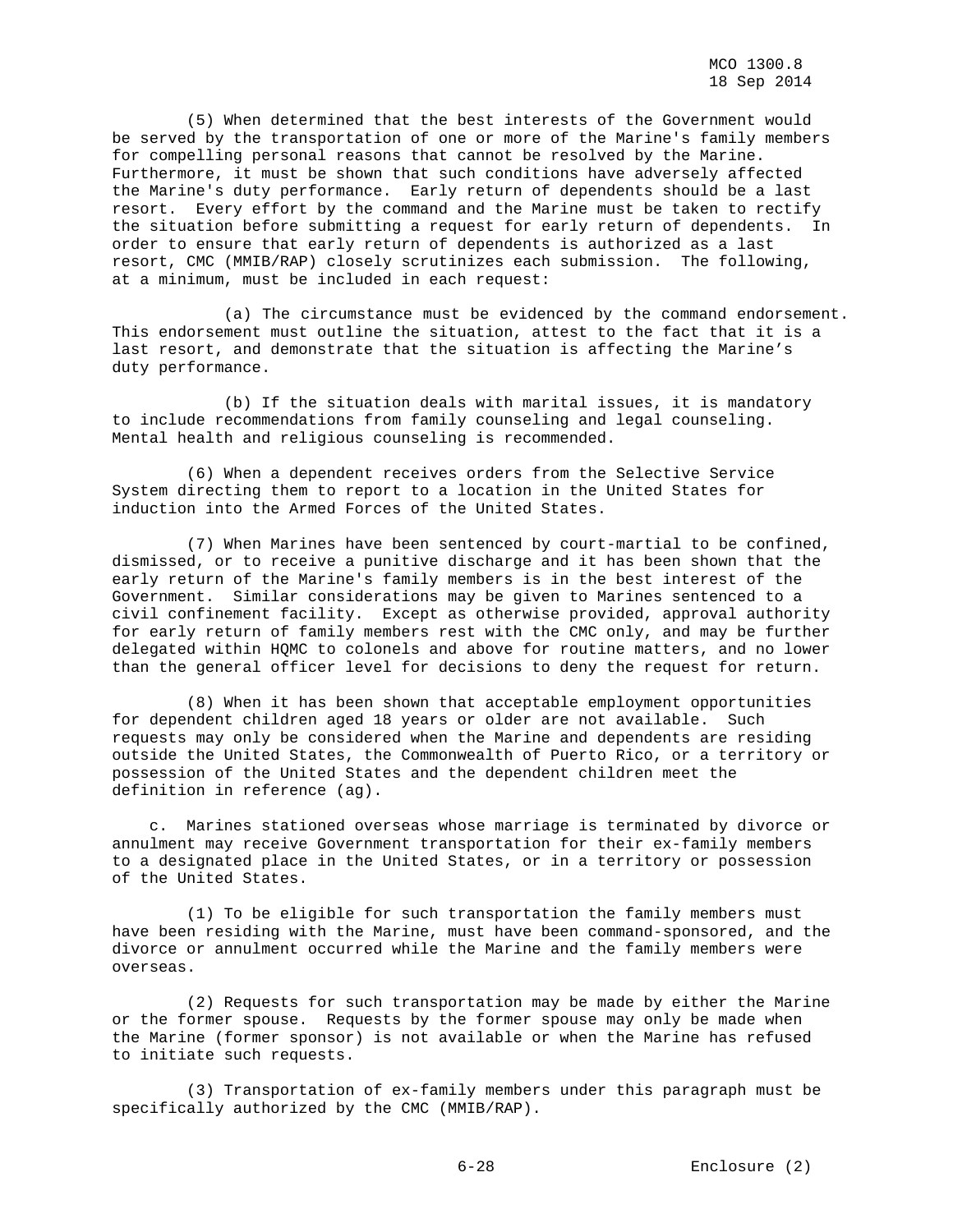(5) When determined that the best interests of the Government would be served by the transportation of one or more of the Marine's family members for compelling personal reasons that cannot be resolved by the Marine. Furthermore, it must be shown that such conditions have adversely affected the Marine's duty performance. Early return of dependents should be a last resort. Every effort by the command and the Marine must be taken to rectify the situation before submitting a request for early return of dependents. In order to ensure that early return of dependents is authorized as a last resort, CMC (MMIB/RAP) closely scrutinizes each submission. The following, at a minimum, must be included in each request:

(a) The circumstance must be evidenced by the command endorsement. This endorsement must outline the situation, attest to the fact that it is a last resort, and demonstrate that the situation is affecting the Marine's duty performance.

(b) If the situation deals with marital issues, it is mandatory to include recommendations from family counseling and legal counseling. Mental health and religious counseling is recommended.

(6) When a dependent receives orders from the Selective Service System directing them to report to a location in the United States for induction into the Armed Forces of the United States.

(7) When Marines have been sentenced by court-martial to be confined, dismissed, or to receive a punitive discharge and it has been shown that the early return of the Marine's family members is in the best interest of the Government. Similar considerations may be given to Marines sentenced to a civil confinement facility. Except as otherwise provided, approval authority for early return of family members rest with the CMC only, and may be further delegated within HQMC to colonels and above for routine matters, and no lower than the general officer level for decisions to deny the request for return.

(8) When it has been shown that acceptable employment opportunities for dependent children aged 18 years or older are not available. Such requests may only be considered when the Marine and dependents are residing outside the United States, the Commonwealth of Puerto Rico, or a territory or possession of the United States and the dependent children meet the definition in reference (ag).

c. Marines stationed overseas whose marriage is terminated by divorce or annulment may receive Government transportation for their ex-family members to a designated place in the United States, or in a territory or possession of the United States.

(1) To be eligible for such transportation the family members must have been residing with the Marine, must have been command-sponsored, and the divorce or annulment occurred while the Marine and the family members were overseas.

(2) Requests for such transportation may be made by either the Marine or the former spouse. Requests by the former spouse may only be made when the Marine (former sponsor) is not available or when the Marine has refused to initiate such requests.

(3) Transportation of ex-family members under this paragraph must be specifically authorized by the CMC (MMIB/RAP).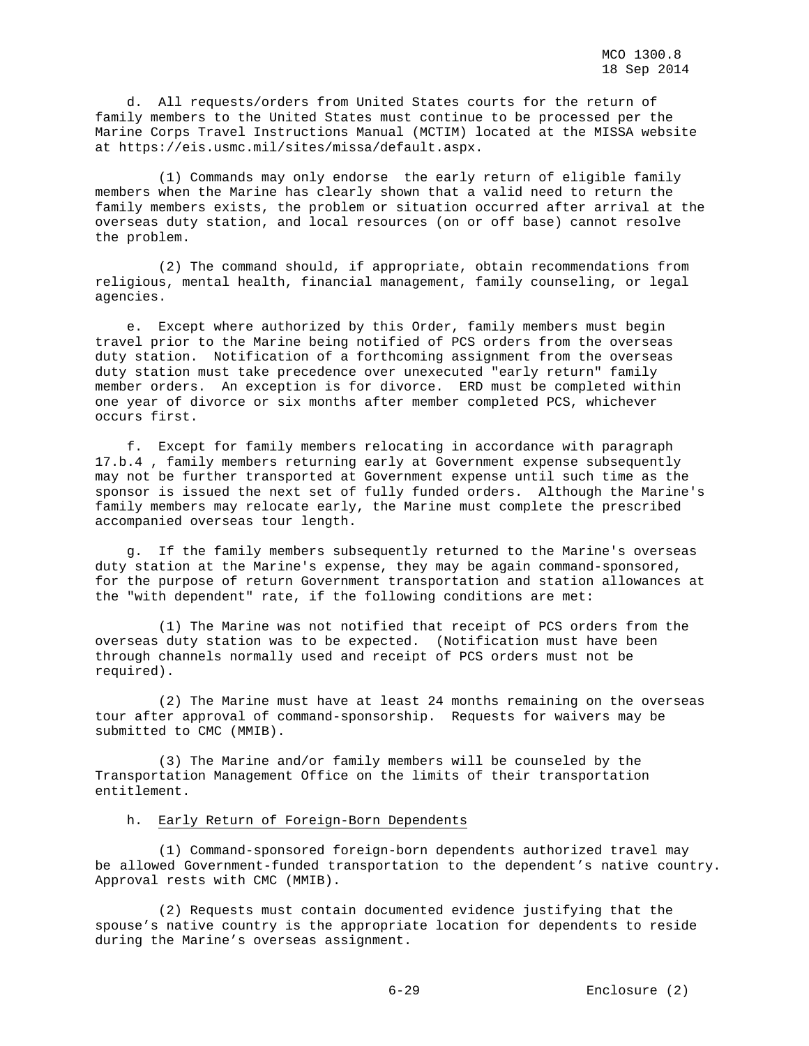d. All requests/orders from United States courts for the return of family members to the United States must continue to be processed per the Marine Corps Travel Instructions Manual (MCTIM) located at the MISSA website at https://eis.usmc.mil/sites/missa/default.aspx.

(1) Commands may only endorse the early return of eligible family members when the Marine has clearly shown that a valid need to return the family members exists, the problem or situation occurred after arrival at the overseas duty station, and local resources (on or off base) cannot resolve the problem.

(2) The command should, if appropriate, obtain recommendations from religious, mental health, financial management, family counseling, or legal agencies.

e. Except where authorized by this Order, family members must begin travel prior to the Marine being notified of PCS orders from the overseas duty station. Notification of a forthcoming assignment from the overseas duty station must take precedence over unexecuted "early return" family member orders. An exception is for divorce. ERD must be completed within one year of divorce or six months after member completed PCS, whichever occurs first.

f. Except for family members relocating in accordance with paragraph 17.b.4 , family members returning early at Government expense subsequently may not be further transported at Government expense until such time as the sponsor is issued the next set of fully funded orders. Although the Marine's family members may relocate early, the Marine must complete the prescribed accompanied overseas tour length.

g. If the family members subsequently returned to the Marine's overseas duty station at the Marine's expense, they may be again command-sponsored, for the purpose of return Government transportation and station allowances at the "with dependent" rate, if the following conditions are met:

(1) The Marine was not notified that receipt of PCS orders from the overseas duty station was to be expected. (Notification must have been through channels normally used and receipt of PCS orders must not be required).

(2) The Marine must have at least 24 months remaining on the overseas tour after approval of command-sponsorship. Requests for waivers may be submitted to CMC (MMIB).

(3) The Marine and/or family members will be counseled by the Transportation Management Office on the limits of their transportation entitlement.

h. Early Return of Foreign-Born Dependents

(1) Command-sponsored foreign-born dependents authorized travel may be allowed Government-funded transportation to the dependent's native country. Approval rests with CMC (MMIB).

(2) Requests must contain documented evidence justifying that the spouse's native country is the appropriate location for dependents to reside during the Marine's overseas assignment.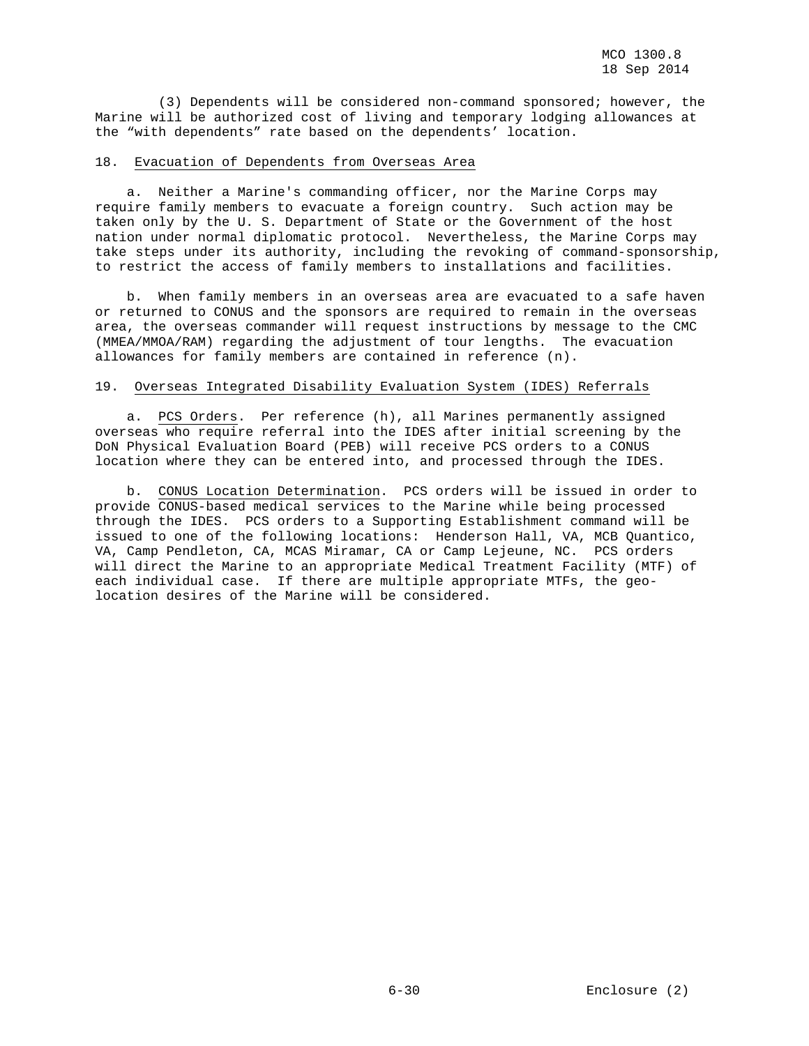(3) Dependents will be considered non-command sponsored; however, the Marine will be authorized cost of living and temporary lodging allowances at the "with dependents" rate based on the dependents' location.

18. Evacuation of Dependents from Overseas Area

a. Neither a Marine's commanding officer, nor the Marine Corps may require family members to evacuate a foreign country. Such action may be taken only by the U. S. Department of State or the Government of the host nation under normal diplomatic protocol. Nevertheless, the Marine Corps may take steps under its authority, including the revoking of command-sponsorship, to restrict the access of family members to installations and facilities.

b. When family members in an overseas area are evacuated to a safe haven or returned to CONUS and the sponsors are required to remain in the overseas area, the overseas commander will request instructions by message to the CMC (MMEA/MMOA/RAM) regarding the adjustment of tour lengths. The evacuation allowances for family members are contained in reference (n).

19. Overseas Integrated Disability Evaluation System (IDES) Referrals

a. PCS Orders. Per reference (h), all Marines permanently assigned overseas who require referral into the IDES after initial screening by the DoN Physical Evaluation Board (PEB) will receive PCS orders to a CONUS location where they can be entered into, and processed through the IDES.

b. CONUS Location Determination. PCS orders will be issued in order to provide CONUS-based medical services to the Marine while being processed through the IDES. PCS orders to a Supporting Establishment command will be issued to one of the following locations: Henderson Hall, VA, MCB Quantico, VA, Camp Pendleton, CA, MCAS Miramar, CA or Camp Lejeune, NC. PCS orders will direct the Marine to an appropriate Medical Treatment Facility (MTF) of each individual case. If there are multiple appropriate MTFs, the geo-location desires of the Marine will be considered.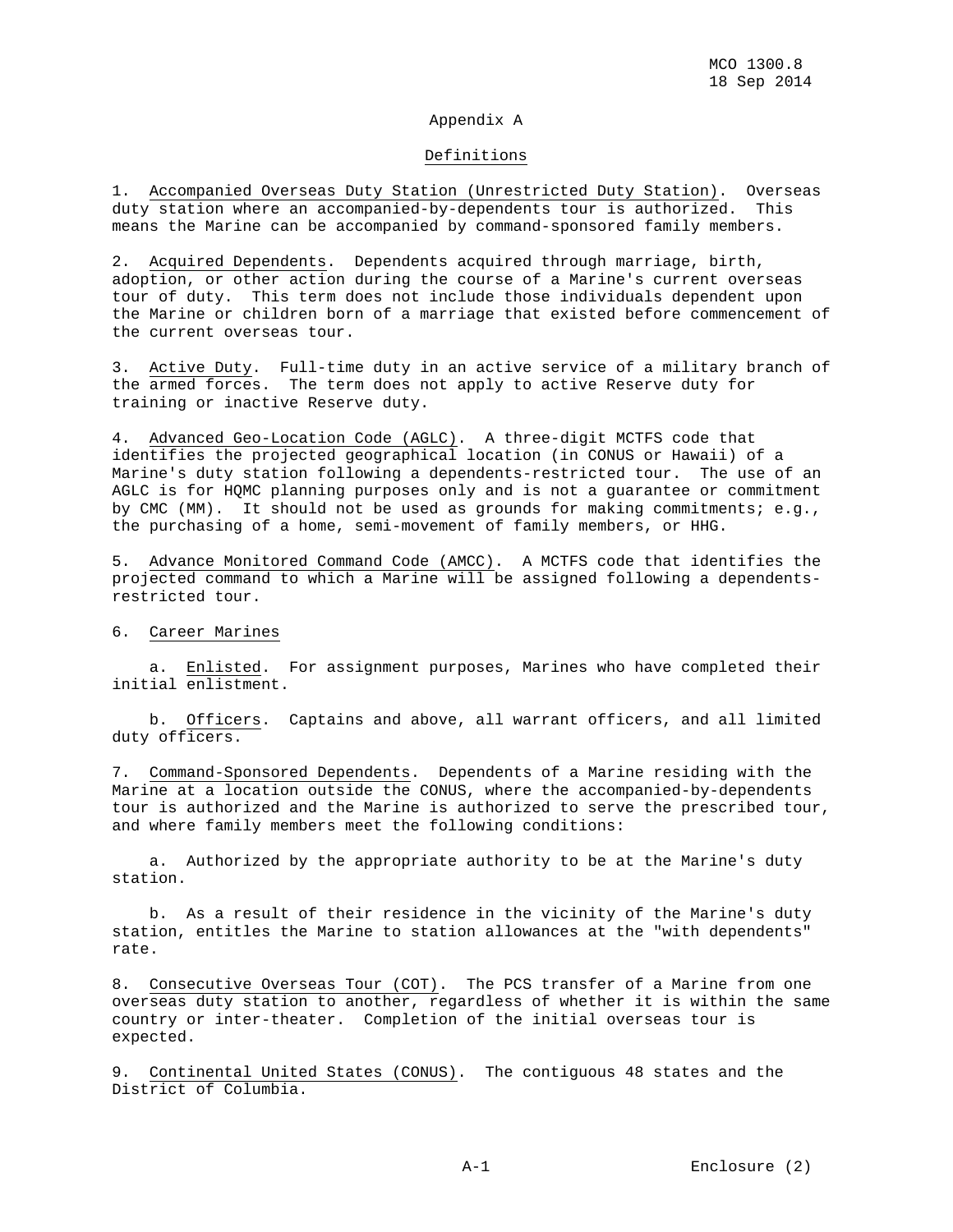## Appendix A

### Definitions

1. Accompanied Overseas Duty Station (Unrestricted Duty Station). Overseas duty station where an accompanied-by-dependents tour is authorized. This means the Marine can be accompanied by command-sponsored family members.

2. Acquired Dependents. Dependents acquired through marriage, birth, adoption, or other action during the course of a Marine's current overseas tour of duty. This term does not include those individuals dependent upon the Marine or children born of a marriage that existed before commencement of the current overseas tour.

3. Active Duty. Full-time duty in an active service of a military branch of the armed forces. The term does not apply to active Reserve duty for training or inactive Reserve duty.

4. Advanced Geo-Location Code (AGLC). A three-digit MCTFS code that identifies the projected geographical location (in CONUS or Hawaii) of a Marine's duty station following a dependents-restricted tour. The use of an AGLC is for HQMC planning purposes only and is not a guarantee or commitment by CMC (MM). It should not be used as grounds for making commitments; e.g., the purchasing of a home, semi-movement of family members, or HHG.

5. Advance Monitored Command Code (AMCC). A MCTFS code that identifies the projected command to which a Marine will be assigned following a dependents-restricted tour.

6. Career Marines

   a. Enlisted. For assignment purposes, Marines who have completed their initial enlistment.

   b. Officers. Captains and above, all warrant officers, and all limited duty officers.

7. Command-Sponsored Dependents. Dependents of a Marine residing with the Marine at a location outside the CONUS, where the accompanied-by-dependents tour is authorized and the Marine is authorized to serve the prescribed tour, and where family members meet the following conditions:

   a. Authorized by the appropriate authority to be at the Marine's duty station.

   b. As a result of their residence in the vicinity of the Marine's duty station, entitles the Marine to station allowances at the "with dependents" rate.

8. Consecutive Overseas Tour (COT). The PCS transfer of a Marine from one overseas duty station to another, regardless of whether it is within the same country or inter-theater. Completion of the initial overseas tour is expected.

9. Continental United States (CONUS). The contiguous 48 states and the District of Columbia.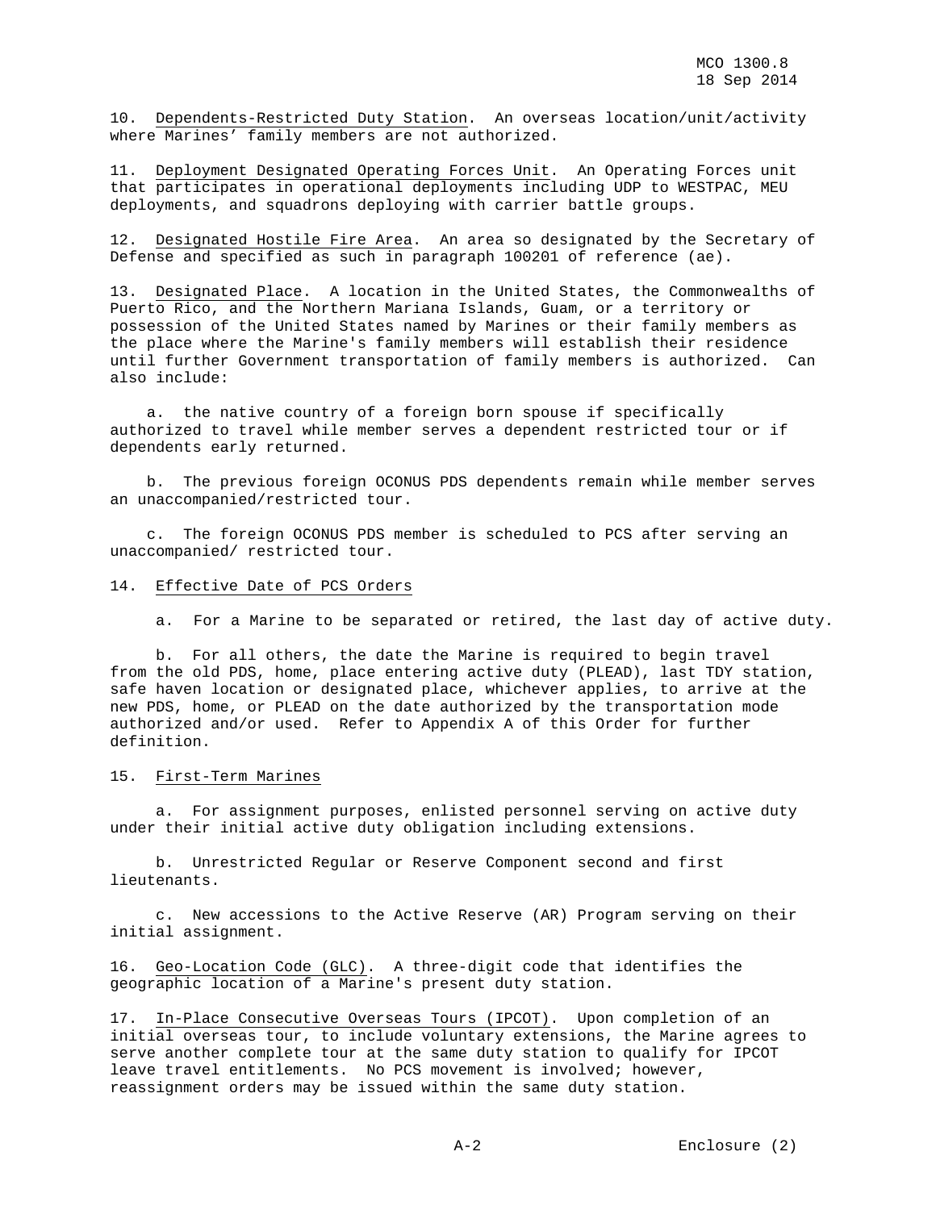10. Dependents-Restricted Duty Station. An overseas location/unit/activity where Marines' family members are not authorized.

11. Deployment Designated Operating Forces Unit. An Operating Forces unit that participates in operational deployments including UDP to WESTPAC, MEU deployments, and squadrons deploying with carrier battle groups.

12. Designated Hostile Fire Area. An area so designated by the Secretary of Defense and specified as such in paragraph 100201 of reference (ae).

13. Designated Place. A location in the United States, the Commonwealths of Puerto Rico, and the Northern Mariana Islands, Guam, or a territory or possession of the United States named by Marines or their family members as the place where the Marine's family members will establish their residence until further Government transportation of family members is authorized. Can also include:

a. the native country of a foreign born spouse if specifically authorized to travel while member serves a dependent restricted tour or if dependents early returned.

b. The previous foreign OCONUS PDS dependents remain while member serves an unaccompanied/restricted tour.

c. The foreign OCONUS PDS member is scheduled to PCS after serving an unaccompanied/ restricted tour.

14. Effective Date of PCS Orders

a. For a Marine to be separated or retired, the last day of active duty.

b. For all others, the date the Marine is required to begin travel from the old PDS, home, place entering active duty (PLEAD), last TDY station, safe haven location or designated place, whichever applies, to arrive at the new PDS, home, or PLEAD on the date authorized by the transportation mode authorized and/or used. Refer to Appendix A of this Order for further definition.

15. First-Term Marines

a. For assignment purposes, enlisted personnel serving on active duty under their initial active duty obligation including extensions.

b. Unrestricted Regular or Reserve Component second and first lieutenants.

c. New accessions to the Active Reserve (AR) Program serving on their initial assignment.

16. Geo-Location Code (GLC). A three-digit code that identifies the geographic location of a Marine's present duty station.

17. In-Place Consecutive Overseas Tours (IPCOT). Upon completion of an initial overseas tour, to include voluntary extensions, the Marine agrees to serve another complete tour at the same duty station to qualify for IPCOT leave travel entitlements. No PCS movement is involved; however, reassignment orders may be issued within the same duty station.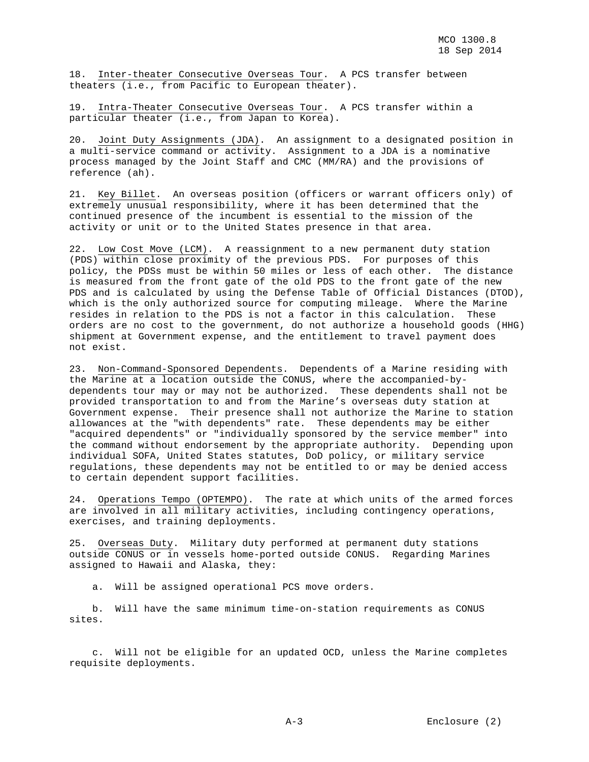18. Inter-theater Consecutive Overseas Tour. A PCS transfer between theaters (i.e., from Pacific to European theater).

19. Intra-Theater Consecutive Overseas Tour. A PCS transfer within a particular theater (i.e., from Japan to Korea).

20. Joint Duty Assignments (JDA). An assignment to a designated position in a multi-service command or activity. Assignment to a JDA is a nominative process managed by the Joint Staff and CMC (MM/RA) and the provisions of reference (ah).

21. Key Billet. An overseas position (officers or warrant officers only) of extremely unusual responsibility, where it has been determined that the continued presence of the incumbent is essential to the mission of the activity or unit or to the United States presence in that area.

22. Low Cost Move (LCM). A reassignment to a new permanent duty station (PDS) within close proximity of the previous PDS. For purposes of this policy, the PDSs must be within 50 miles or less of each other. The distance is measured from the front gate of the old PDS to the front gate of the new PDS and is calculated by using the Defense Table of Official Distances (DTOD), which is the only authorized source for computing mileage. Where the Marine resides in relation to the PDS is not a factor in this calculation. These orders are no cost to the government, do not authorize a household goods (HHG) shipment at Government expense, and the entitlement to travel payment does not exist.

23. Non-Command-Sponsored Dependents. Dependents of a Marine residing with the Marine at a location outside the CONUS, where the accompanied-by-dependents tour may or may not be authorized. These dependents shall not be provided transportation to and from the Marine's overseas duty station at Government expense. Their presence shall not authorize the Marine to station allowances at the "with dependents" rate. These dependents may be either "acquired dependents" or "individually sponsored by the service member" into the command without endorsement by the appropriate authority. Depending upon individual SOFA, United States statutes, DoD policy, or military service regulations, these dependents may not be entitled to or may be denied access to certain dependent support facilities.

24. Operations Tempo (OPTEMPO). The rate at which units of the armed forces are involved in all military activities, including contingency operations, exercises, and training deployments.

25. Overseas Duty. Military duty performed at permanent duty stations outside CONUS or in vessels home-ported outside CONUS. Regarding Marines assigned to Hawaii and Alaska, they:

a. Will be assigned operational PCS move orders.

b. Will have the same minimum time-on-station requirements as CONUS sites.

c. Will not be eligible for an updated OCD, unless the Marine completes requisite deployments.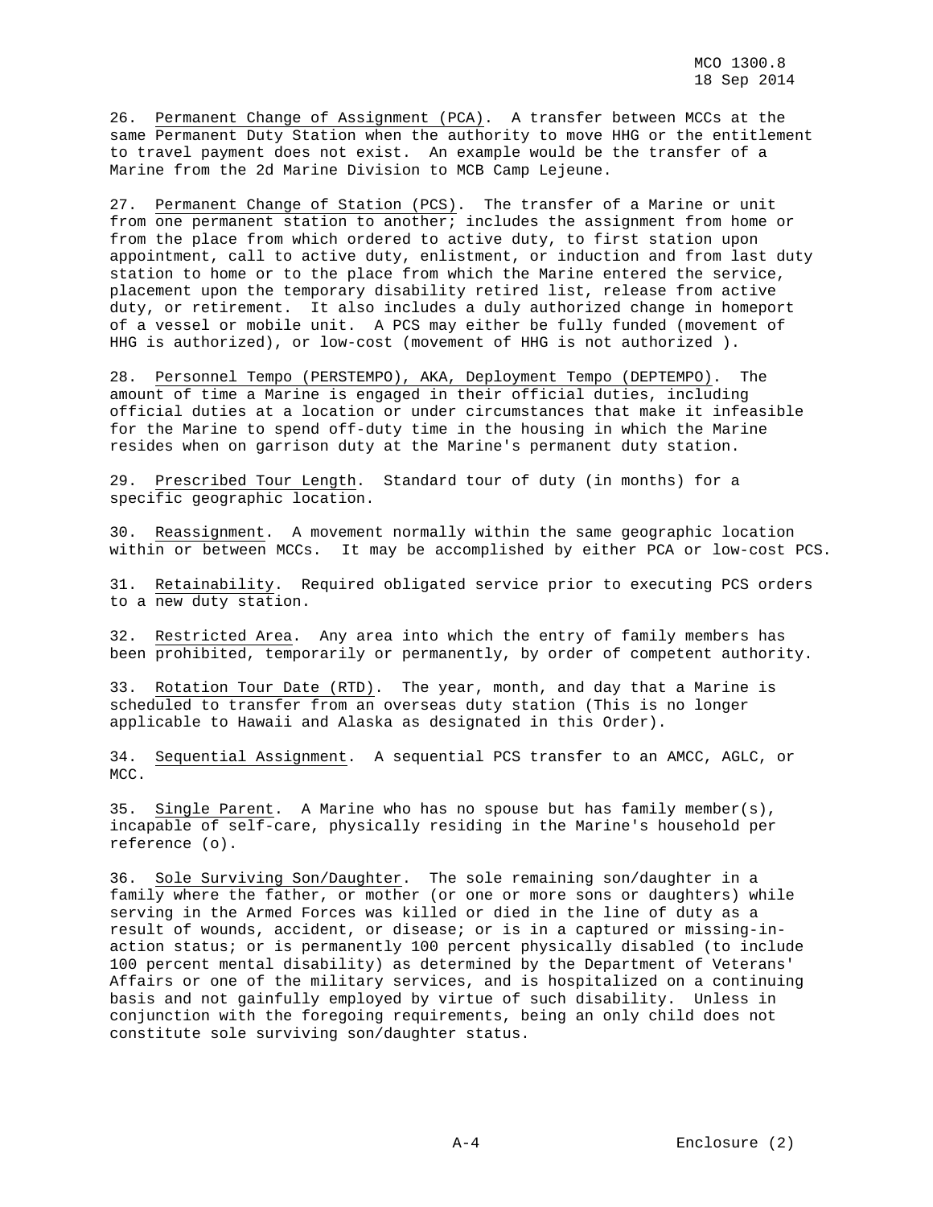26. Permanent Change of Assignment (PCA). A transfer between MCCs at the same Permanent Duty Station when the authority to move HHG or the entitlement to travel payment does not exist. An example would be the transfer of a Marine from the 2d Marine Division to MCB Camp Lejeune.

27. Permanent Change of Station (PCS). The transfer of a Marine or unit from one permanent station to another; includes the assignment from home or from the place from which ordered to active duty, to first station upon appointment, call to active duty, enlistment, or induction and from last duty station to home or to the place from which the Marine entered the service, placement upon the temporary disability retired list, release from active duty, or retirement. It also includes a duly authorized change in homeport of a vessel or mobile unit. A PCS may either be fully funded (movement of HHG is authorized), or low-cost (movement of HHG is not authorized ).

28. Personnel Tempo (PERSTEMPO), AKA, Deployment Tempo (DEPTEMPO). The amount of time a Marine is engaged in their official duties, including official duties at a location or under circumstances that make it infeasible for the Marine to spend off-duty time in the housing in which the Marine resides when on garrison duty at the Marine's permanent duty station.

29. Prescribed Tour Length. Standard tour of duty (in months) for a specific geographic location.

30. Reassignment. A movement normally within the same geographic location within or between MCCs. It may be accomplished by either PCA or low-cost PCS.

31. Retainability. Required obligated service prior to executing PCS orders to a new duty station.

32. Restricted Area. Any area into which the entry of family members has been prohibited, temporarily or permanently, by order of competent authority.

33. Rotation Tour Date (RTD). The year, month, and day that a Marine is scheduled to transfer from an overseas duty station (This is no longer applicable to Hawaii and Alaska as designated in this Order).

34. Sequential Assignment. A sequential PCS transfer to an AMCC, AGLC, or MCC.

35. Single Parent. A Marine who has no spouse but has family member(s), incapable of self-care, physically residing in the Marine's household per reference (o).

36. Sole Surviving Son/Daughter. The sole remaining son/daughter in a family where the father, or mother (or one or more sons or daughters) while serving in the Armed Forces was killed or died in the line of duty as a result of wounds, accident, or disease; or is in a captured or missing-in-action status; or is permanently 100 percent physically disabled (to include 100 percent mental disability) as determined by the Department of Veterans' Affairs or one of the military services, and is hospitalized on a continuing basis and not gainfully employed by virtue of such disability. Unless in conjunction with the foregoing requirements, being an only child does not constitute sole surviving son/daughter status.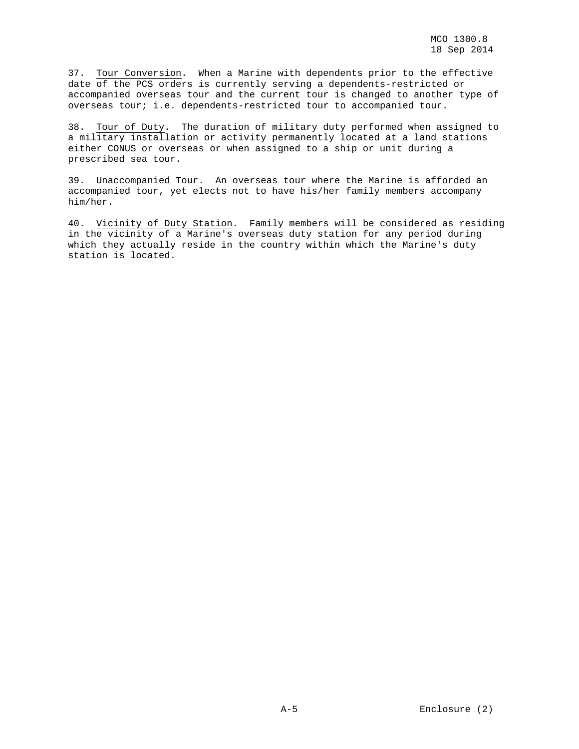37. Tour Conversion. When a Marine with dependents prior to the effective date of the PCS orders is currently serving a dependents-restricted or accompanied overseas tour and the current tour is changed to another type of overseas tour; i.e. dependents-restricted tour to accompanied tour.

38. Tour of Duty. The duration of military duty performed when assigned to a military installation or activity permanently located at a land stations either CONUS or overseas or when assigned to a ship or unit during a prescribed sea tour.

39. Unaccompanied Tour. An overseas tour where the Marine is afforded an accompanied tour, yet elects not to have his/her family members accompany him/her.

40. Vicinity of Duty Station. Family members will be considered as residing in the vicinity of a Marine's overseas duty station for any period during which they actually reside in the country within which the Marine's duty station is located.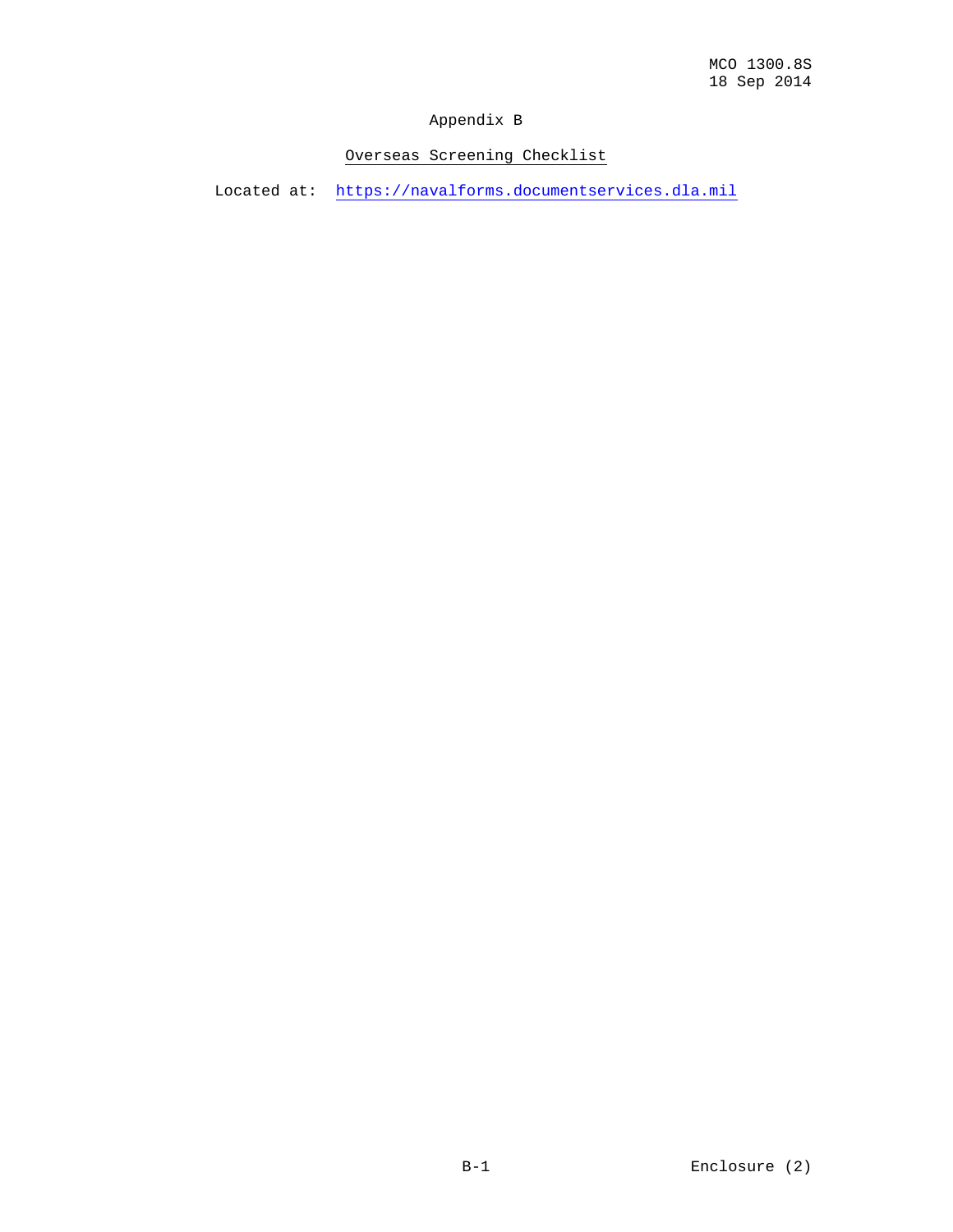# Appendix B

## Overseas Screening Checklist

Located at: https://navalforms.documentservices.dla.mil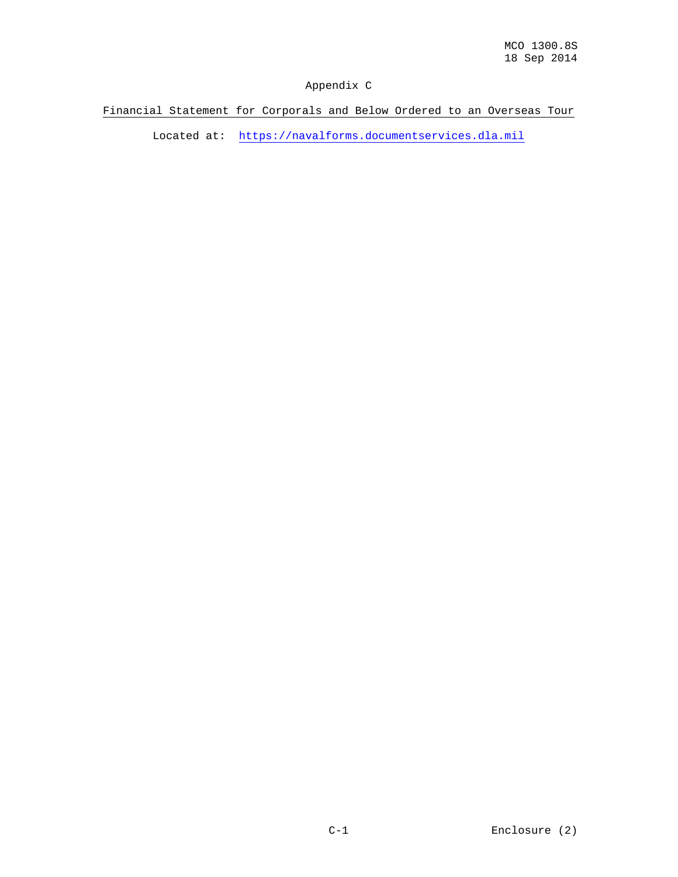# Appendix C

## Financial Statement for Corporals and Below Ordered to an Overseas Tour

Located at: https://navalforms.documentservices.dla.mil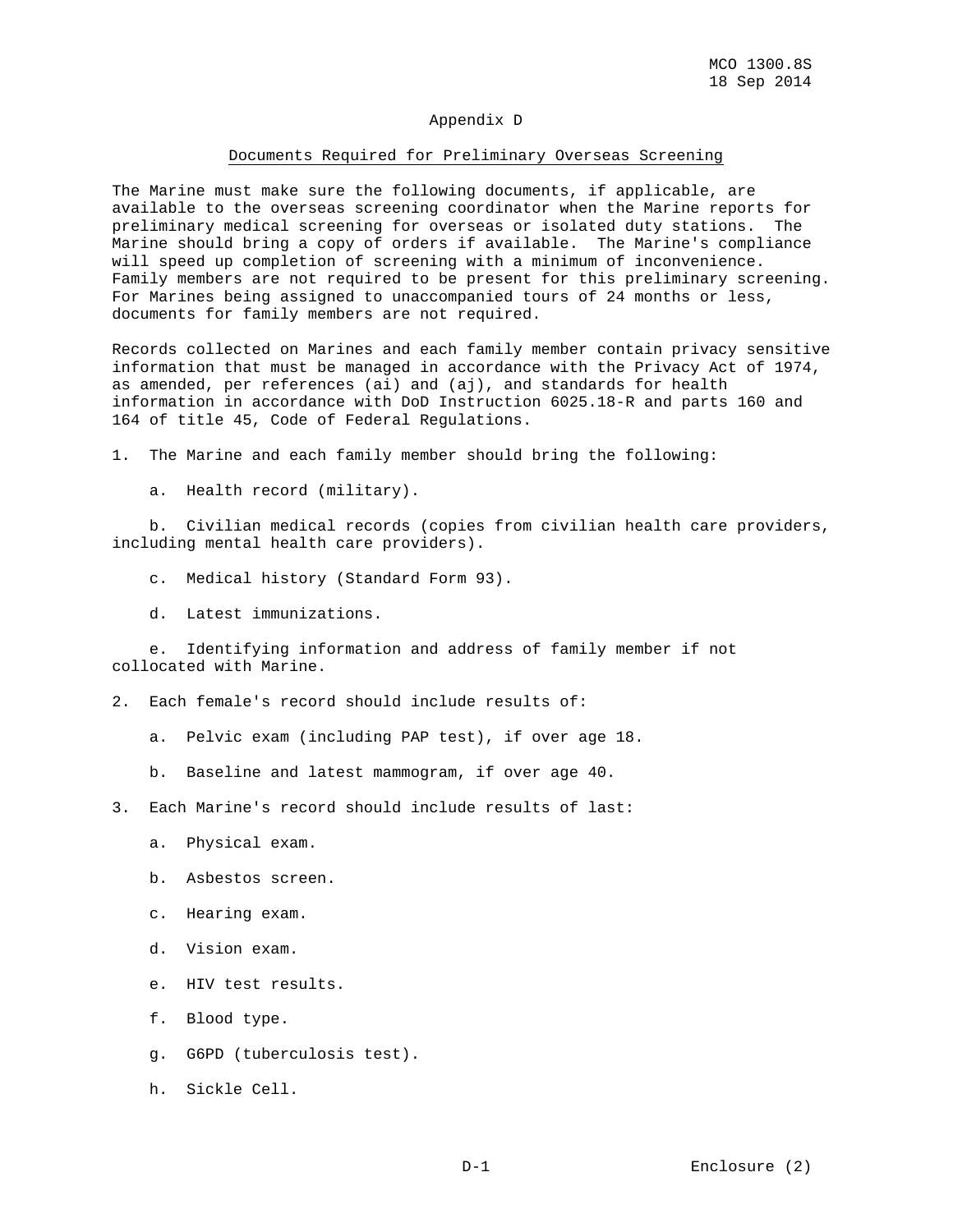## Appendix D

## Documents Required for Preliminary Overseas Screening

The Marine must make sure the following documents, if applicable, are available to the overseas screening coordinator when the Marine reports for preliminary medical screening for overseas or isolated duty stations. The Marine should bring a copy of orders if available. The Marine's compliance will speed up completion of screening with a minimum of inconvenience. Family members are not required to be present for this preliminary screening. For Marines being assigned to unaccompanied tours of 24 months or less, documents for family members are not required.

Records collected on Marines and each family member contain privacy sensitive information that must be managed in accordance with the Privacy Act of 1974, as amended, per references (ai) and (aj), and standards for health information in accordance with DoD Instruction 6025.18-R and parts 160 and 164 of title 45, Code of Federal Regulations.

1. The Marine and each family member should bring the following:

    a. Health record (military).

    b. Civilian medical records (copies from civilian health care providers, including mental health care providers).

    c. Medical history (Standard Form 93).

    d. Latest immunizations.

    e. Identifying information and address of family member if not collocated with Marine.

2. Each female's record should include results of:

    a. Pelvic exam (including PAP test), if over age 18.

    b. Baseline and latest mammogram, if over age 40.

3. Each Marine's record should include results of last:

    a. Physical exam.

    b. Asbestos screen.

    c. Hearing exam.

    d. Vision exam.

    e. HIV test results.

    f. Blood type.

    g. G6PD (tuberculosis test).

    h. Sickle Cell.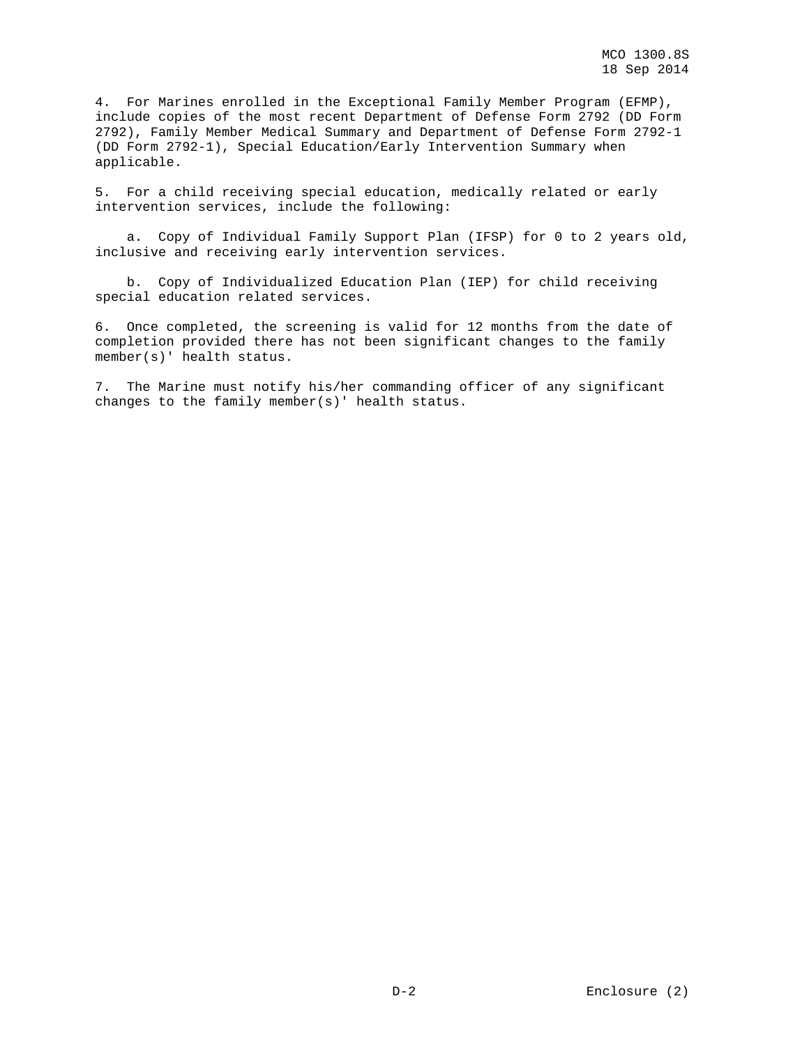4. For Marines enrolled in the Exceptional Family Member Program (EFMP), include copies of the most recent Department of Defense Form 2792 (DD Form 2792), Family Member Medical Summary and Department of Defense Form 2792-1 (DD Form 2792-1), Special Education/Early Intervention Summary when applicable.

5. For a child receiving special education, medically related or early intervention services, include the following:

a. Copy of Individual Family Support Plan (IFSP) for 0 to 2 years old, inclusive and receiving early intervention services.

b. Copy of Individualized Education Plan (IEP) for child receiving special education related services.

6. Once completed, the screening is valid for 12 months from the date of completion provided there has not been significant changes to the family member(s)' health status.

7. The Marine must notify his/her commanding officer of any significant changes to the family member(s)' health status.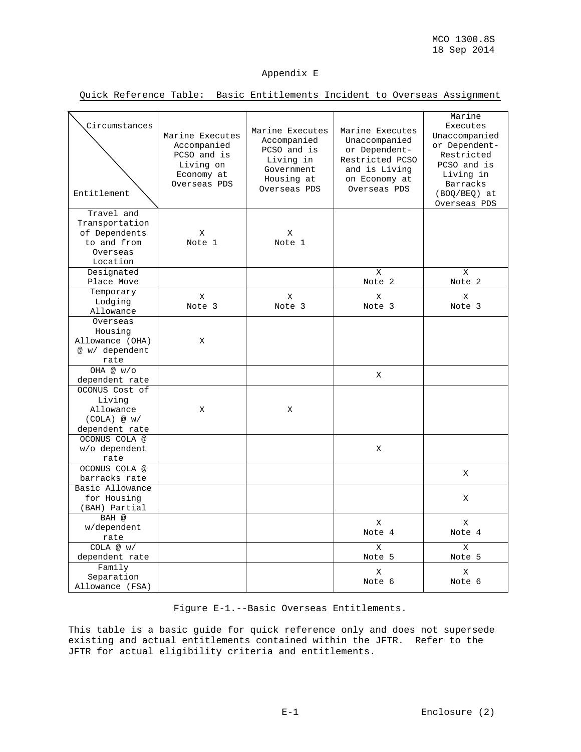# Appendix E

## Quick Reference Table: Basic Entitlements Incident to Overseas Assignment

| Entitlement / Circumstances | Marine Executes Accompanied PCSO and is Living on Economy at Overseas PDS | Marine Executes Accompanied PCSO and is Living in Government Housing at Overseas PDS | Marine Executes Unaccompanied or Dependent-Restricted PCSO and is Living on Economy at Overseas PDS | Marine Executes Unaccompanied or Dependent-Restricted PCSO and is Living in Barracks (BOQ/BEQ) at Overseas PDS |
|---|---|---|---|---|
| Travel and Transportation of Dependents to and from Overseas Location | X Note 1 | X Note 1 | | |
| Designated Place Move | | | X Note 2 | X Note 2 |
| Temporary Lodging Allowance | X Note 3 | X Note 3 | X Note 3 | X Note 3 |
| Overseas Housing Allowance (OHA) @ w/ dependent rate | X | | | |
| OHA @ w/o dependent rate | | | X | |
| OCONUS Cost of Living Allowance (COLA) @ w/ dependent rate | X | X | | |
| OCONUS COLA @ w/o dependent rate | | | X | |
| OCONUS COLA @ barracks rate | | | | X |
| Basic Allowance for Housing (BAH) Partial | | | | X |
| BAH @ w/dependent rate | | | X Note 4 | X Note 4 |
| COLA @ w/ dependent rate | | | X Note 5 | X Note 5 |
| Family Separation Allowance (FSA) | | | X Note 6 | X Note 6 |

Figure E-1.--Basic Overseas Entitlements.

This table is a basic guide for quick reference only and does not supersede existing and actual entitlements contained within the JFTR. Refer to the JFTR for actual eligibility criteria and entitlements.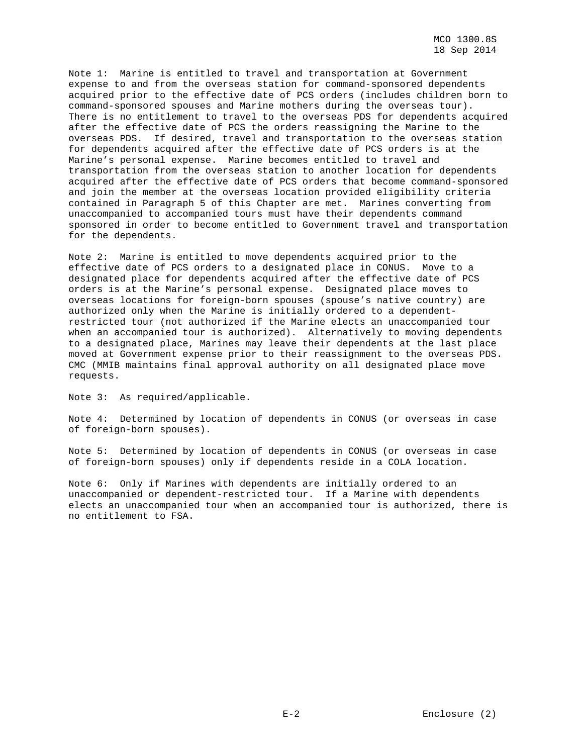Note 1: Marine is entitled to travel and transportation at Government expense to and from the overseas station for command-sponsored dependents acquired prior to the effective date of PCS orders (includes children born to command-sponsored spouses and Marine mothers during the overseas tour). There is no entitlement to travel to the overseas PDS for dependents acquired after the effective date of PCS the orders reassigning the Marine to the overseas PDS. If desired, travel and transportation to the overseas station for dependents acquired after the effective date of PCS orders is at the Marine's personal expense. Marine becomes entitled to travel and transportation from the overseas station to another location for dependents acquired after the effective date of PCS orders that become command-sponsored and join the member at the overseas location provided eligibility criteria contained in Paragraph 5 of this Chapter are met. Marines converting from unaccompanied to accompanied tours must have their dependents command sponsored in order to become entitled to Government travel and transportation for the dependents.

Note 2: Marine is entitled to move dependents acquired prior to the effective date of PCS orders to a designated place in CONUS. Move to a designated place for dependents acquired after the effective date of PCS orders is at the Marine's personal expense. Designated place moves to overseas locations for foreign-born spouses (spouse's native country) are authorized only when the Marine is initially ordered to a dependent-restricted tour (not authorized if the Marine elects an unaccompanied tour when an accompanied tour is authorized). Alternatively to moving dependents to a designated place, Marines may leave their dependents at the last place moved at Government expense prior to their reassignment to the overseas PDS. CMC (MMIB maintains final approval authority on all designated place move requests.

Note 3: As required/applicable.

Note 4: Determined by location of dependents in CONUS (or overseas in case of foreign-born spouses).

Note 5: Determined by location of dependents in CONUS (or overseas in case of foreign-born spouses) only if dependents reside in a COLA location.

Note 6: Only if Marines with dependents are initially ordered to an unaccompanied or dependent-restricted tour. If a Marine with dependents elects an unaccompanied tour when an accompanied tour is authorized, there is no entitlement to FSA.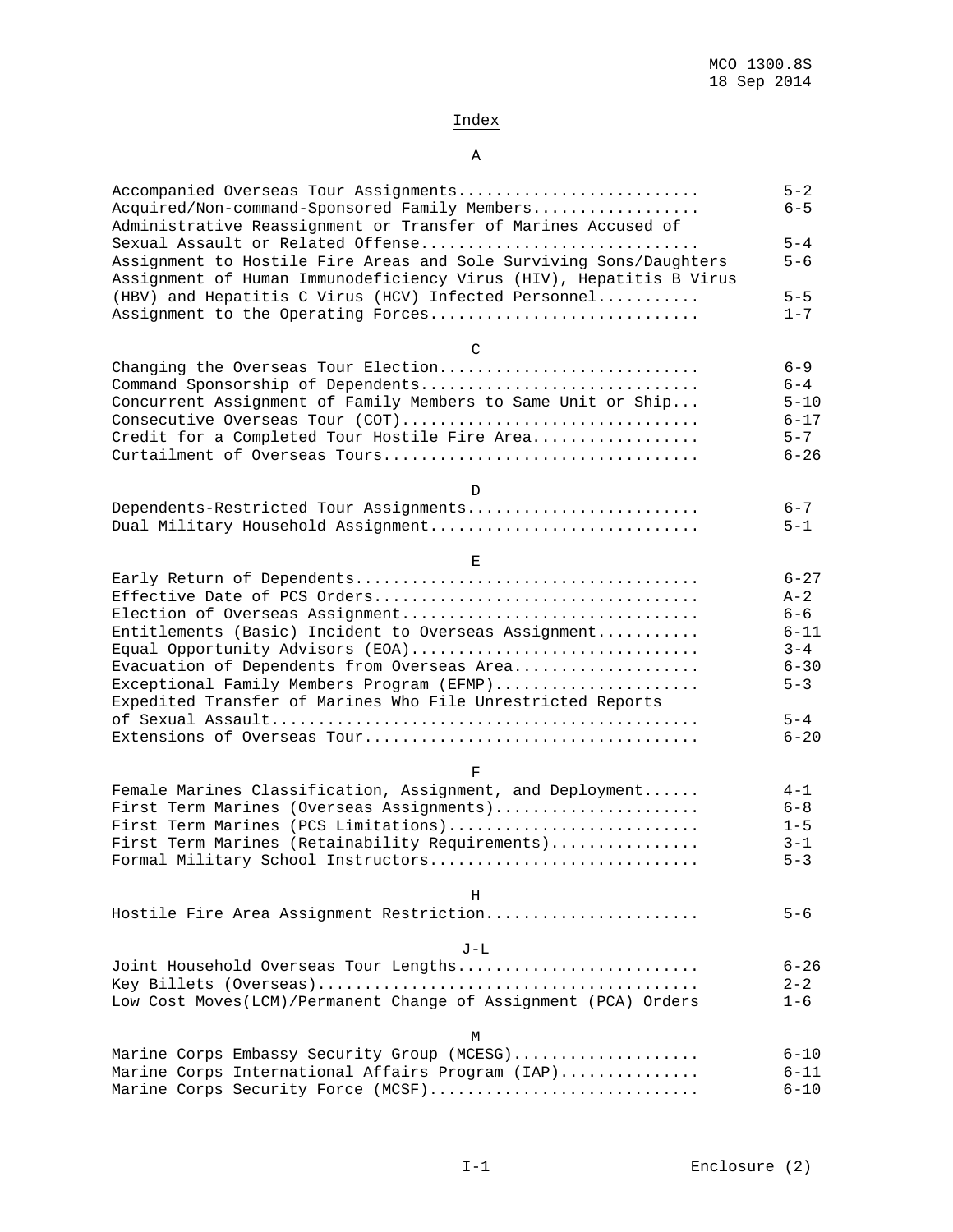# Index

## A

| | |
|---|---|
| Accompanied Overseas Tour Assignments | 5-2 |
| Acquired/Non-command-Sponsored Family Members | 6-5 |
| Administrative Reassignment or Transfer of Marines Accused of Sexual Assault or Related Offense | 5-4 |
| Assignment to Hostile Fire Areas and Sole Surviving Sons/Daughters | 5-6 |
| Assignment of Human Immunodeficiency Virus (HIV), Hepatitis B Virus (HBV) and Hepatitis C Virus (HCV) Infected Personnel | 5-5 |
| Assignment to the Operating Forces | 1-7 |

## C

| | |
|---|---|
| Changing the Overseas Tour Election | 6-9 |
| Command Sponsorship of Dependents | 6-4 |
| Concurrent Assignment of Family Members to Same Unit or Ship | 5-10 |
| Consecutive Overseas Tour (COT) | 6-17 |
| Credit for a Completed Tour Hostile Fire Area | 5-7 |
| Curtailment of Overseas Tours | 6-26 |

## D

| | |
|---|---|
| Dependents-Restricted Tour Assignments | 6-7 |
| Dual Military Household Assignment | 5-1 |

## E

| | |
|---|---|
| Early Return of Dependents | 6-27 |
| Effective Date of PCS Orders | A-2 |
| Election of Overseas Assignment | 6-6 |
| Entitlements (Basic) Incident to Overseas Assignment | 6-11 |
| Equal Opportunity Advisors (EOA) | 3-4 |
| Evacuation of Dependents from Overseas Area | 6-30 |
| Exceptional Family Members Program (EFMP) | 5-3 |
| Expedited Transfer of Marines Who File Unrestricted Reports of Sexual Assault | 5-4 |
| Extensions of Overseas Tour | 6-20 |

## F

| | |
|---|---|
| Female Marines Classification, Assignment, and Deployment | 4-1 |
| First Term Marines (Overseas Assignments) | 6-8 |
| First Term Marines (PCS Limitations) | 1-5 |
| First Term Marines (Retainability Requirements) | 3-1 |
| Formal Military School Instructors | 5-3 |

## H

| | |
|---|---|
| Hostile Fire Area Assignment Restriction | 5-6 |

## J-L

| | |
|---|---|
| Joint Household Overseas Tour Lengths | 6-26 |
| Key Billets (Overseas) | 2-2 |
| Low Cost Moves(LCM)/Permanent Change of Assignment (PCA) Orders | 1-6 |

## M

| | |
|---|---|
| Marine Corps Embassy Security Group (MCESG) | 6-10 |
| Marine Corps International Affairs Program (IAP) | 6-11 |
| Marine Corps Security Force (MCSF) | 6-10 |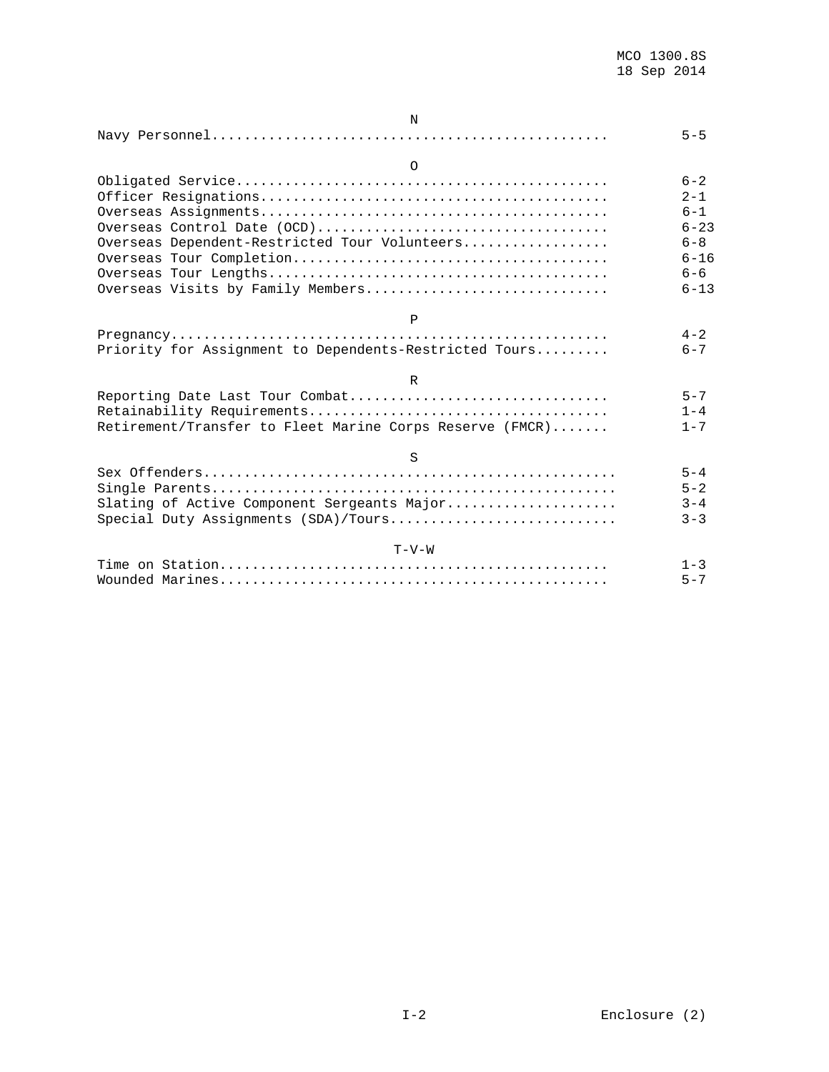N

Navy Personnel................................................ 5-5

O

Obligated Service............................................. 6-2
Officer Resignations.......................................... 2-1
Overseas Assignments.......................................... 6-1
Overseas Control Date (OCD)................................... 6-23
Overseas Dependent-Restricted Tour Volunteers................. 6-8
Overseas Tour Completion...................................... 6-16
Overseas Tour Lengths......................................... 6-6
Overseas Visits by Family Members............................. 6-13

P

Pregnancy..................................................... 4-2
Priority for Assignment to Dependents-Restricted Tours......... 6-7

R

Reporting Date Last Tour Combat............................... 5-7
Retainability Requirements.................................... 1-4
Retirement/Transfer to Fleet Marine Corps Reserve (FMCR)....... 1-7

S

Sex Offenders................................................. 5-4
Single Parents................................................ 5-2
Slating of Active Component Sergeants Major................... 3-4
Special Duty Assignments (SDA)/Tours.......................... 3-3

T-V-W

Time on Station............................................... 1-3
Wounded Marines............................................... 5-7